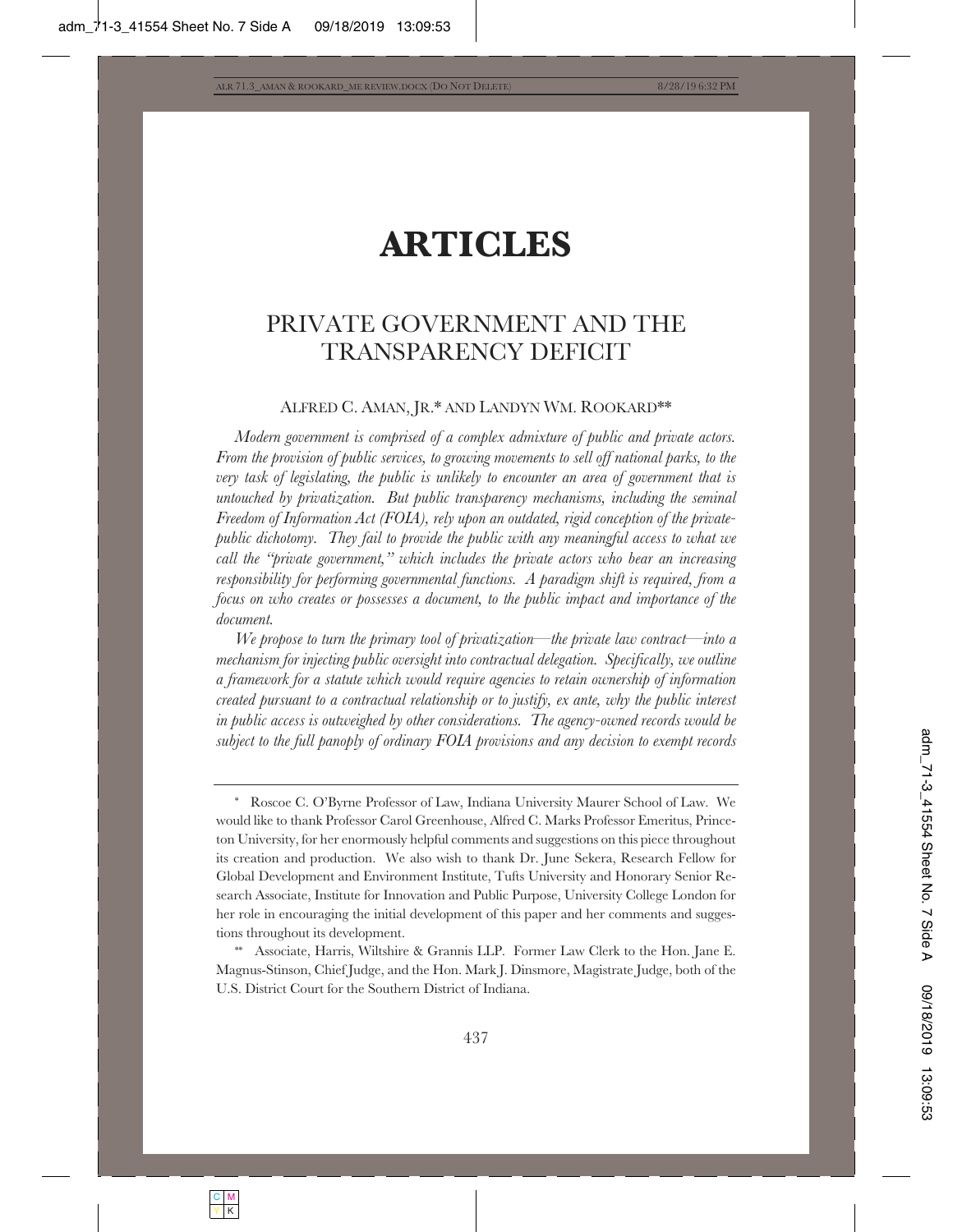# ARTICLES

## PRIVATE GOVERNMENT AND THE TRANSPARENCY DEFICIT

ALFRED C. AMAN, JR.* AND LANDYN WM. ROOKARD**

*Modern government is comprised of a complex admixture of public and private actors. From the provision of public services, to growing movements to sell off national parks, to the very task of legislating, the public is unlikely to encounter an area of government that is untouched by privatization. But public transparency mechanisms, including the seminal Freedom of Information Act (FOIA), rely upon an outdated, rigid conception of the private-public dichotomy. They fail to provide the public with any meaningful access to what we call the "private government," which includes the private actors who bear an increasing responsibility for performing governmental functions. A paradigm shift is required, from a focus on who creates or possesses a document, to the public impact and importance of the document.*

*We propose to turn the primary tool of privatization—the private law contract—into a mechanism for injecting public oversight into contractual delegation. Specifically, we outline a framework for a statute which would require agencies to retain ownership of information created pursuant to a contractual relationship or to justify, ex ante, why the public interest in public access is outweighed by other considerations. The agency-owned records would be subject to the full panoply of ordinary FOIA provisions and any decision to exempt records*

---

\* Roscoe C. O'Byrne Professor of Law, Indiana University Maurer School of Law. We would like to thank Professor Carol Greenhouse, Alfred C. Marks Professor Emeritus, Princeton University, for her enormously helpful comments and suggestions on this piece throughout its creation and production. We also wish to thank Dr. June Sekera, Research Fellow for Global Development and Environment Institute, Tufts University and Honorary Senior Research Associate, Institute for Innovation and Public Purpose, University College London for her role in encouraging the initial development of this paper and her comments and suggestions throughout its development.

\** Associate, Harris, Wiltshire & Grannis LLP. Former Law Clerk to the Hon. Jane E. Magnus-Stinson, Chief Judge, and the Hon. Mark J. Dinsmore, Magistrate Judge, both of the U.S. District Court for the Southern District of Indiana.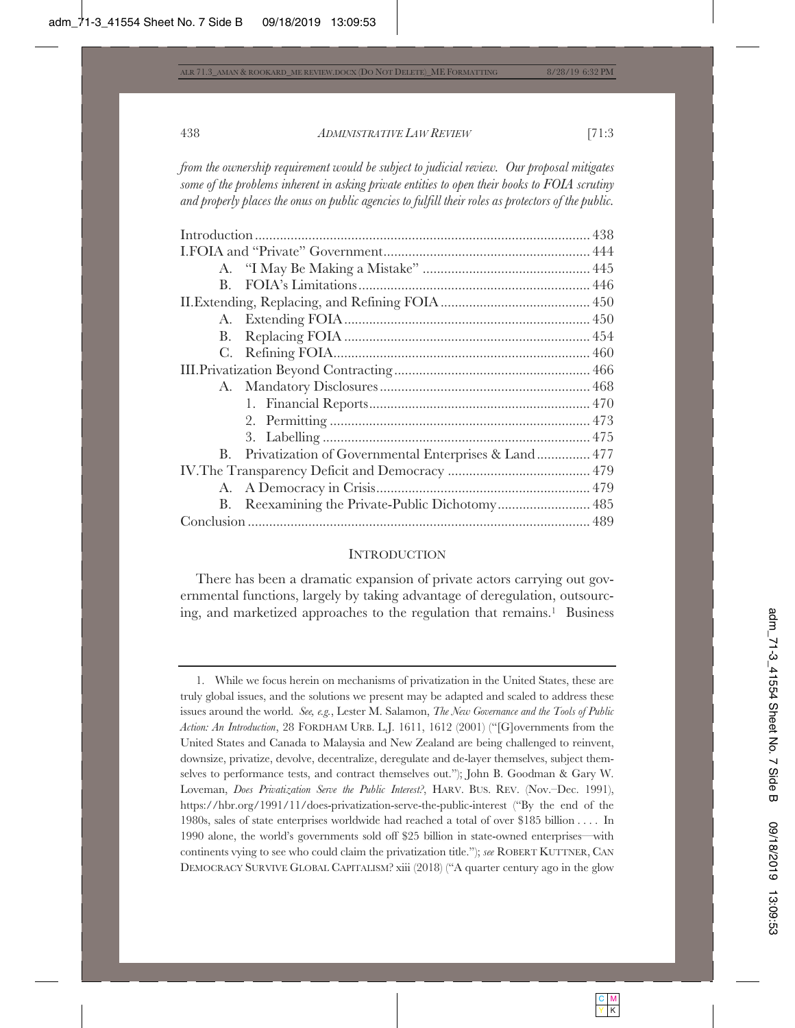*from the ownership requirement would be subject to judicial review. Our proposal mitigates some of the problems inherent in asking private entities to open their books to FOIA scrutiny and properly places the onus on public agencies to fulfill their roles as protectors of the public.*

| | |
|---|---|
| Introduction | 438 |
| I. FOIA and "Private" Government | 444 |
| A. "I May Be Making a Mistake" | 445 |
| B. FOIA's Limitations | 446 |
| II. Extending, Replacing, and Refining FOIA | 450 |
| A. Extending FOIA | 450 |
| B. Replacing FOIA | 454 |
| C. Refining FOIA | 460 |
| III. Privatization Beyond Contracting | 466 |
| A. Mandatory Disclosures | 468 |
| 1. Financial Reports | 470 |
| 2. Permitting | 473 |
| 3. Labelling | 475 |
| B. Privatization of Governmental Enterprises & Land | 477 |
| IV. The Transparency Deficit and Democracy | 479 |
| A. A Democracy in Crisis | 479 |
| B. Reexamining the Private-Public Dichotomy | 485 |
| Conclusion | 489 |

## INTRODUCTION

There has been a dramatic expansion of private actors carrying out governmental functions, largely by taking advantage of deregulation, outsourcing, and marketized approaches to the regulation that remains.[1] Business

1. While we focus herein on mechanisms of privatization in the United States, these are truly global issues, and the solutions we present may be adapted and scaled to address these issues around the world. *See, e.g.*, Lester M. Salamon, *The New Governance and the Tools of Public Action: An Introduction*, 28 FORDHAM URB. L.J. 1611, 1612 (2001) ("[G]overnments from the United States and Canada to Malaysia and New Zealand are being challenged to reinvent, downsize, privatize, devolve, decentralize, deregulate and de-layer themselves, subject themselves to performance tests, and contract themselves out."); John B. Goodman & Gary W. Loveman, *Does Privatization Serve the Public Interest?*, HARV. BUS. REV. (Nov.–Dec. 1991), https://hbr.org/1991/11/does-privatization-serve-the-public-interest ("By the end of the 1980s, sales of state enterprises worldwide had reached a total of over $185 billion . . . . In 1990 alone, the world's governments sold off $25 billion in state-owned enterprises—with continents vying to see who could claim the privatization title."); *see* ROBERT KUTTNER, CAN DEMOCRACY SURVIVE GLOBAL CAPITALISM? xiii (2018) ("A quarter century ago in the glow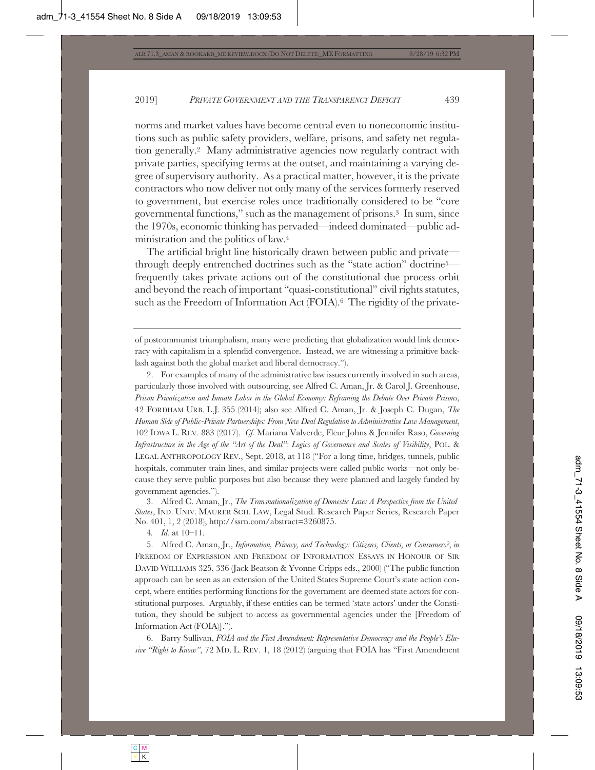norms and market values have become central even to noneconomic institutions such as public safety providers, welfare, prisons, and safety net regulation generally.[2] Many administrative agencies now regularly contract with private parties, specifying terms at the outset, and maintaining a varying degree of supervisory authority. As a practical matter, however, it is the private contractors who now deliver not only many of the services formerly reserved to government, but exercise roles once traditionally considered to be "core governmental functions," such as the management of prisons.[3] In sum, since the 1970s, economic thinking has pervaded—indeed dominated—public administration and the politics of law.[4]

The artificial bright line historically drawn between public and private—through deeply entrenched doctrines such as the "state action" doctrine[5]—frequently takes private actions out of the constitutional due process orbit and beyond the reach of important "quasi-constitutional" civil rights statutes, such as the Freedom of Information Act (FOIA).[6] The rigidity of the private-

---

of postcommunist triumphalism, many were predicting that globalization would link democracy with capitalism in a splendid convergence. Instead, we are witnessing a primitive backlash against both the global market and liberal democracy.").

2. For examples of many of the administrative law issues currently involved in such areas, particularly those involved with outsourcing, see Alfred C. Aman, Jr. & Carol J. Greenhouse, *Prison Privatization and Inmate Labor in the Global Economy: Reframing the Debate Over Private Prisons*, 42 FORDHAM URB. L.J. 355 (2014); also see Alfred C. Aman, Jr. & Joseph C. Dugan, *The Human Side of Public-Private Partnerships: From New Deal Regulation to Administrative Law Management*, 102 IOWA L. REV. 883 (2017). *Cf.* Mariana Valverde, Fleur Johns & Jennifer Raso, *Governing Infrastructure in the Age of the "Art of the Deal": Logics of Governance and Scales of Visibility*, POL. & LEGAL ANTHROPOLOGY REV., Sept. 2018, at 118 ("For a long time, bridges, tunnels, public hospitals, commuter train lines, and similar projects were called public works—not only because they serve public purposes but also because they were planned and largely funded by government agencies.").

3. Alfred C. Aman, Jr., *The Transnationalization of Domestic Law: A Perspective from the United States*, IND. UNIV. MAURER SCH. LAW, Legal Stud. Research Paper Series, Research Paper No. 401, 1, 2 (2018), http://ssrn.com/abstract=3260875.

4. *Id.* at 10–11.

5. Alfred C. Aman, Jr., *Information, Privacy, and Technology: Citizens, Clients, or Consumers?*, *in* FREEDOM OF EXPRESSION AND FREEDOM OF INFORMATION ESSAYS IN HONOUR OF SIR DAVID WILLIAMS 325, 336 (Jack Beatson & Yvonne Cripps eds., 2000) ("The public function approach can be seen as an extension of the United States Supreme Court's state action concept, where entities performing functions for the government are deemed state actors for constitutional purposes. Arguably, if these entities can be termed 'state actors' under the Constitution, they should be subject to access as governmental agencies under the [Freedom of Information Act (FOIA)].").

6. Barry Sullivan, *FOIA and the First Amendment: Representative Democracy and the People's Elusive "Right to Know"*, 72 MD. L. REV. 1, 18 (2012) (arguing that FOIA has "First Amendment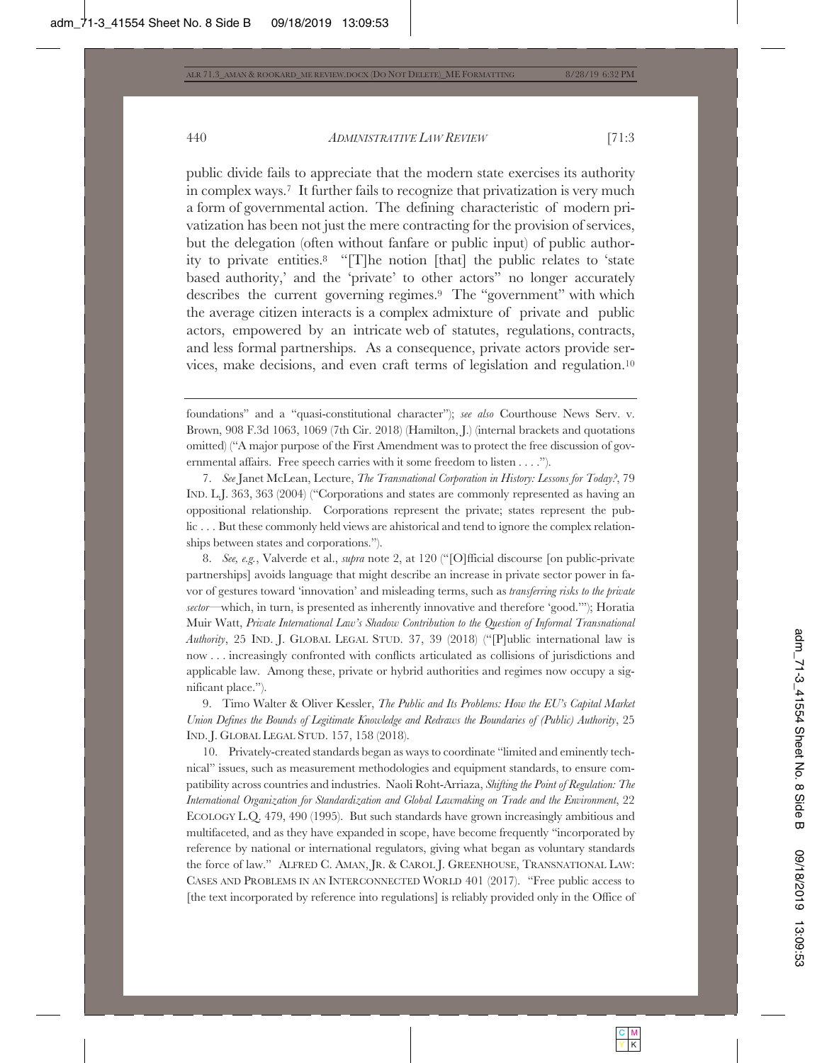public divide fails to appreciate that the modern state exercises its authority in complex ways.[7] It further fails to recognize that privatization is very much a form of governmental action. The defining characteristic of modern privatization has been not just the mere contracting for the provision of services, but the delegation (often without fanfare or public input) of public authority to private entities.[8] "[T]he notion [that] the public relates to 'state based authority,' and the 'private' to other actors" no longer accurately describes the current governing regimes.[9] The "government" with which the average citizen interacts is a complex admixture of private and public actors, empowered by an intricate web of statutes, regulations, contracts, and less formal partnerships. As a consequence, private actors provide services, make decisions, and even craft terms of legislation and regulation.[10]

---

foundations" and a "quasi-constitutional character"); *see also* Courthouse News Serv. v. Brown, 908 F.3d 1063, 1069 (7th Cir. 2018) (Hamilton, J.) (internal brackets and quotations omitted) ("A major purpose of the First Amendment was to protect the free discussion of governmental affairs. Free speech carries with it some freedom to listen . . . .").

7. *See* Janet McLean, Lecture, *The Transnational Corporation in History: Lessons for Today?*, 79 IND. L.J. 363, 363 (2004) ("Corporations and states are commonly represented as having an oppositional relationship. Corporations represent the private; states represent the public . . . But these commonly held views are ahistorical and tend to ignore the complex relationships between states and corporations.").

8. *See, e.g.*, Valverde et al., *supra* note 2, at 120 ("[O]fficial discourse [on public-private partnerships] avoids language that might describe an increase in private sector power in favor of gestures toward 'innovation' and misleading terms, such as *transferring risks to the private sector*—which, in turn, is presented as inherently innovative and therefore 'good.'"); Horatia Muir Watt, *Private International Law's Shadow Contribution to the Question of Informal Transnational Authority*, 25 IND. J. GLOBAL LEGAL STUD. 37, 39 (2018) ("[P]ublic international law is now . . . increasingly confronted with conflicts articulated as collisions of jurisdictions and applicable law. Among these, private or hybrid authorities and regimes now occupy a significant place.").

9. Timo Walter & Oliver Kessler, *The Public and Its Problems: How the EU's Capital Market Union Defines the Bounds of Legitimate Knowledge and Redraws the Boundaries of (Public) Authority*, 25 IND. J. GLOBAL LEGAL STUD. 157, 158 (2018).

10. Privately-created standards began as ways to coordinate "limited and eminently technical" issues, such as measurement methodologies and equipment standards, to ensure compatibility across countries and industries. Naoli Roht-Arriaza, *Shifting the Point of Regulation: The International Organization for Standardization and Global Lawmaking on Trade and the Environment*, 22 ECOLOGY L.Q. 479, 490 (1995). But such standards have grown increasingly ambitious and multifaceted, and as they have expanded in scope, have become frequently "incorporated by reference by national or international regulators, giving what began as voluntary standards the force of law." ALFRED C. AMAN, JR. & CAROL J. GREENHOUSE, TRANSNATIONAL LAW: CASES AND PROBLEMS IN AN INTERCONNECTED WORLD 401 (2017). "Free public access to [the text incorporated by reference into regulations] is reliably provided only in the Office of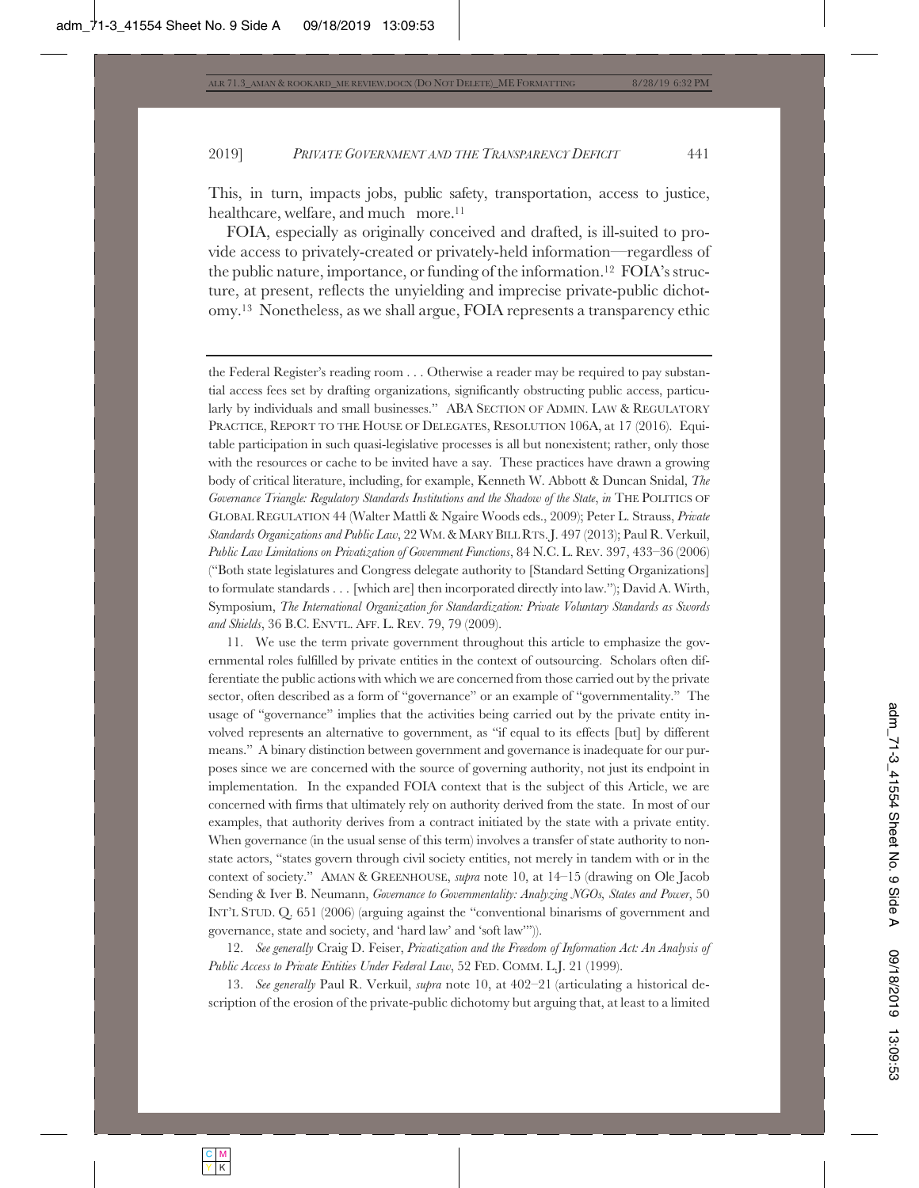This, in turn, impacts jobs, public safety, transportation, access to justice, healthcare, welfare, and much more.[11]

FOIA, especially as originally conceived and drafted, is ill-suited to provide access to privately-created or privately-held information—regardless of the public nature, importance, or funding of the information.[12] FOIA's structure, at present, reflects the unyielding and imprecise private-public dichotomy.[13] Nonetheless, as we shall argue, FOIA represents a transparency ethic

---

the Federal Register's reading room . . . Otherwise a reader may be required to pay substantial access fees set by drafting organizations, significantly obstructing public access, particularly by individuals and small businesses." ABA SECTION OF ADMIN. LAW & REGULATORY PRACTICE, REPORT TO THE HOUSE OF DELEGATES, RESOLUTION 106A, at 17 (2016). Equitable participation in such quasi-legislative processes is all but nonexistent; rather, only those with the resources or cache to be invited have a say. These practices have drawn a growing body of critical literature, including, for example, Kenneth W. Abbott & Duncan Snidal, *The Governance Triangle: Regulatory Standards Institutions and the Shadow of the State*, *in* THE POLITICS OF GLOBAL REGULATION 44 (Walter Mattli & Ngaire Woods eds., 2009); Peter L. Strauss, *Private Standards Organizations and Public Law*, 22 WM. & MARY BILL RTS. J. 497 (2013); Paul R. Verkuil, *Public Law Limitations on Privatization of Government Functions*, 84 N.C. L. REV. 397, 433–36 (2006) ("Both state legislatures and Congress delegate authority to [Standard Setting Organizations] to formulate standards . . . [which are] then incorporated directly into law."); David A. Wirth, Symposium, *The International Organization for Standardization: Private Voluntary Standards as Swords and Shields*, 36 B.C. ENVTL. AFF. L. REV. 79, 79 (2009).

11. We use the term private government throughout this article to emphasize the governmental roles fulfilled by private entities in the context of outsourcing. Scholars often differentiate the public actions with which we are concerned from those carried out by the private sector, often described as a form of "governance" or an example of "governmentality." The usage of "governance" implies that the activities being carried out by the private entity involved represents an alternative to government, as "if equal to its effects [but] by different means." A binary distinction between government and governance is inadequate for our purposes since we are concerned with the source of governing authority, not just its endpoint in implementation. In the expanded FOIA context that is the subject of this Article, we are concerned with firms that ultimately rely on authority derived from the state. In most of our examples, that authority derives from a contract initiated by the state with a private entity. When governance (in the usual sense of this term) involves a transfer of state authority to nonstate actors, "states govern through civil society entities, not merely in tandem with or in the context of society." AMAN & GREENHOUSE, *supra* note 10, at 14–15 (drawing on Ole Jacob Sending & Iver B. Neumann, *Governance to Governmentality: Analyzing NGOs, States and Power*, 50 INT'L STUD. Q. 651 (2006) (arguing against the "conventional binarisms of government and governance, state and society, and 'hard law' and 'soft law'")).

12. *See generally* Craig D. Feiser, *Privatization and the Freedom of Information Act: An Analysis of Public Access to Private Entities Under Federal Law*, 52 FED. COMM. L.J. 21 (1999).

13. *See generally* Paul R. Verkuil, *supra* note 10, at 402–21 (articulating a historical description of the erosion of the private-public dichotomy but arguing that, at least to a limited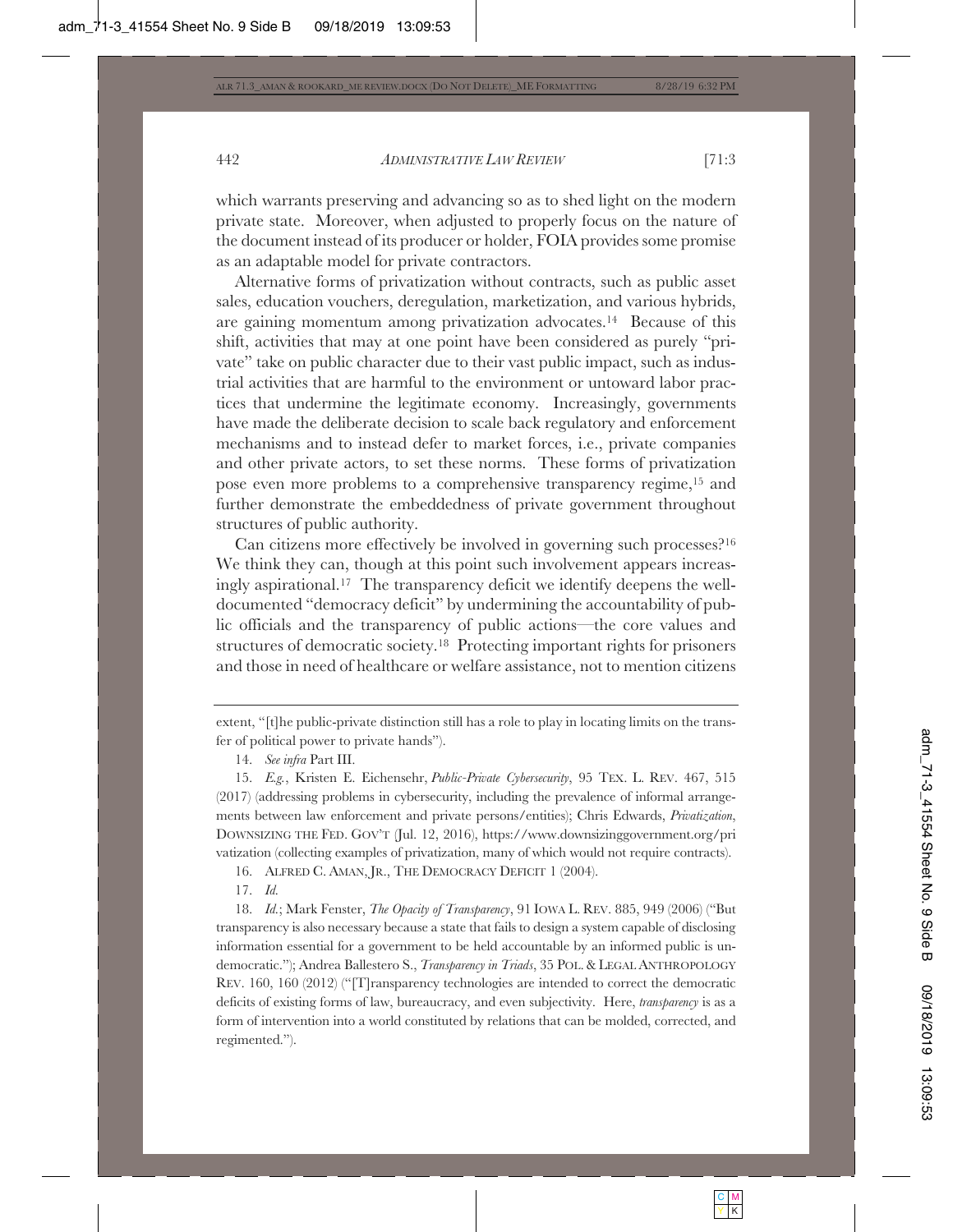which warrants preserving and advancing so as to shed light on the modern private state. Moreover, when adjusted to properly focus on the nature of the document instead of its producer or holder, FOIA provides some promise as an adaptable model for private contractors.

Alternative forms of privatization without contracts, such as public asset sales, education vouchers, deregulation, marketization, and various hybrids, are gaining momentum among privatization advocates.[14] Because of this shift, activities that may at one point have been considered as purely "private" take on public character due to their vast public impact, such as industrial activities that are harmful to the environment or untoward labor practices that undermine the legitimate economy. Increasingly, governments have made the deliberate decision to scale back regulatory and enforcement mechanisms and to instead defer to market forces, i.e., private companies and other private actors, to set these norms. These forms of privatization pose even more problems to a comprehensive transparency regime,[15] and further demonstrate the embeddedness of private government throughout structures of public authority.

Can citizens more effectively be involved in governing such processes?[16] We think they can, though at this point such involvement appears increasingly aspirational.[17] The transparency deficit we identify deepens the well-documented "democracy deficit" by undermining the accountability of public officials and the transparency of public actions—the core values and structures of democratic society.[18] Protecting important rights for prisoners and those in need of healthcare or welfare assistance, not to mention citizens

---

extent, "[t]he public-private distinction still has a role to play in locating limits on the transfer of political power to private hands").

14. *See infra* Part III.

15. *E.g.*, Kristen E. Eichensehr, *Public-Private Cybersecurity*, 95 TEX. L. REV. 467, 515 (2017) (addressing problems in cybersecurity, including the prevalence of informal arrangements between law enforcement and private persons/entities); Chris Edwards, *Privatization*, DOWNSIZING THE FED. GOV'T (Jul. 12, 2016), https://www.downsizinggovernment.org/privatization (collecting examples of privatization, many of which would not require contracts).

16. ALFRED C. AMAN, JR., THE DEMOCRACY DEFICIT 1 (2004).

17. *Id.*

18. *Id.*; Mark Fenster, *The Opacity of Transparency*, 91 IOWA L. REV. 885, 949 (2006) ("But transparency is also necessary because a state that fails to design a system capable of disclosing information essential for a government to be held accountable by an informed public is undemocratic."); Andrea Ballestero S., *Transparency in Triads*, 35 POL. & LEGAL ANTHROPOLOGY REV. 160, 160 (2012) ("[T]ransparency technologies are intended to correct the democratic deficits of existing forms of law, bureaucracy, and even subjectivity. Here, *transparency* is as a form of intervention into a world constituted by relations that can be molded, corrected, and regimented.").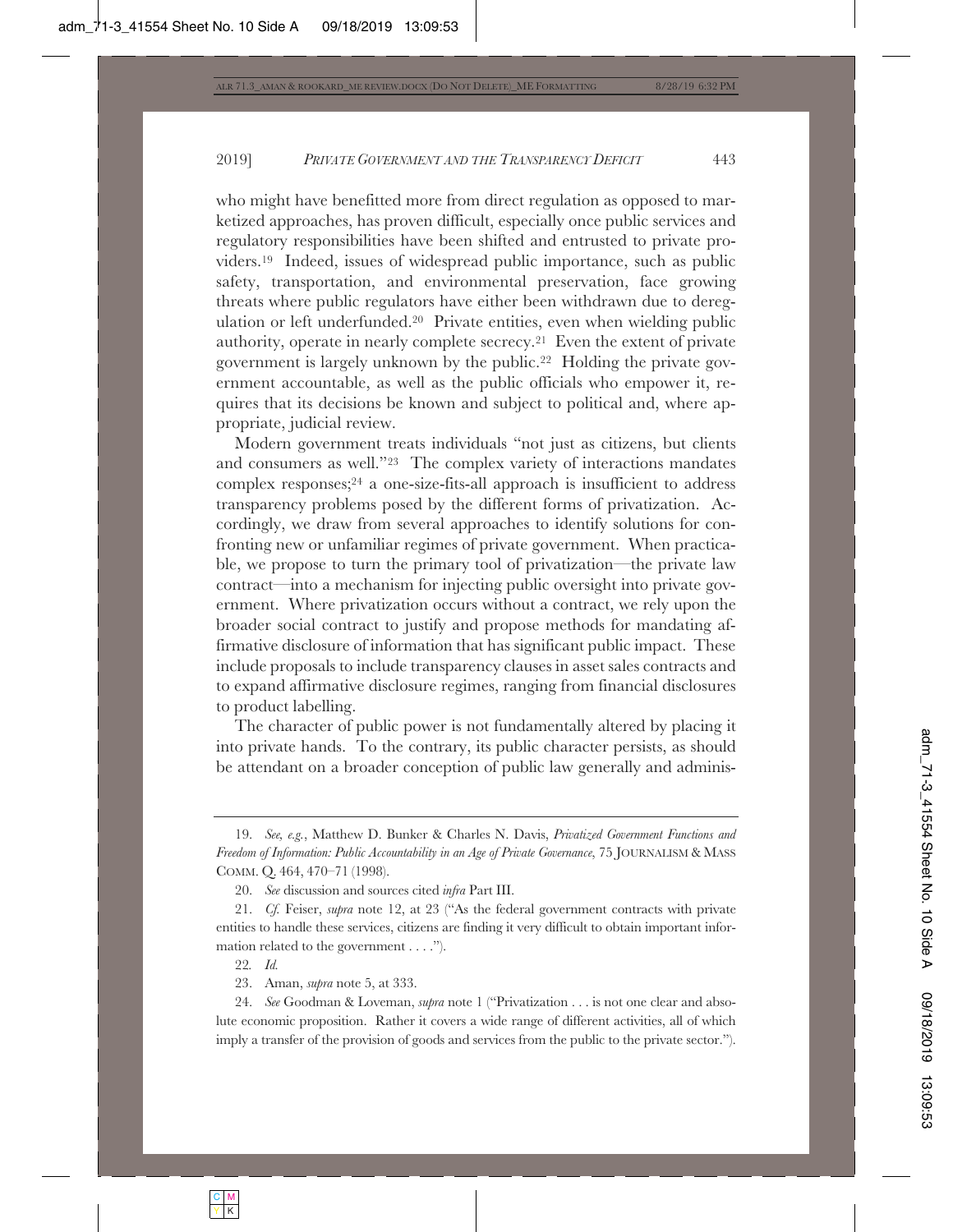who might have benefitted more from direct regulation as opposed to marketized approaches, has proven difficult, especially once public services and regulatory responsibilities have been shifted and entrusted to private providers.[19] Indeed, issues of widespread public importance, such as public safety, transportation, and environmental preservation, face growing threats where public regulators have either been withdrawn due to deregulation or left underfunded.[20] Private entities, even when wielding public authority, operate in nearly complete secrecy.[21] Even the extent of private government is largely unknown by the public.[22] Holding the private government accountable, as well as the public officials who empower it, requires that its decisions be known and subject to political and, where appropriate, judicial review.

Modern government treats individuals "not just as citizens, but clients and consumers as well."[23] The complex variety of interactions mandates complex responses;[24] a one-size-fits-all approach is insufficient to address transparency problems posed by the different forms of privatization. Accordingly, we draw from several approaches to identify solutions for confronting new or unfamiliar regimes of private government. When practicable, we propose to turn the primary tool of privatization—the private law contract—into a mechanism for injecting public oversight into private government. Where privatization occurs without a contract, we rely upon the broader social contract to justify and propose methods for mandating affirmative disclosure of information that has significant public impact. These include proposals to include transparency clauses in asset sales contracts and to expand affirmative disclosure regimes, ranging from financial disclosures to product labelling.

The character of public power is not fundamentally altered by placing it into private hands. To the contrary, its public character persists, as should be attendant on a broader conception of public law generally and adminis-

---

19. *See, e.g.*, Matthew D. Bunker & Charles N. Davis, *Privatized Government Functions and Freedom of Information: Public Accountability in an Age of Private Governance*, 75 JOURNALISM & MASS COMM. Q. 464, 470–71 (1998).

20. *See* discussion and sources cited *infra* Part III.

21. *Cf.* Feiser, *supra* note 12, at 23 ("As the federal government contracts with private entities to handle these services, citizens are finding it very difficult to obtain important information related to the government . . . .").

22. *Id.*

23. Aman, *supra* note 5, at 333.

24. *See* Goodman & Loveman, *supra* note 1 ("Privatization . . . is not one clear and absolute economic proposition. Rather it covers a wide range of different activities, all of which imply a transfer of the provision of goods and services from the public to the private sector.").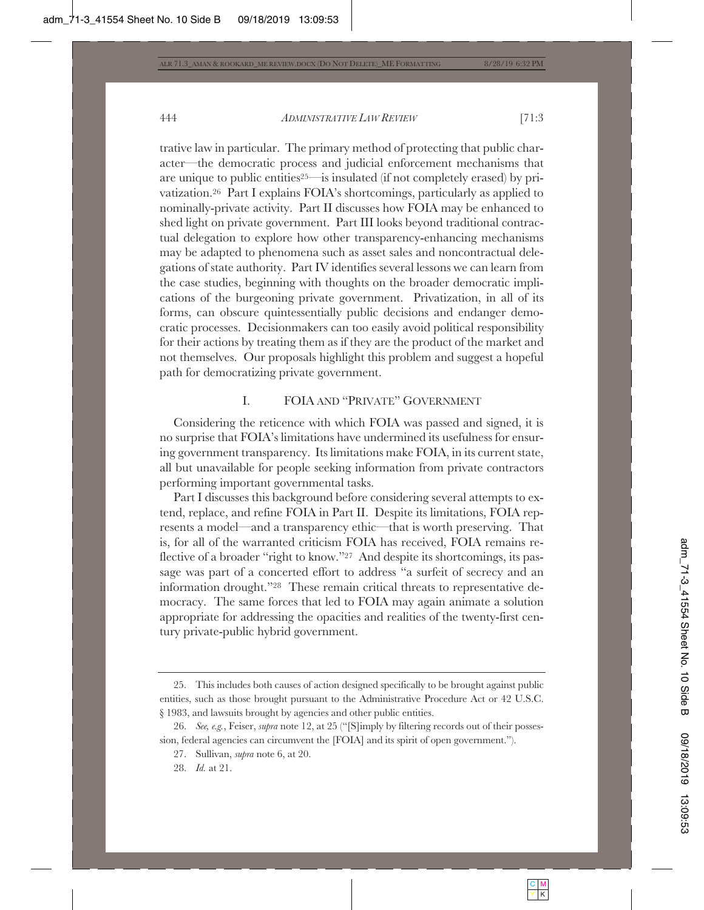trative law in particular. The primary method of protecting that public character—the democratic process and judicial enforcement mechanisms that are unique to public entities[25]—is insulated (if not completely erased) by privatization.[26] Part I explains FOIA's shortcomings, particularly as applied to nominally-private activity. Part II discusses how FOIA may be enhanced to shed light on private government. Part III looks beyond traditional contractual delegation to explore how other transparency-enhancing mechanisms may be adapted to phenomena such as asset sales and noncontractual delegations of state authority. Part IV identifies several lessons we can learn from the case studies, beginning with thoughts on the broader democratic implications of the burgeoning private government. Privatization, in all of its forms, can obscure quintessentially public decisions and endanger democratic processes. Decisionmakers can too easily avoid political responsibility for their actions by treating them as if they are the product of the market and not themselves. Our proposals highlight this problem and suggest a hopeful path for democratizing private government.

## I. FOIA AND "PRIVATE" GOVERNMENT

Considering the reticence with which FOIA was passed and signed, it is no surprise that FOIA's limitations have undermined its usefulness for ensuring government transparency. Its limitations make FOIA, in its current state, all but unavailable for people seeking information from private contractors performing important governmental tasks.

Part I discusses this background before considering several attempts to extend, replace, and refine FOIA in Part II. Despite its limitations, FOIA represents a model—and a transparency ethic—that is worth preserving. That is, for all of the warranted criticism FOIA has received, FOIA remains reflective of a broader "right to know."[27] And despite its shortcomings, its passage was part of a concerted effort to address "a surfeit of secrecy and an information drought."[28] These remain critical threats to representative democracy. The same forces that led to FOIA may again animate a solution appropriate for addressing the opacities and realities of the twenty-first century private-public hybrid government.

---

25. This includes both causes of action designed specifically to be brought against public entities, such as those brought pursuant to the Administrative Procedure Act or 42 U.S.C. § 1983, and lawsuits brought by agencies and other public entities.

26. *See, e.g.*, Feiser, *supra* note 12, at 25 ("[S]imply by filtering records out of their possession, federal agencies can circumvent the [FOIA] and its spirit of open government.").

27. Sullivan, *supra* note 6, at 20.

28. *Id.* at 21.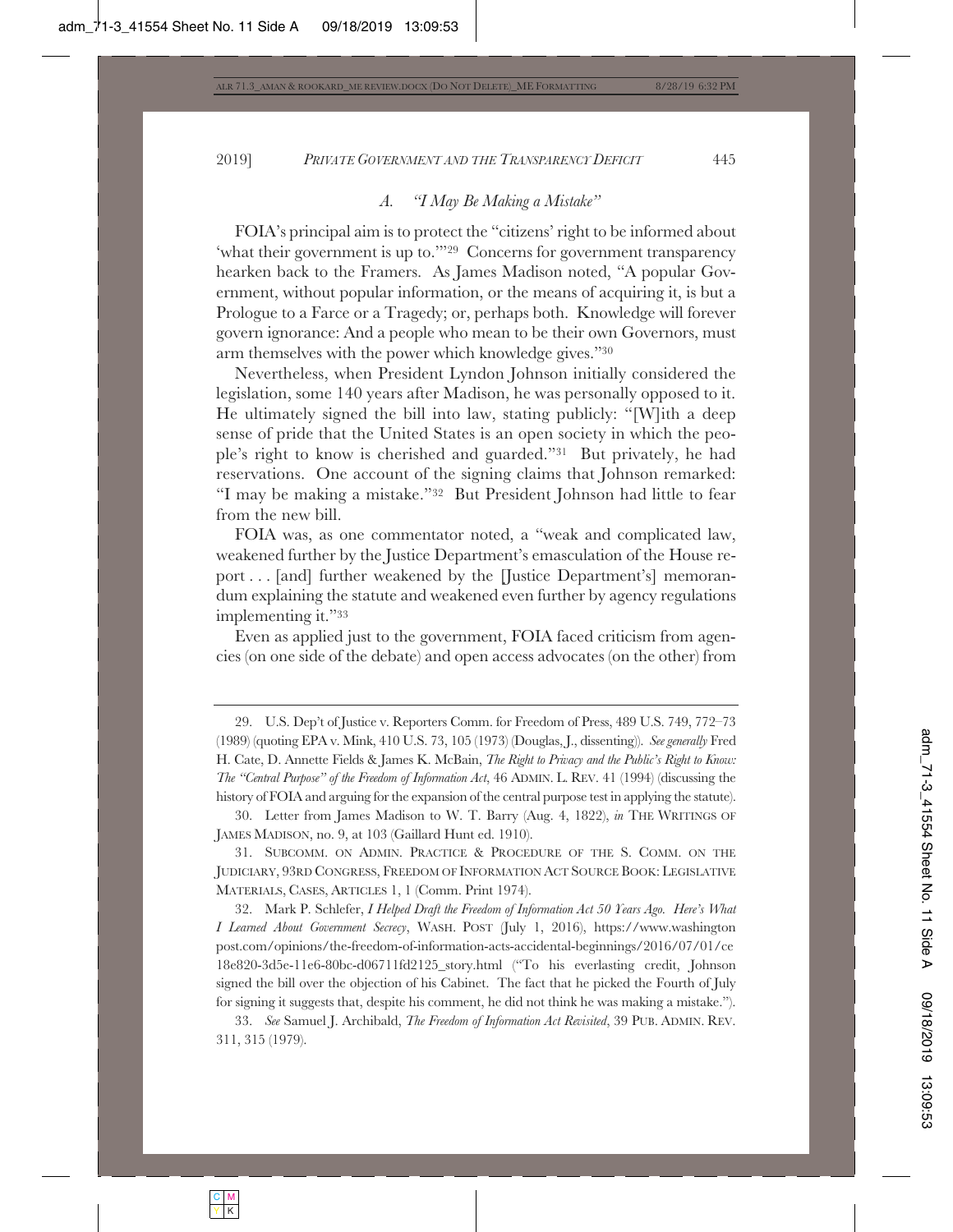### A. "I May Be Making a Mistake"

FOIA's principal aim is to protect the "citizens' right to be informed about 'what their government is up to.'"[29] Concerns for government transparency hearken back to the Framers. As James Madison noted, "A popular Government, without popular information, or the means of acquiring it, is but a Prologue to a Farce or a Tragedy; or, perhaps both. Knowledge will forever govern ignorance: And a people who mean to be their own Governors, must arm themselves with the power which knowledge gives."[30]

Nevertheless, when President Lyndon Johnson initially considered the legislation, some 140 years after Madison, he was personally opposed to it. He ultimately signed the bill into law, stating publicly: "[W]ith a deep sense of pride that the United States is an open society in which the people's right to know is cherished and guarded."[31] But privately, he had reservations. One account of the signing claims that Johnson remarked: "I may be making a mistake."[32] But President Johnson had little to fear from the new bill.

FOIA was, as one commentator noted, a "weak and complicated law, weakened further by the Justice Department's emasculation of the House report . . . [and] further weakened by the [Justice Department's] memorandum explaining the statute and weakened even further by agency regulations implementing it."[33]

Even as applied just to the government, FOIA faced criticism from agencies (on one side of the debate) and open access advocates (on the other) from

---

29. U.S. Dep't of Justice v. Reporters Comm. for Freedom of Press, 489 U.S. 749, 772–73 (1989) (quoting EPA v. Mink, 410 U.S. 73, 105 (1973) (Douglas, J., dissenting)). *See generally* Fred H. Cate, D. Annette Fields & James K. McBain, *The Right to Privacy and the Public's Right to Know: The "Central Purpose" of the Freedom of Information Act*, 46 ADMIN. L. REV. 41 (1994) (discussing the history of FOIA and arguing for the expansion of the central purpose test in applying the statute).

30. Letter from James Madison to W. T. Barry (Aug. 4, 1822), *in* THE WRITINGS OF JAMES MADISON, no. 9, at 103 (Gaillard Hunt ed. 1910).

31. SUBCOMM. ON ADMIN. PRACTICE & PROCEDURE OF THE S. COMM. ON THE JUDICIARY, 93RD CONGRESS, FREEDOM OF INFORMATION ACT SOURCE BOOK: LEGISLATIVE MATERIALS, CASES, ARTICLES 1, 1 (Comm. Print 1974).

32. Mark P. Schlefer, *I Helped Draft the Freedom of Information Act 50 Years Ago. Here's What I Learned About Government Secrecy*, WASH. POST (July 1, 2016), https://www.washingtonpost.com/opinions/the-freedom-of-information-acts-accidental-beginnings/2016/07/01/ce18e820-3d5e-11e6-80bc-d06711fd2125_story.html ("To his everlasting credit, Johnson signed the bill over the objection of his Cabinet. The fact that he picked the Fourth of July for signing it suggests that, despite his comment, he did not think he was making a mistake.").

33. *See* Samuel J. Archibald, *The Freedom of Information Act Revisited*, 39 PUB. ADMIN. REV. 311, 315 (1979).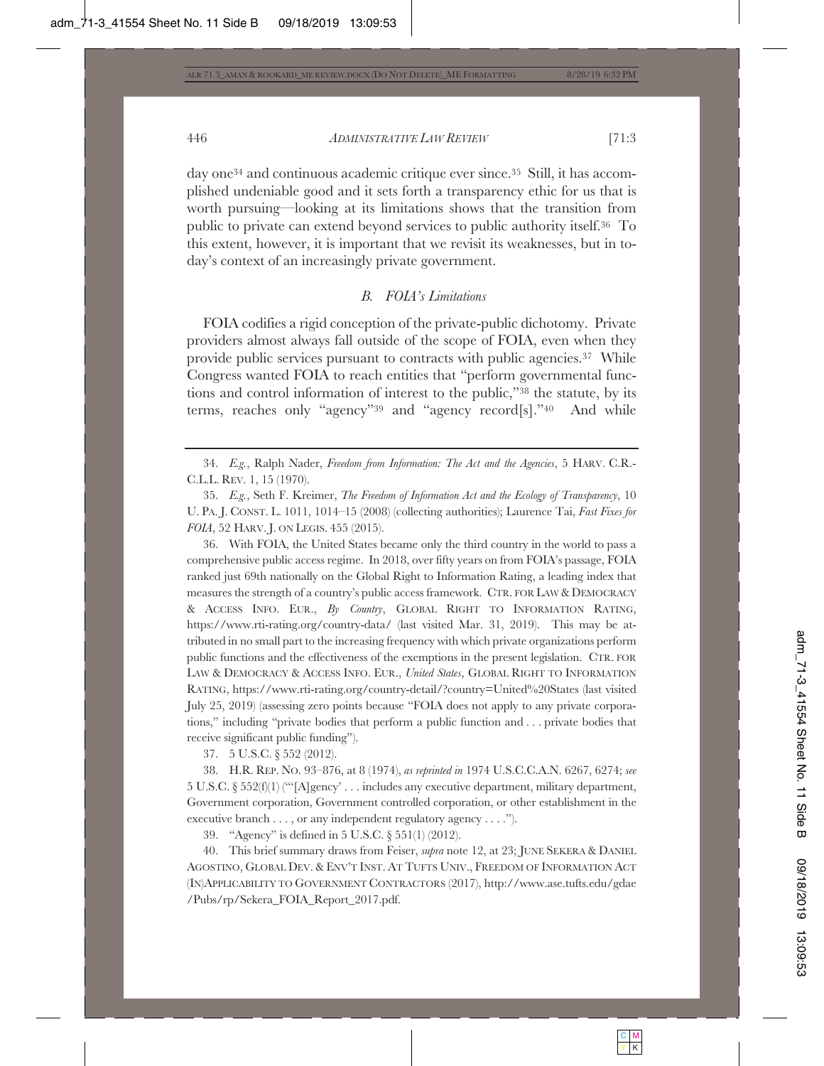day one[34] and continuous academic critique ever since.[35] Still, it has accomplished undeniable good and it sets forth a transparency ethic for us that is worth pursuing—looking at its limitations shows that the transition from public to private can extend beyond services to public authority itself.[36] To this extent, however, it is important that we revisit its weaknesses, but in today's context of an increasingly private government.

### *B. FOIA's Limitations*

FOIA codifies a rigid conception of the private-public dichotomy. Private providers almost always fall outside of the scope of FOIA, even when they provide public services pursuant to contracts with public agencies.[37] While Congress wanted FOIA to reach entities that "perform governmental functions and control information of interest to the public,"[38] the statute, by its terms, reaches only "agency"[39] and "agency record[s]."[40] And while

---

34. *E.g.*, Ralph Nader, *Freedom from Information: The Act and the Agencies*, 5 HARV. C.R.-C.L.L. REV. 1, 15 (1970).

35. *E.g.*, Seth F. Kreimer, *The Freedom of Information Act and the Ecology of Transparency*, 10 U. PA. J. CONST. L. 1011, 1014–15 (2008) (collecting authorities); Laurence Tai, *Fast Fixes for FOIA*, 52 HARV. J. ON LEGIS. 455 (2015).

36. With FOIA, the United States became only the third country in the world to pass a comprehensive public access regime. In 2018, over fifty years on from FOIA's passage, FOIA ranked just 69th nationally on the Global Right to Information Rating, a leading index that measures the strength of a country's public access framework. CTR. FOR LAW & DEMOCRACY & ACCESS INFO. EUR., *By Country*, GLOBAL RIGHT TO INFORMATION RATING, https://www.rti-rating.org/country-data/ (last visited Mar. 31, 2019). This may be attributed in no small part to the increasing frequency with which private organizations perform public functions and the effectiveness of the exemptions in the present legislation. CTR. FOR LAW & DEMOCRACY & ACCESS INFO. EUR., *United States*, GLOBAL RIGHT TO INFORMATION RATING, https://www.rti-rating.org/country-detail/?country=United%20States (last visited July 25, 2019) (assessing zero points because "FOIA does not apply to any private corporations," including "private bodies that perform a public function and . . . private bodies that receive significant public funding").

37. 5 U.S.C. § 552 (2012).

38. H.R. REP. NO. 93–876, at 8 (1974), *as reprinted in* 1974 U.S.C.C.A.N. 6267, 6274; *see* 5 U.S.C. § 552(f)(1) ("'[A]gency' . . . includes any executive department, military department, Government corporation, Government controlled corporation, or other establishment in the executive branch . . . , or any independent regulatory agency . . . .").

39. "Agency" is defined in 5 U.S.C. § 551(1) (2012).

40. This brief summary draws from Feiser, *supra* note 12, at 23; JUNE SEKERA & DANIEL AGOSTINO, GLOBAL DEV. & ENV'T INST. AT TUFTS UNIV., FREEDOM OF INFORMATION ACT (IN)APPLICABILITY TO GOVERNMENT CONTRACTORS (2017), http://www.ase.tufts.edu/gdae/Pubs/rp/Sekera_FOIA_Report_2017.pdf.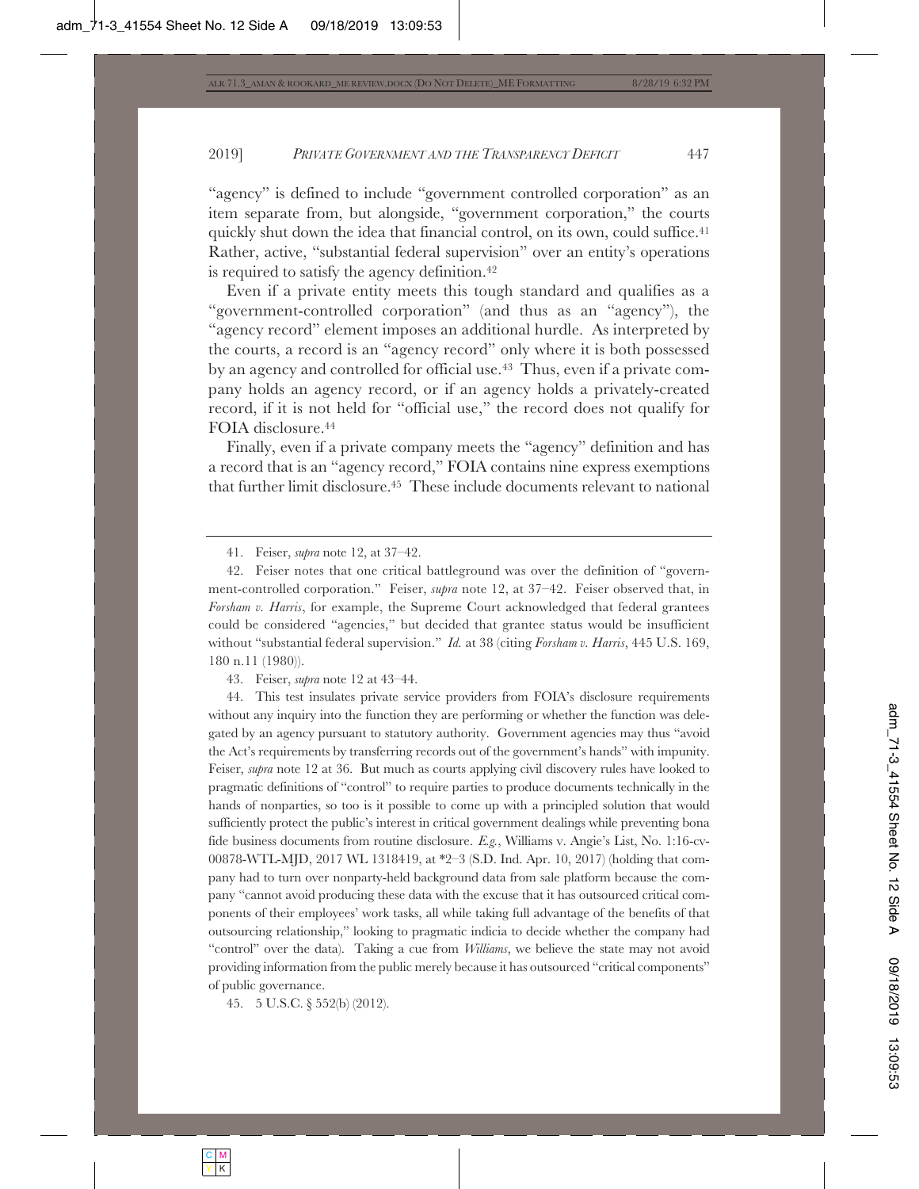"agency" is defined to include "government controlled corporation" as an item separate from, but alongside, "government corporation," the courts quickly shut down the idea that financial control, on its own, could suffice.[41] Rather, active, "substantial federal supervision" over an entity's operations is required to satisfy the agency definition.[42]

Even if a private entity meets this tough standard and qualifies as a "government-controlled corporation" (and thus as an "agency"), the "agency record" element imposes an additional hurdle. As interpreted by the courts, a record is an "agency record" only where it is both possessed by an agency and controlled for official use.[43] Thus, even if a private company holds an agency record, or if an agency holds a privately-created record, if it is not held for "official use," the record does not qualify for FOIA disclosure.[44]

Finally, even if a private company meets the "agency" definition and has a record that is an "agency record," FOIA contains nine express exemptions that further limit disclosure.[45] These include documents relevant to national

---

41. Feiser, *supra* note 12, at 37–42.

42. Feiser notes that one critical battleground was over the definition of "government-controlled corporation." Feiser, *supra* note 12, at 37–42. Feiser observed that, in *Forsham v. Harris*, for example, the Supreme Court acknowledged that federal grantees could be considered "agencies," but decided that grantee status would be insufficient without "substantial federal supervision." *Id.* at 38 (citing *Forsham v. Harris*, 445 U.S. 169, 180 n.11 (1980)).

43. Feiser, *supra* note 12 at 43–44.

44. This test insulates private service providers from FOIA's disclosure requirements without any inquiry into the function they are performing or whether the function was delegated by an agency pursuant to statutory authority. Government agencies may thus "avoid the Act's requirements by transferring records out of the government's hands" with impunity. Feiser, *supra* note 12 at 36. But much as courts applying civil discovery rules have looked to pragmatic definitions of "control" to require parties to produce documents technically in the hands of nonparties, so too is it possible to come up with a principled solution that would sufficiently protect the public's interest in critical government dealings while preventing bona fide business documents from routine disclosure. *E.g.*, Williams v. Angie's List, No. 1:16-cv-00878-WTL-MJD, 2017 WL 1318419, at *2–3 (S.D. Ind. Apr. 10, 2017) (holding that company had to turn over nonparty-held background data from sale platform because the company "cannot avoid producing these data with the excuse that it has outsourced critical components of their employees' work tasks, all while taking full advantage of the benefits of that outsourcing relationship," looking to pragmatic indicia to decide whether the company had "control" over the data). Taking a cue from *Williams*, we believe the state may not avoid providing information from the public merely because it has outsourced "critical components" of public governance.

45. 5 U.S.C. § 552(b) (2012).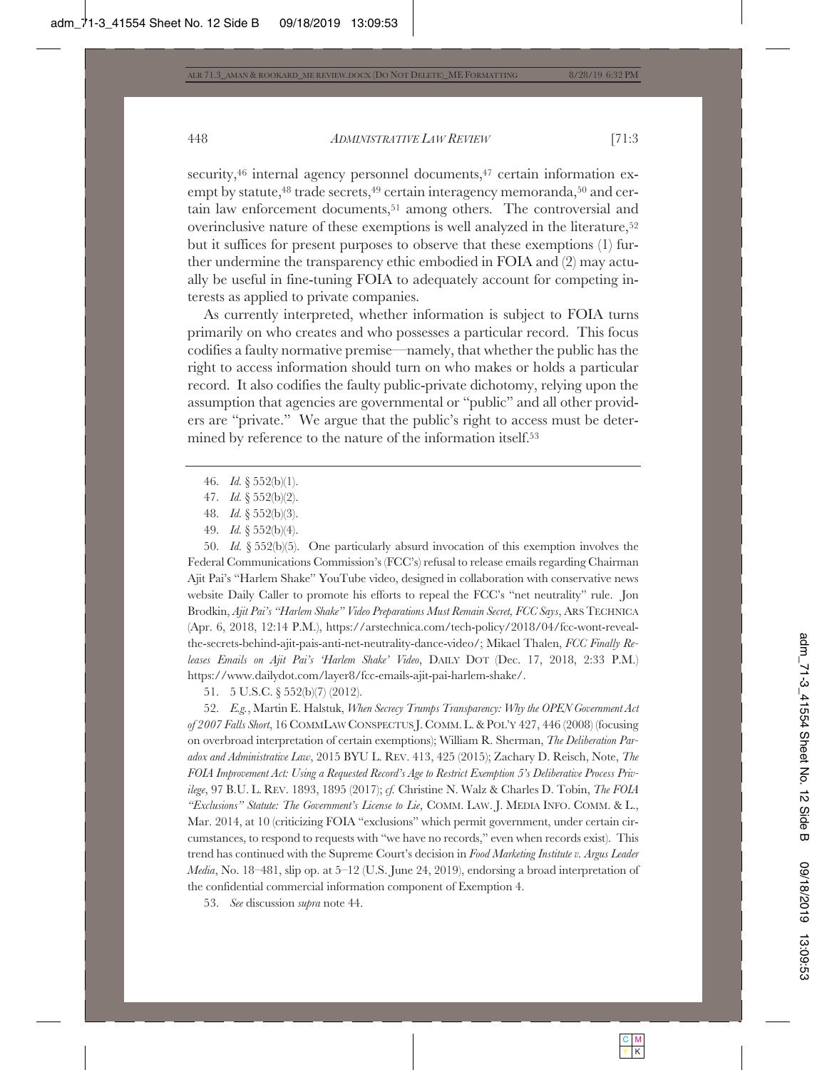security,[46] internal agency personnel documents,[47] certain information exempt by statute,[48] trade secrets,[49] certain interagency memoranda,[50] and certain law enforcement documents,[51] among others. The controversial and overinclusive nature of these exemptions is well analyzed in the literature,[52] but it suffices for present purposes to observe that these exemptions (1) further undermine the transparency ethic embodied in FOIA and (2) may actually be useful in fine-tuning FOIA to adequately account for competing interests as applied to private companies.

As currently interpreted, whether information is subject to FOIA turns primarily on who creates and who possesses a particular record. This focus codifies a faulty normative premise—namely, that whether the public has the right to access information should turn on who makes or holds a particular record. It also codifies the faulty public-private dichotomy, relying upon the assumption that agencies are governmental or "public" and all other providers are "private." We argue that the public's right to access must be determined by reference to the nature of the information itself.[53]

---

46. *Id.* § 552(b)(1).

47. *Id.* § 552(b)(2).

48. *Id.* § 552(b)(3).

49. *Id.* § 552(b)(4).

50. *Id.* § 552(b)(5). One particularly absurd invocation of this exemption involves the Federal Communications Commission's (FCC's) refusal to release emails regarding Chairman Ajit Pai's "Harlem Shake" YouTube video, designed in collaboration with conservative news website Daily Caller to promote his efforts to repeal the FCC's "net neutrality" rule. Jon Brodkin, *Ajit Pai's "Harlem Shake" Video Preparations Must Remain Secret, FCC Says*, ARS TECHNICA (Apr. 6, 2018, 12:14 P.M.), https://arstechnica.com/tech-policy/2018/04/fcc-wont-reveal-the-secrets-behind-ajit-pais-anti-net-neutrality-dance-video/; Mikael Thalen, *FCC Finally Releases Emails on Ajit Pai's 'Harlem Shake' Video*, DAILY DOT (Dec. 17, 2018, 2:33 P.M.) https://www.dailydot.com/layer8/fcc-emails-ajit-pai-harlem-shake/.

51. 5 U.S.C. § 552(b)(7) (2012).

52. *E.g.*, Martin E. Halstuk, *When Secrecy Trumps Transparency: Why the OPEN Government Act of 2007 Falls Short*, 16 COMMLAW CONSPECTUS J. COMM. L. & POL'Y 427, 446 (2008) (focusing on overbroad interpretation of certain exemptions); William R. Sherman, *The Deliberation Paradox and Administrative Law*, 2015 BYU L. REV. 413, 425 (2015); Zachary D. Reisch, Note, *The FOIA Improvement Act: Using a Requested Record's Age to Restrict Exemption 5's Deliberative Process Privilege*, 97 B.U. L. REV. 1893, 1895 (2017); *cf.* Christine N. Walz & Charles D. Tobin, *The FOIA "Exclusions" Statute: The Government's License to Lie*, COMM. LAW. J. MEDIA INFO. COMM. & L., Mar. 2014, at 10 (criticizing FOIA "exclusions" which permit government, under certain circumstances, to respond to requests with "we have no records," even when records exist). This trend has continued with the Supreme Court's decision in *Food Marketing Institute v. Argus Leader Media*, No. 18–481, slip op. at 5–12 (U.S. June 24, 2019), endorsing a broad interpretation of the confidential commercial information component of Exemption 4.

53. *See* discussion *supra* note 44.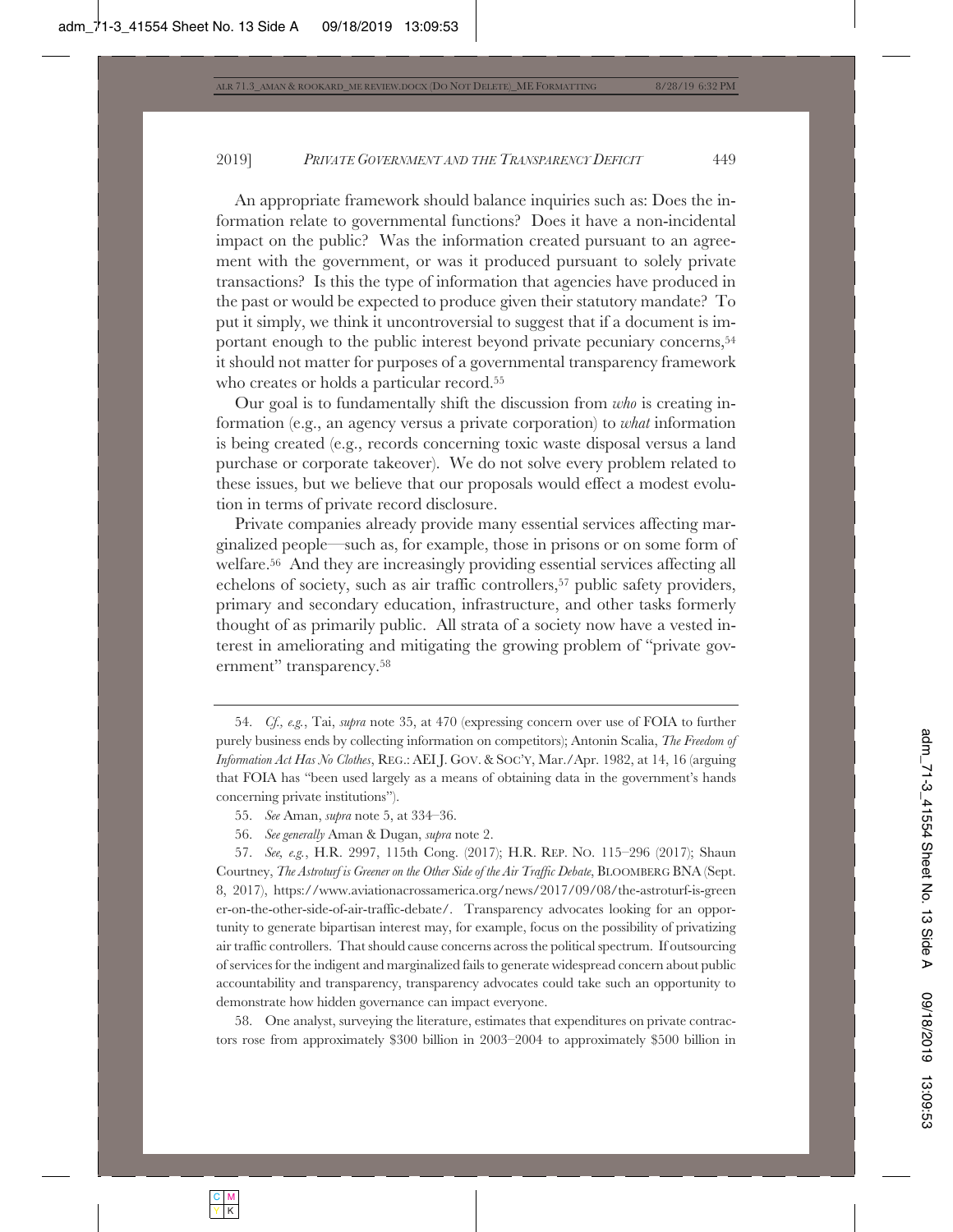An appropriate framework should balance inquiries such as: Does the information relate to governmental functions? Does it have a non-incidental impact on the public? Was the information created pursuant to an agreement with the government, or was it produced pursuant to solely private transactions? Is this the type of information that agencies have produced in the past or would be expected to produce given their statutory mandate? To put it simply, we think it uncontroversial to suggest that if a document is important enough to the public interest beyond private pecuniary concerns,[54] it should not matter for purposes of a governmental transparency framework who creates or holds a particular record.[55]

Our goal is to fundamentally shift the discussion from *who* is creating information (e.g., an agency versus a private corporation) to *what* information is being created (e.g., records concerning toxic waste disposal versus a land purchase or corporate takeover). We do not solve every problem related to these issues, but we believe that our proposals would effect a modest evolution in terms of private record disclosure.

Private companies already provide many essential services affecting marginalized people—such as, for example, those in prisons or on some form of welfare.[56] And they are increasingly providing essential services affecting all echelons of society, such as air traffic controllers,[57] public safety providers, primary and secondary education, infrastructure, and other tasks formerly thought of as primarily public. All strata of a society now have a vested interest in ameliorating and mitigating the growing problem of "private government" transparency.[58]

---

54. *Cf., e.g.*, Tai, *supra* note 35, at 470 (expressing concern over use of FOIA to further purely business ends by collecting information on competitors); Antonin Scalia, *The Freedom of Information Act Has No Clothes*, REG.: AEI J. GOV. & SOC'Y, Mar./Apr. 1982, at 14, 16 (arguing that FOIA has "been used largely as a means of obtaining data in the government's hands concerning private institutions").

55. *See* Aman, *supra* note 5, at 334–36.

56. *See generally* Aman & Dugan, *supra* note 2.

57. *See, e.g.*, H.R. 2997, 115th Cong. (2017); H.R. REP. NO. 115–296 (2017); Shaun Courtney, *The Astroturf is Greener on the Other Side of the Air Traffic Debate*, BLOOMBERG BNA (Sept. 8, 2017), https://www.aviationacrossamerica.org/news/2017/09/08/the-astroturf-is-greener-on-the-other-side-of-air-traffic-debate/. Transparency advocates looking for an opportunity to generate bipartisan interest may, for example, focus on the possibility of privatizing air traffic controllers. That should cause concerns across the political spectrum. If outsourcing of services for the indigent and marginalized fails to generate widespread concern about public accountability and transparency, transparency advocates could take such an opportunity to demonstrate how hidden governance can impact everyone.

58. One analyst, surveying the literature, estimates that expenditures on private contractors rose from approximately $300 billion in 2003–2004 to approximately $500 billion in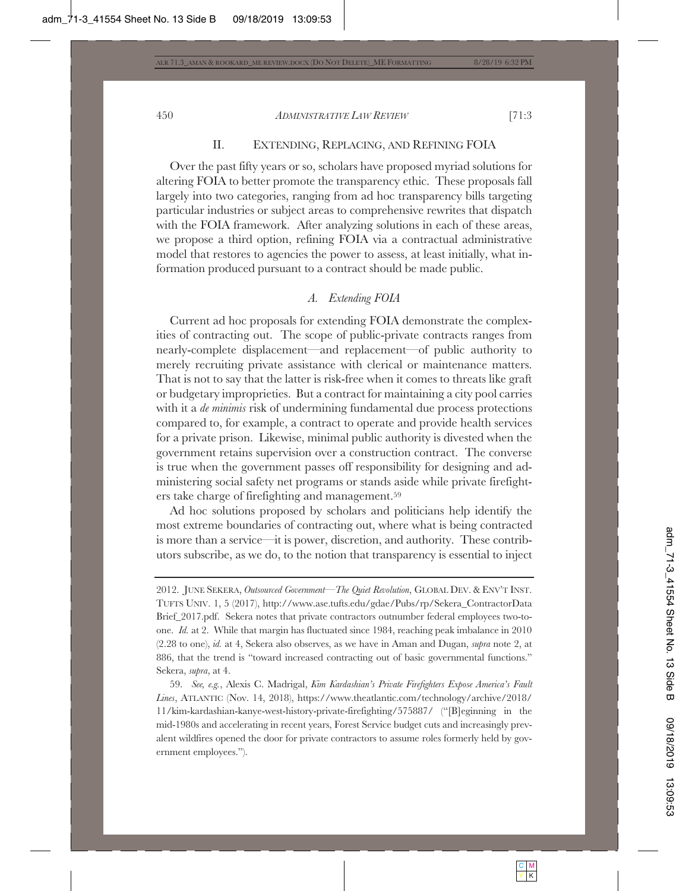## II. EXTENDING, REPLACING, AND REFINING FOIA

Over the past fifty years or so, scholars have proposed myriad solutions for altering FOIA to better promote the transparency ethic. These proposals fall largely into two categories, ranging from ad hoc transparency bills targeting particular industries or subject areas to comprehensive rewrites that dispatch with the FOIA framework. After analyzing solutions in each of these areas, we propose a third option, refining FOIA via a contractual administrative model that restores to agencies the power to assess, at least initially, what information produced pursuant to a contract should be made public.

### *A. Extending FOIA*

Current ad hoc proposals for extending FOIA demonstrate the complexities of contracting out. The scope of public-private contracts ranges from nearly-complete displacement—and replacement—of public authority to merely recruiting private assistance with clerical or maintenance matters. That is not to say that the latter is risk-free when it comes to threats like graft or budgetary improprieties. But a contract for maintaining a city pool carries with it a *de minimis* risk of undermining fundamental due process protections compared to, for example, a contract to operate and provide health services for a private prison. Likewise, minimal public authority is divested when the government retains supervision over a construction contract. The converse is true when the government passes off responsibility for designing and administering social safety net programs or stands aside while private firefighters take charge of firefighting and management.[59]

Ad hoc solutions proposed by scholars and politicians help identify the most extreme boundaries of contracting out, where what is being contracted is more than a service—it is power, discretion, and authority. These contributors subscribe, as we do, to the notion that transparency is essential to inject

---

2012. JUNE SEKERA, *Outsourced Government—The Quiet Revolution*, GLOBAL DEV. & ENV'T INST. TUFTS UNIV. 1, 5 (2017), http://www.ase.tufts.edu/gdae/Pubs/rp/Sekera_ContractorDataBrief_2017.pdf. Sekera notes that private contractors outnumber federal employees two-to-one. *Id.* at 2. While that margin has fluctuated since 1984, reaching peak imbalance in 2010 (2.28 to one), *id.* at 4, Sekera also observes, as we have in Aman and Dugan, *supra* note 2, at 886, that the trend is "toward increased contracting out of basic governmental functions." Sekera, *supra*, at 4.

59. *See, e.g.*, Alexis C. Madrigal, *Kim Kardashian's Private Firefighters Expose America's Fault Lines*, ATLANTIC (Nov. 14, 2018), https://www.theatlantic.com/technology/archive/2018/11/kim-kardashian-kanye-west-history-private-firefighting/575887/ ("[B]eginning in the mid-1980s and accelerating in recent years, Forest Service budget cuts and increasingly prevalent wildfires opened the door for private contractors to assume roles formerly held by government employees.").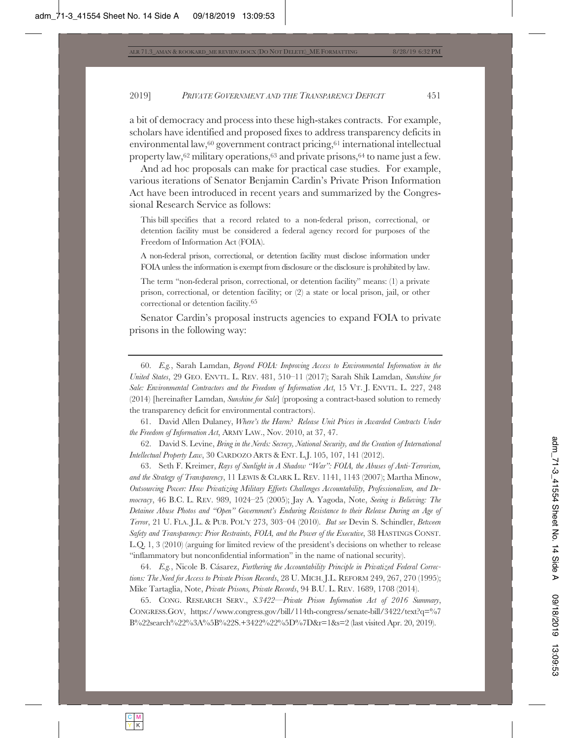a bit of democracy and process into these high-stakes contracts. For example, scholars have identified and proposed fixes to address transparency deficits in environmental law,[60] government contract pricing,[61] international intellectual property law,[62] military operations,[63] and private prisons,[64] to name just a few.

And ad hoc proposals can make for practical case studies. For example, various iterations of Senator Benjamin Cardin's Private Prison Information Act have been introduced in recent years and summarized by the Congressional Research Service as follows:

> This bill specifies that a record related to a non-federal prison, correctional, or detention facility must be considered a federal agency record for purposes of the Freedom of Information Act (FOIA).
>
> A non-federal prison, correctional, or detention facility must disclose information under FOIA unless the information is exempt from disclosure or the disclosure is prohibited by law.
>
> The term "non-federal prison, correctional, or detention facility" means: (1) a private prison, correctional, or detention facility; or (2) a state or local prison, jail, or other correctional or detention facility.[65]

Senator Cardin's proposal instructs agencies to expand FOIA to private prisons in the following way:

---

60. *E.g.*, Sarah Lamdan, *Beyond FOIA: Improving Access to Environmental Information in the United States*, 29 GEO. ENVTL. L. REV. 481, 510–11 (2017); Sarah Shik Lamdan, *Sunshine for Sale: Environmental Contractors and the Freedom of Information Act*, 15 VT. J. ENVTL. L. 227, 248 (2014) [hereinafter Lamdan, *Sunshine for Sale*] (proposing a contract-based solution to remedy the transparency deficit for environmental contractors).

61. David Allen Dulaney, *Where's the Harm? Release Unit Prices in Awarded Contracts Under the Freedom of Information Act*, ARMY LAW., Nov. 2010, at 37, 47.

62. David S. Levine, *Bring in the Nerds: Secrecy, National Security, and the Creation of International Intellectual Property Law*, 30 CARDOZO ARTS & ENT. L.J. 105, 107, 141 (2012).

63. Seth F. Kreimer, *Rays of Sunlight in A Shadow "War": FOIA, the Abuses of Anti-Terrorism, and the Strategy of Transparency*, 11 LEWIS & CLARK L. REV. 1141, 1143 (2007); Martha Minow, *Outsourcing Power: How Privatizing Military Efforts Challenges Accountability, Professionalism, and Democracy*, 46 B.C. L. REV. 989, 1024–25 (2005); Jay A. Yagoda, Note, *Seeing is Believing: The Detainee Abuse Photos and "Open" Government's Enduring Resistance to their Release During an Age of Terror*, 21 U. FLA. J.L. & PUB. POL'Y 273, 303–04 (2010). *But see* Devin S. Schindler, *Between Safety and Transparency: Prior Restraints, FOIA, and the Power of the Executive*, 38 HASTINGS CONST. L.Q. 1, 3 (2010) (arguing for limited review of the president's decisions on whether to release "inflammatory but nonconfidential information" in the name of national security).

64. *E.g.*, Nicole B. Cásarez, *Furthering the Accountability Principle in Privatized Federal Corrections: The Need for Access to Private Prison Records*, 28 U. MICH. J.L. REFORM 249, 267, 270 (1995); Mike Tartaglia, Note, *Private Prisons, Private Records*, 94 B.U. L. REV. 1689, 1708 (2014).

65. CONG. RESEARCH SERV., *S.3422—Private Prison Information Act of 2016 Summary*, CONGRESS.GOV, https://www.congress.gov/bill/114th-congress/senate-bill/3422/text?q=%7B%22search%22%3A%5B%22S.+3422%22%5D%7D&r=1&s=2 (last visited Apr. 20, 2019).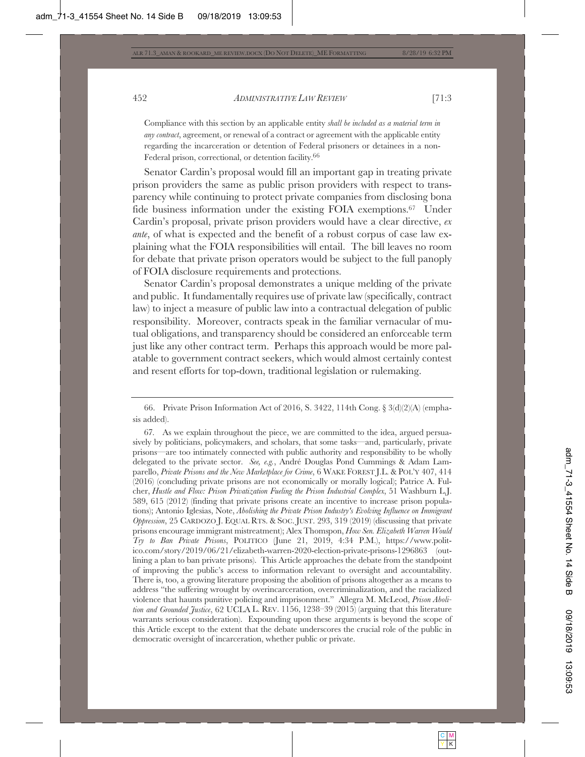Compliance with this section by an applicable entity *shall be included as a material term in any contract*, agreement, or renewal of a contract or agreement with the applicable entity regarding the incarceration or detention of Federal prisoners or detainees in a non-Federal prison, correctional, or detention facility.[66]

Senator Cardin's proposal would fill an important gap in treating private prison providers the same as public prison providers with respect to transparency while continuing to protect private companies from disclosing bona fide business information under the existing FOIA exemptions.[67] Under Cardin's proposal, private prison providers would have a clear directive, *ex ante*, of what is expected and the benefit of a robust corpus of case law explaining what the FOIA responsibilities will entail. The bill leaves no room for debate that private prison operators would be subject to the full panoply of FOIA disclosure requirements and protections.

Senator Cardin's proposal demonstrates a unique melding of the private and public. It fundamentally requires use of private law (specifically, contract law) to inject a measure of public law into a contractual delegation of public responsibility. Moreover, contracts speak in the familiar vernacular of mutual obligations, and transparency should be considered an enforceable term just like any other contract term. Perhaps this approach would be more palatable to government contract seekers, which would almost certainly contest and resent efforts for top-down, traditional legislation or rulemaking.

---

66. Private Prison Information Act of 2016, S. 3422, 114th Cong. § 3(d)(2)(A) (emphasis added).

67. As we explain throughout the piece, we are committed to the idea, argued persuasively by politicians, policymakers, and scholars, that some tasks—and, particularly, private prisons—are too intimately connected with public authority and responsibility to be wholly delegated to the private sector. *See, e.g.*, André Douglas Pond Cummings & Adam Lamparello, *Private Prisons and the New Marketplace for Crime*, 6 WAKE FOREST J.L. & POL'Y 407, 414 (2016) (concluding private prisons are not economically or morally logical); Patrice A. Fulcher, *Hustle and Flow: Prison Privatization Fueling the Prison Industrial Complex*, 51 Washburn L.J. 589, 615 (2012) (finding that private prisons create an incentive to increase prison populations); Antonio Iglesias, Note, *Abolishing the Private Prison Industry's Evolving Influence on Immigrant Oppression*, 25 CARDOZO J. EQUAL RTS. & SOC. JUST. 293, 319 (2019) (discussing that private prisons encourage immigrant mistreatment); Alex Thomspon, *How Sen. Elizabeth Warren Would Try to Ban Private Prisons*, POLITICO (June 21, 2019, 4:34 P.M.), https://www.politico.com/story/2019/06/21/elizabeth-warren-2020-election-private-prisons-1296863 (outlining a plan to ban private prisons). This Article approaches the debate from the standpoint of improving the public's access to information relevant to oversight and accountability. There is, too, a growing literature proposing the abolition of prisons altogether as a means to address "the suffering wrought by overincarceration, overcriminalization, and the racialized violence that haunts punitive policing and imprisonment." Allegra M. McLeod, *Prison Abolition and Grounded Justice*, 62 UCLA L. REV. 1156, 1238–39 (2015) (arguing that this literature warrants serious consideration). Expounding upon these arguments is beyond the scope of this Article except to the extent that the debate underscores the crucial role of the public in democratic oversight of incarceration, whether public or private.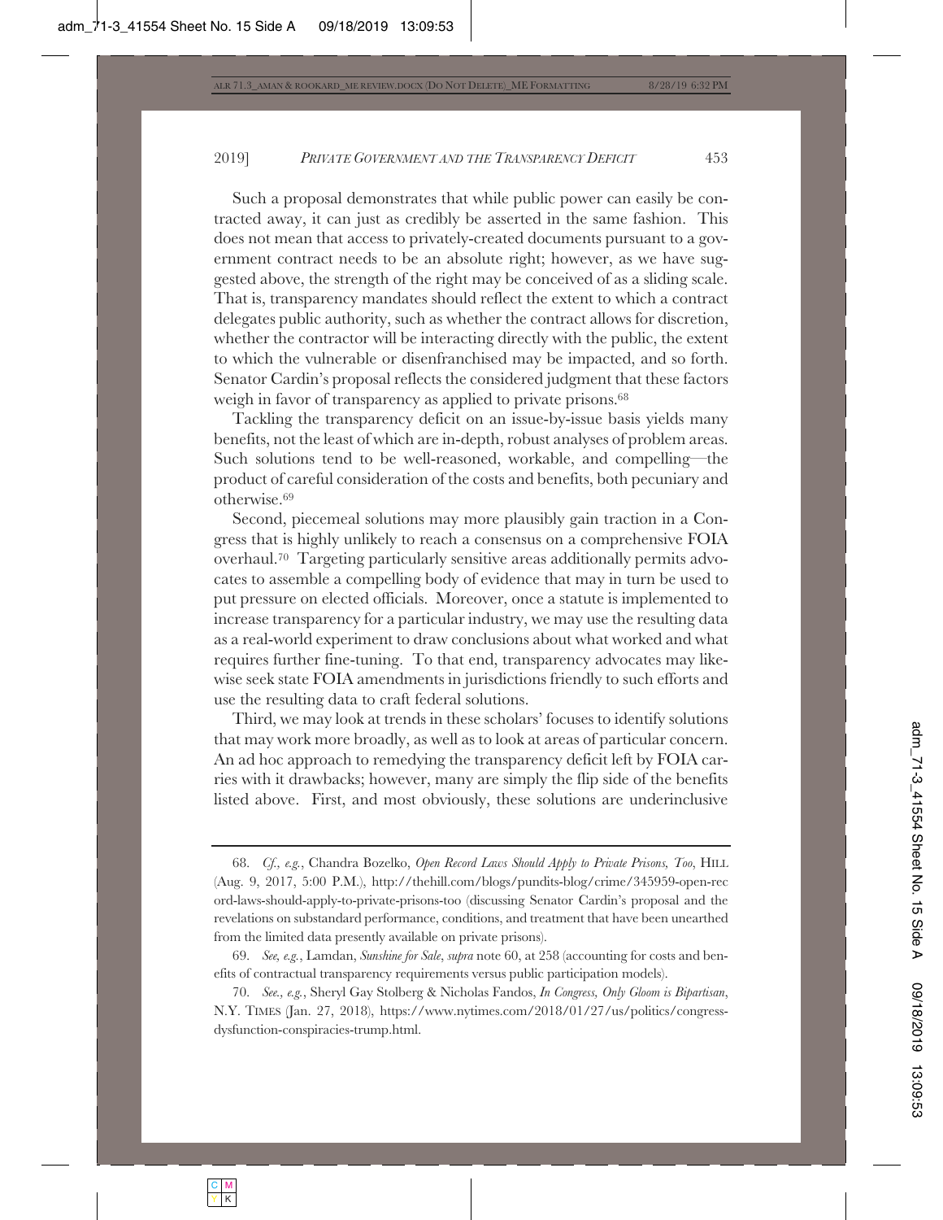Such a proposal demonstrates that while public power can easily be contracted away, it can just as credibly be asserted in the same fashion. This does not mean that access to privately-created documents pursuant to a government contract needs to be an absolute right; however, as we have suggested above, the strength of the right may be conceived of as a sliding scale. That is, transparency mandates should reflect the extent to which a contract delegates public authority, such as whether the contract allows for discretion, whether the contractor will be interacting directly with the public, the extent to which the vulnerable or disenfranchised may be impacted, and so forth. Senator Cardin's proposal reflects the considered judgment that these factors weigh in favor of transparency as applied to private prisons.[68]

Tackling the transparency deficit on an issue-by-issue basis yields many benefits, not the least of which are in-depth, robust analyses of problem areas. Such solutions tend to be well-reasoned, workable, and compelling—the product of careful consideration of the costs and benefits, both pecuniary and otherwise.[69]

Second, piecemeal solutions may more plausibly gain traction in a Congress that is highly unlikely to reach a consensus on a comprehensive FOIA overhaul.[70] Targeting particularly sensitive areas additionally permits advocates to assemble a compelling body of evidence that may in turn be used to put pressure on elected officials. Moreover, once a statute is implemented to increase transparency for a particular industry, we may use the resulting data as a real-world experiment to draw conclusions about what worked and what requires further fine-tuning. To that end, transparency advocates may likewise seek state FOIA amendments in jurisdictions friendly to such efforts and use the resulting data to craft federal solutions.

Third, we may look at trends in these scholars' focuses to identify solutions that may work more broadly, as well as to look at areas of particular concern. An ad hoc approach to remedying the transparency deficit left by FOIA carries with it drawbacks; however, many are simply the flip side of the benefits listed above. First, and most obviously, these solutions are underinclusive

---

68. *Cf., e.g.*, Chandra Bozelko, *Open Record Laws Should Apply to Private Prisons, Too*, HILL (Aug. 9, 2017, 5:00 P.M.), http://thehill.com/blogs/pundits-blog/crime/345959-open-record-laws-should-apply-to-private-prisons-too (discussing Senator Cardin's proposal and the revelations on substandard performance, conditions, and treatment that have been unearthed from the limited data presently available on private prisons).

69. *See, e.g.*, Lamdan, *Sunshine for Sale*, *supra* note 60, at 258 (accounting for costs and benefits of contractual transparency requirements versus public participation models).

70. *See., e.g.*, Sheryl Gay Stolberg & Nicholas Fandos, *In Congress, Only Gloom is Bipartisan*, N.Y. TIMES (Jan. 27, 2018), https://www.nytimes.com/2018/01/27/us/politics/congress-dysfunction-conspiracies-trump.html.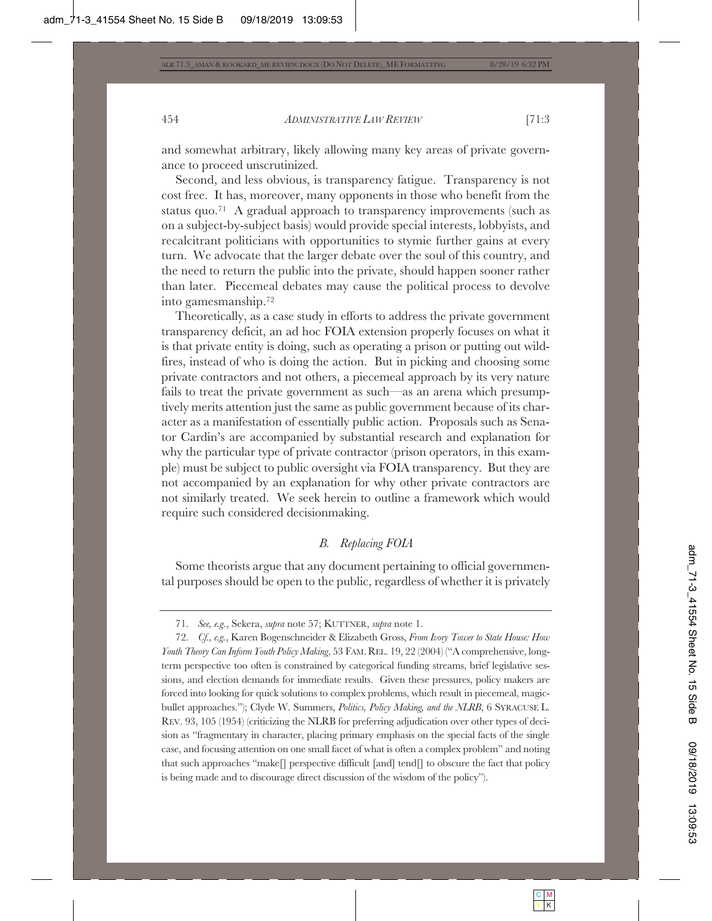and somewhat arbitrary, likely allowing many key areas of private governance to proceed unscrutinized.

Second, and less obvious, is transparency fatigue. Transparency is not cost free. It has, moreover, many opponents in those who benefit from the status quo.[71] A gradual approach to transparency improvements (such as on a subject-by-subject basis) would provide special interests, lobbyists, and recalcitrant politicians with opportunities to stymie further gains at every turn. We advocate that the larger debate over the soul of this country, and the need to return the public into the private, should happen sooner rather than later. Piecemeal debates may cause the political process to devolve into gamesmanship.[72]

Theoretically, as a case study in efforts to address the private government transparency deficit, an ad hoc FOIA extension properly focuses on what it is that private entity is doing, such as operating a prison or putting out wildfires, instead of who is doing the action. But in picking and choosing some private contractors and not others, a piecemeal approach by its very nature fails to treat the private government as such—as an arena which presumptively merits attention just the same as public government because of its character as a manifestation of essentially public action. Proposals such as Senator Cardin's are accompanied by substantial research and explanation for why the particular type of private contractor (prison operators, in this example) must be subject to public oversight via FOIA transparency. But they are not accompanied by an explanation for why other private contractors are not similarly treated. We seek herein to outline a framework which would require such considered decisionmaking.

### *B. Replacing FOIA*

Some theorists argue that any document pertaining to official governmental purposes should be open to the public, regardless of whether it is privately

---

71. *See, e.g.*, Sekera, *supra* note 57; KUTTNER, *supra* note 1.

72. *Cf., e.g.*, Karen Bogenschneider & Elizabeth Gross, *From Ivory Tower to State House: How Youth Theory Can Inform Youth Policy Making*, 53 FAM. REL. 19, 22 (2004) ("A comprehensive, long-term perspective too often is constrained by categorical funding streams, brief legislative sessions, and election demands for immediate results. Given these pressures, policy makers are forced into looking for quick solutions to complex problems, which result in piecemeal, magic-bullet approaches."); Clyde W. Summers, *Politics, Policy Making, and the NLRB*, 6 SYRACUSE L. REV. 93, 105 (1954) (criticizing the NLRB for preferring adjudication over other types of decision as "fragmentary in character, placing primary emphasis on the special facts of the single case, and focusing attention on one small facet of what is often a complex problem" and noting that such approaches "make[] perspective difficult [and] tend[] to obscure the fact that policy is being made and to discourage direct discussion of the wisdom of the policy").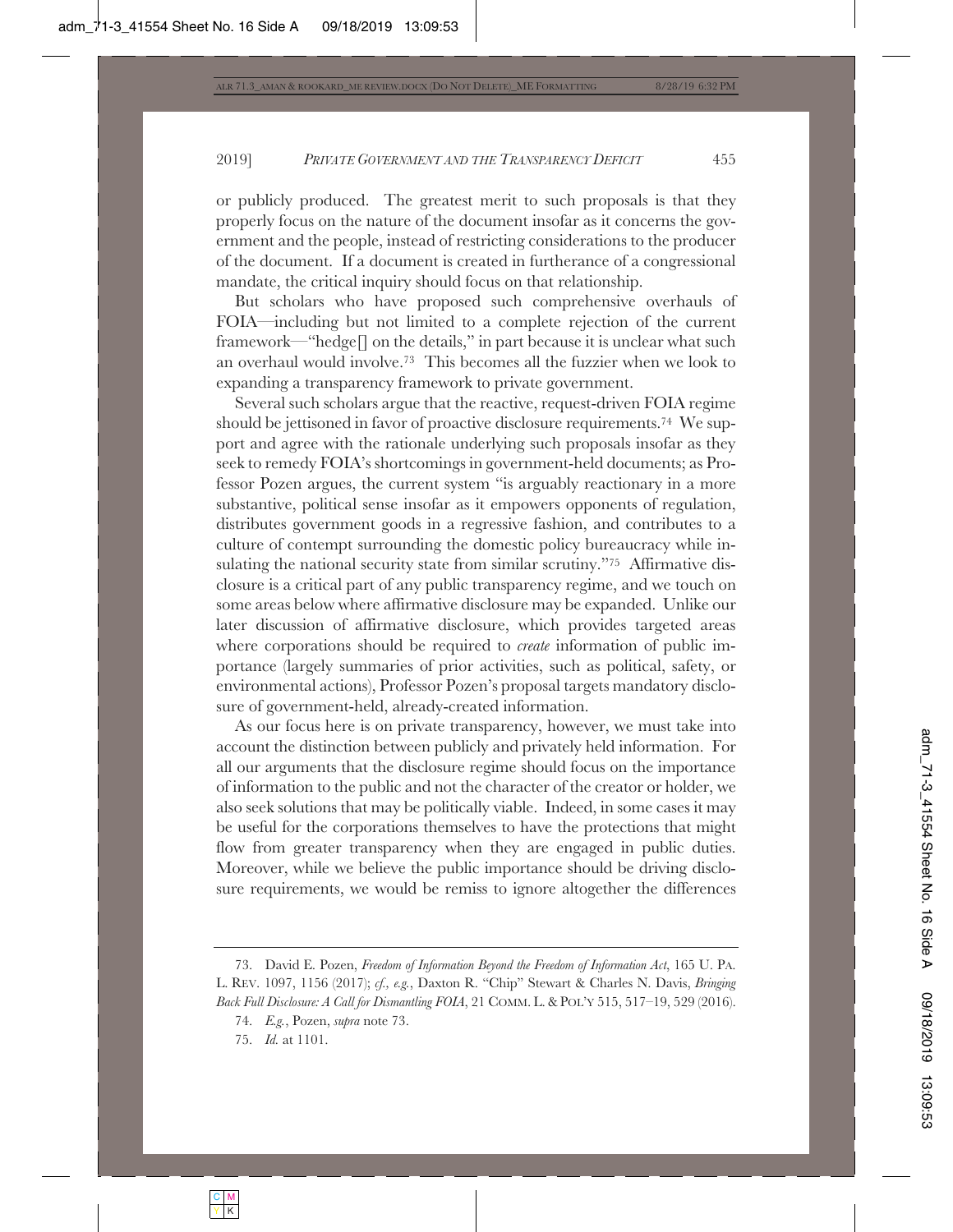or publicly produced. The greatest merit to such proposals is that they properly focus on the nature of the document insofar as it concerns the government and the people, instead of restricting considerations to the producer of the document. If a document is created in furtherance of a congressional mandate, the critical inquiry should focus on that relationship.

But scholars who have proposed such comprehensive overhauls of FOIA—including but not limited to a complete rejection of the current framework—"hedge[] on the details," in part because it is unclear what such an overhaul would involve.[73] This becomes all the fuzzier when we look to expanding a transparency framework to private government.

Several such scholars argue that the reactive, request-driven FOIA regime should be jettisoned in favor of proactive disclosure requirements.[74] We support and agree with the rationale underlying such proposals insofar as they seek to remedy FOIA's shortcomings in government-held documents; as Professor Pozen argues, the current system "is arguably reactionary in a more substantive, political sense insofar as it empowers opponents of regulation, distributes government goods in a regressive fashion, and contributes to a culture of contempt surrounding the domestic policy bureaucracy while insulating the national security state from similar scrutiny."[75] Affirmative disclosure is a critical part of any public transparency regime, and we touch on some areas below where affirmative disclosure may be expanded. Unlike our later discussion of affirmative disclosure, which provides targeted areas where corporations should be required to *create* information of public importance (largely summaries of prior activities, such as political, safety, or environmental actions), Professor Pozen's proposal targets mandatory disclosure of government-held, already-created information.

As our focus here is on private transparency, however, we must take into account the distinction between publicly and privately held information. For all our arguments that the disclosure regime should focus on the importance of information to the public and not the character of the creator or holder, we also seek solutions that may be politically viable. Indeed, in some cases it may be useful for the corporations themselves to have the protections that might flow from greater transparency when they are engaged in public duties. Moreover, while we believe the public importance should be driving disclosure requirements, we would be remiss to ignore altogether the differences

---

73. David E. Pozen, *Freedom of Information Beyond the Freedom of Information Act*, 165 U. PA. L. REV. 1097, 1156 (2017); *cf., e.g.*, Daxton R. "Chip" Stewart & Charles N. Davis, *Bringing Back Full Disclosure: A Call for Dismantling FOIA*, 21 COMM. L. & POL'Y 515, 517–19, 529 (2016).

74. *E.g.*, Pozen, *supra* note 73.

75. *Id.* at 1101.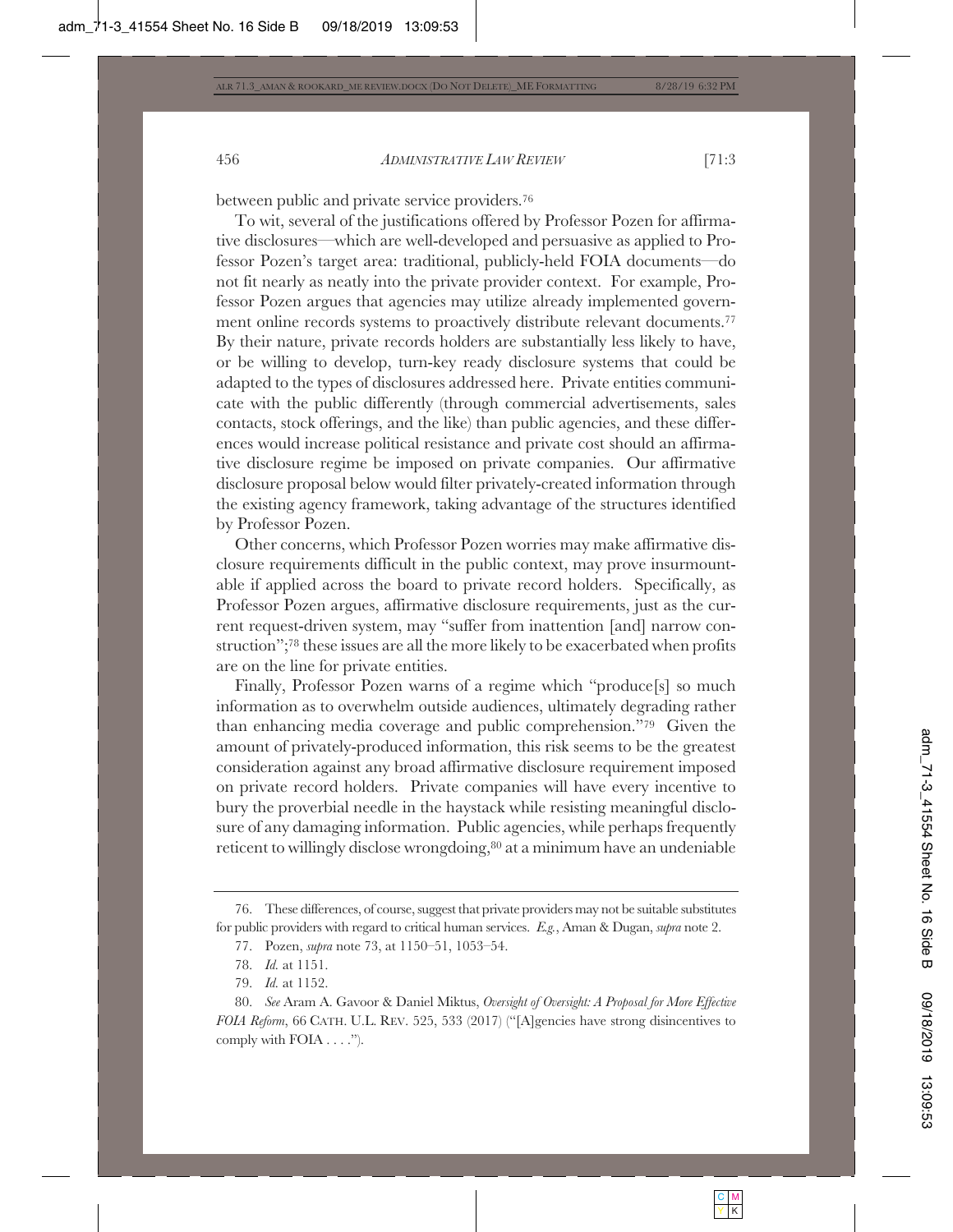between public and private service providers.[76]

To wit, several of the justifications offered by Professor Pozen for affirmative disclosures—which are well-developed and persuasive as applied to Professor Pozen's target area: traditional, publicly-held FOIA documents—do not fit nearly as neatly into the private provider context. For example, Professor Pozen argues that agencies may utilize already implemented government online records systems to proactively distribute relevant documents.[77] By their nature, private records holders are substantially less likely to have, or be willing to develop, turn-key ready disclosure systems that could be adapted to the types of disclosures addressed here. Private entities communicate with the public differently (through commercial advertisements, sales contacts, stock offerings, and the like) than public agencies, and these differences would increase political resistance and private cost should an affirmative disclosure regime be imposed on private companies. Our affirmative disclosure proposal below would filter privately-created information through the existing agency framework, taking advantage of the structures identified by Professor Pozen.

Other concerns, which Professor Pozen worries may make affirmative disclosure requirements difficult in the public context, may prove insurmountable if applied across the board to private record holders. Specifically, as Professor Pozen argues, affirmative disclosure requirements, just as the current request-driven system, may "suffer from inattention [and] narrow construction";[78] these issues are all the more likely to be exacerbated when profits are on the line for private entities.

Finally, Professor Pozen warns of a regime which "produce[s] so much information as to overwhelm outside audiences, ultimately degrading rather than enhancing media coverage and public comprehension."[79] Given the amount of privately-produced information, this risk seems to be the greatest consideration against any broad affirmative disclosure requirement imposed on private record holders. Private companies will have every incentive to bury the proverbial needle in the haystack while resisting meaningful disclosure of any damaging information. Public agencies, while perhaps frequently reticent to willingly disclose wrongdoing,[80] at a minimum have an undeniable

---

76. These differences, of course, suggest that private providers may not be suitable substitutes for public providers with regard to critical human services. *E.g.*, Aman & Dugan, *supra* note 2.

77. Pozen, *supra* note 73, at 1150–51, 1053–54.

78. *Id.* at 1151.

79. *Id.* at 1152.

80. *See* Aram A. Gavoor & Daniel Miktus, *Oversight of Oversight: A Proposal for More Effective FOIA Reform*, 66 CATH. U.L. REV. 525, 533 (2017) ("[A]gencies have strong disincentives to comply with FOIA . . . .").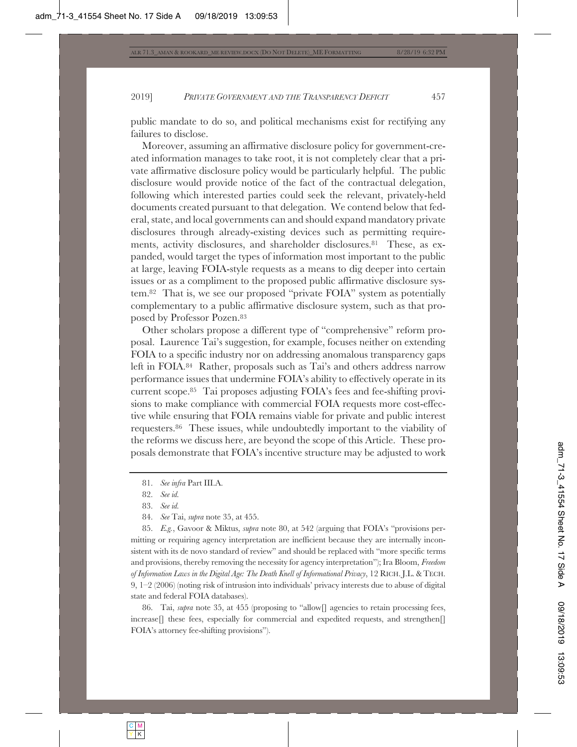public mandate to do so, and political mechanisms exist for rectifying any failures to disclose.

Moreover, assuming an affirmative disclosure policy for government-created information manages to take root, it is not completely clear that a private affirmative disclosure policy would be particularly helpful. The public disclosure would provide notice of the fact of the contractual delegation, following which interested parties could seek the relevant, privately-held documents created pursuant to that delegation. We contend below that federal, state, and local governments can and should expand mandatory private disclosures through already-existing devices such as permitting requirements, activity disclosures, and shareholder disclosures.[81] These, as expanded, would target the types of information most important to the public at large, leaving FOIA-style requests as a means to dig deeper into certain issues or as a compliment to the proposed public affirmative disclosure system.[82] That is, we see our proposed "private FOIA" system as potentially complementary to a public affirmative disclosure system, such as that proposed by Professor Pozen.[83]

Other scholars propose a different type of "comprehensive" reform proposal. Laurence Tai's suggestion, for example, focuses neither on extending FOIA to a specific industry nor on addressing anomalous transparency gaps left in FOIA.[84] Rather, proposals such as Tai's and others address narrow performance issues that undermine FOIA's ability to effectively operate in its current scope.[85] Tai proposes adjusting FOIA's fees and fee-shifting provisions to make compliance with commercial FOIA requests more cost-effective while ensuring that FOIA remains viable for private and public interest requesters.[86] These issues, while undoubtedly important to the viability of the reforms we discuss here, are beyond the scope of this Article. These proposals demonstrate that FOIA's incentive structure may be adjusted to work

---

81. *See infra* Part III.A.

82. *See id.*

83. *See id.*

84. *See* Tai, *supra* note 35, at 455.

85. *E.g.*, Gavoor & Miktus, *supra* note 80, at 542 (arguing that FOIA's "provisions permitting or requiring agency interpretation are inefficient because they are internally inconsistent with its de novo standard of review" and should be replaced with "more specific terms and provisions, thereby removing the necessity for agency interpretation"); Ira Bloom, *Freedom of Information Laws in the Digital Age: The Death Knell of Informational Privacy*, 12 RICH. J.L. & TECH. 9, 1–2 (2006) (noting risk of intrusion into individuals' privacy interests due to abuse of digital state and federal FOIA databases).

86. Tai, *supra* note 35, at 455 (proposing to "allow[] agencies to retain processing fees, increase[] these fees, especially for commercial and expedited requests, and strengthen[] FOIA's attorney fee-shifting provisions").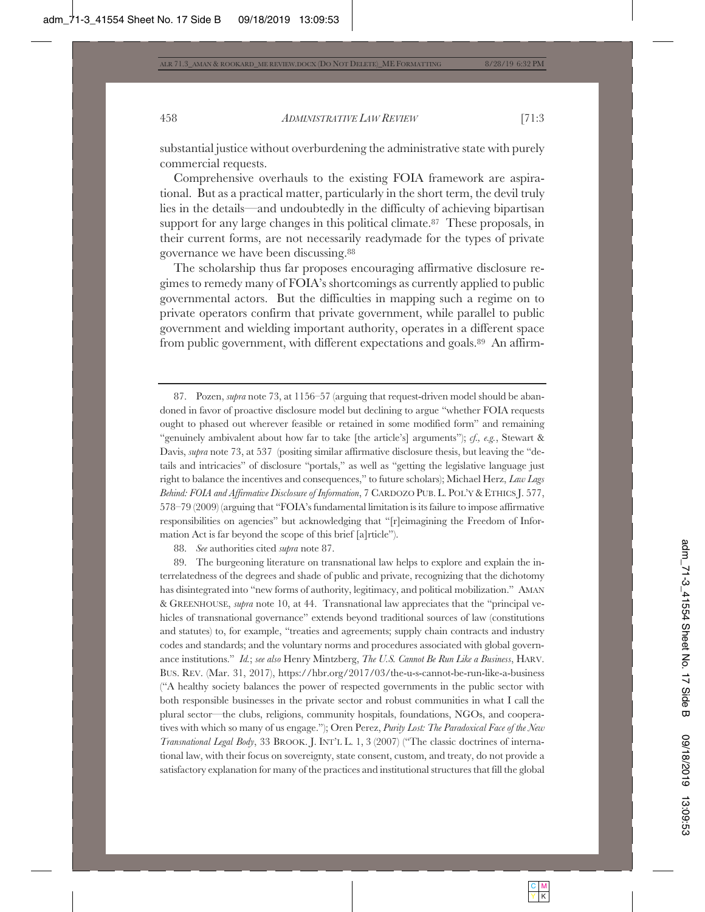substantial justice without overburdening the administrative state with purely commercial requests.

Comprehensive overhauls to the existing FOIA framework are aspirational. But as a practical matter, particularly in the short term, the devil truly lies in the details—and undoubtedly in the difficulty of achieving bipartisan support for any large changes in this political climate.[87] These proposals, in their current forms, are not necessarily readymade for the types of private governance we have been discussing.[88]

The scholarship thus far proposes encouraging affirmative disclosure regimes to remedy many of FOIA's shortcomings as currently applied to public governmental actors. But the difficulties in mapping such a regime on to private operators confirm that private government, while parallel to public government and wielding important authority, operates in a different space from public government, with different expectations and goals.[89] An affirm-

---

87. Pozen, *supra* note 73, at 1156–57 (arguing that request-driven model should be abandoned in favor of proactive disclosure model but declining to argue "whether FOIA requests ought to phased out wherever feasible or retained in some modified form" and remaining "genuinely ambivalent about how far to take [the article's] arguments"); *cf., e.g.*, Stewart & Davis, *supra* note 73, at 537 (positing similar affirmative disclosure thesis, but leaving the "details and intricacies" of disclosure "portals," as well as "getting the legislative language just right to balance the incentives and consequences," to future scholars); Michael Herz, *Law Lags Behind: FOIA and Affirmative Disclosure of Information*, 7 CARDOZO PUB. L. POL'Y & ETHICS J. 577, 578–79 (2009) (arguing that "FOIA's fundamental limitation is its failure to impose affirmative responsibilities on agencies" but acknowledging that "[r]eimagining the Freedom of Information Act is far beyond the scope of this brief [a]rticle").

88. *See* authorities cited *supra* note 87.

89. The burgeoning literature on transnational law helps to explore and explain the interrelatedness of the degrees and shade of public and private, recognizing that the dichotomy has disintegrated into "new forms of authority, legitimacy, and political mobilization." AMAN & GREENHOUSE, *supra* note 10, at 44. Transnational law appreciates that the "principal vehicles of transnational governance" extends beyond traditional sources of law (constitutions and statutes) to, for example, "treaties and agreements; supply chain contracts and industry codes and standards; and the voluntary norms and procedures associated with global governance institutions." *Id.*; *see also* Henry Mintzberg, *The U.S. Cannot Be Run Like a Business*, HARV. BUS. REV. (Mar. 31, 2017), https://hbr.org/2017/03/the-u-s-cannot-be-run-like-a-business ("A healthy society balances the power of respected governments in the public sector with both responsible businesses in the private sector and robust communities in what I call the plural sector—the clubs, religions, community hospitals, foundations, NGOs, and cooperatives with which so many of us engage."); Oren Perez, *Purity Lost: The Paradoxical Face of the New Transnational Legal Body*, 33 BROOK. J. INT'L L. 1, 3 (2007) ("The classic doctrines of international law, with their focus on sovereignty, state consent, custom, and treaty, do not provide a satisfactory explanation for many of the practices and institutional structures that fill the global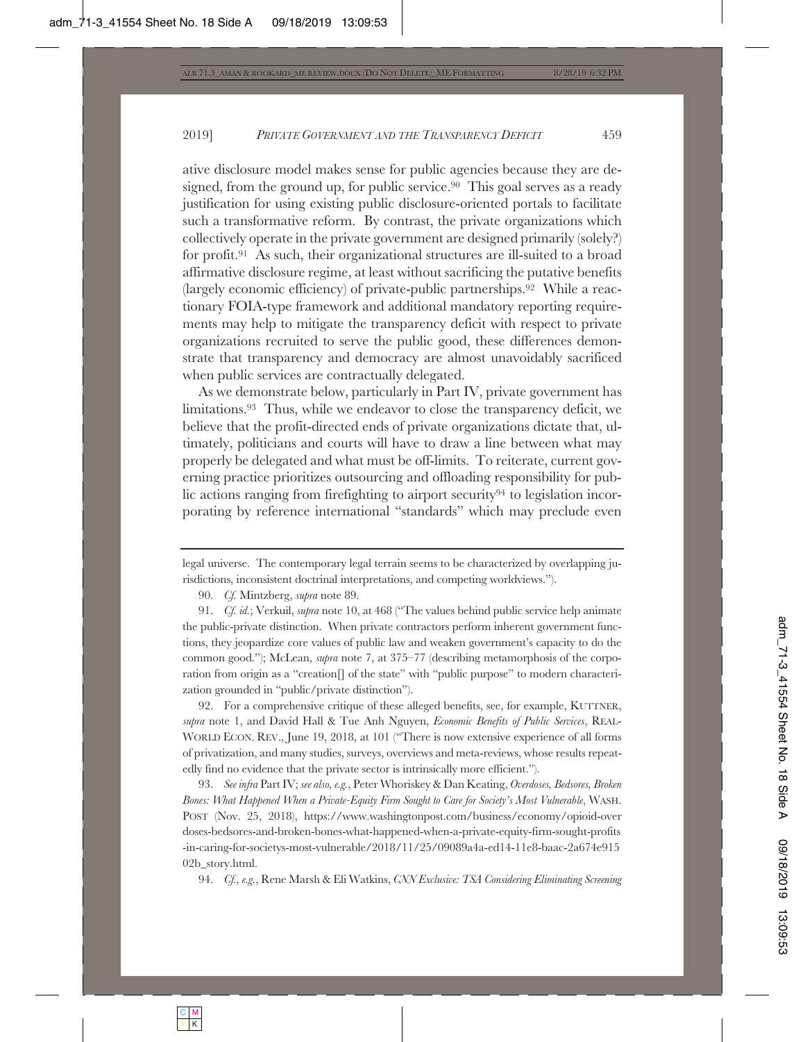ative disclosure model makes sense for public agencies because they are designed, from the ground up, for public service.[90] This goal serves as a ready justification for using existing public disclosure-oriented portals to facilitate such a transformative reform. By contrast, the private organizations which collectively operate in the private government are designed primarily (solely?) for profit.[91] As such, their organizational structures are ill-suited to a broad affirmative disclosure regime, at least without sacrificing the putative benefits (largely economic efficiency) of private-public partnerships.[92] While a reactionary FOIA-type framework and additional mandatory reporting requirements may help to mitigate the transparency deficit with respect to private organizations recruited to serve the public good, these differences demonstrate that transparency and democracy are almost unavoidably sacrificed when public services are contractually delegated.

As we demonstrate below, particularly in Part IV, private government has limitations.[93] Thus, while we endeavor to close the transparency deficit, we believe that the profit-directed ends of private organizations dictate that, ultimately, politicians and courts will have to draw a line between what may properly be delegated and what must be off-limits. To reiterate, current governing practice prioritizes outsourcing and offloading responsibility for public actions ranging from firefighting to airport security[94] to legislation incorporating by reference international "standards" which may preclude even

---

legal universe. The contemporary legal terrain seems to be characterized by overlapping jurisdictions, inconsistent doctrinal interpretations, and competing worldviews.").

90. *Cf.* Mintzberg, *supra* note 89.

91. *Cf. id.*; Verkuil, *supra* note 10, at 468 ("The values behind public service help animate the public-private distinction. When private contractors perform inherent government functions, they jeopardize core values of public law and weaken government's capacity to do the common good."); McLean, *supra* note 7, at 375–77 (describing metamorphosis of the corporation from origin as a "creation[] of the state" with "public purpose" to modern characterization grounded in "public/private distinction").

92. For a comprehensive critique of these alleged benefits, see, for example, KUTTNER, *supra* note 1, and David Hall & Tue Anh Nguyen, *Economic Benefits of Public Services*, REAL-WORLD ECON. REV., June 19, 2018, at 101 ("There is now extensive experience of all forms of privatization, and many studies, surveys, overviews and meta-reviews, whose results repeatedly find no evidence that the private sector is intrinsically more efficient.").

93. *See infra* Part IV; *see also, e.g.*, Peter Whoriskey & Dan Keating, *Overdoses, Bedsores, Broken Bones: What Happened When a Private-Equity Firm Sought to Care for Society's Most Vulnerable*, WASH. POST (Nov. 25, 2018), https://www.washingtonpost.com/business/economy/opioid-overdoses-bedsores-and-broken-bones-what-happened-when-a-private-equity-firm-sought-profits-in-caring-for-societys-most-vulnerable/2018/11/25/09089a4a-ed14-11e8-baac-2a674e91502b_story.html.

94. *Cf., e.g.*, Rene Marsh & Eli Watkins, *CNN Exclusive: TSA Considering Eliminating Screening*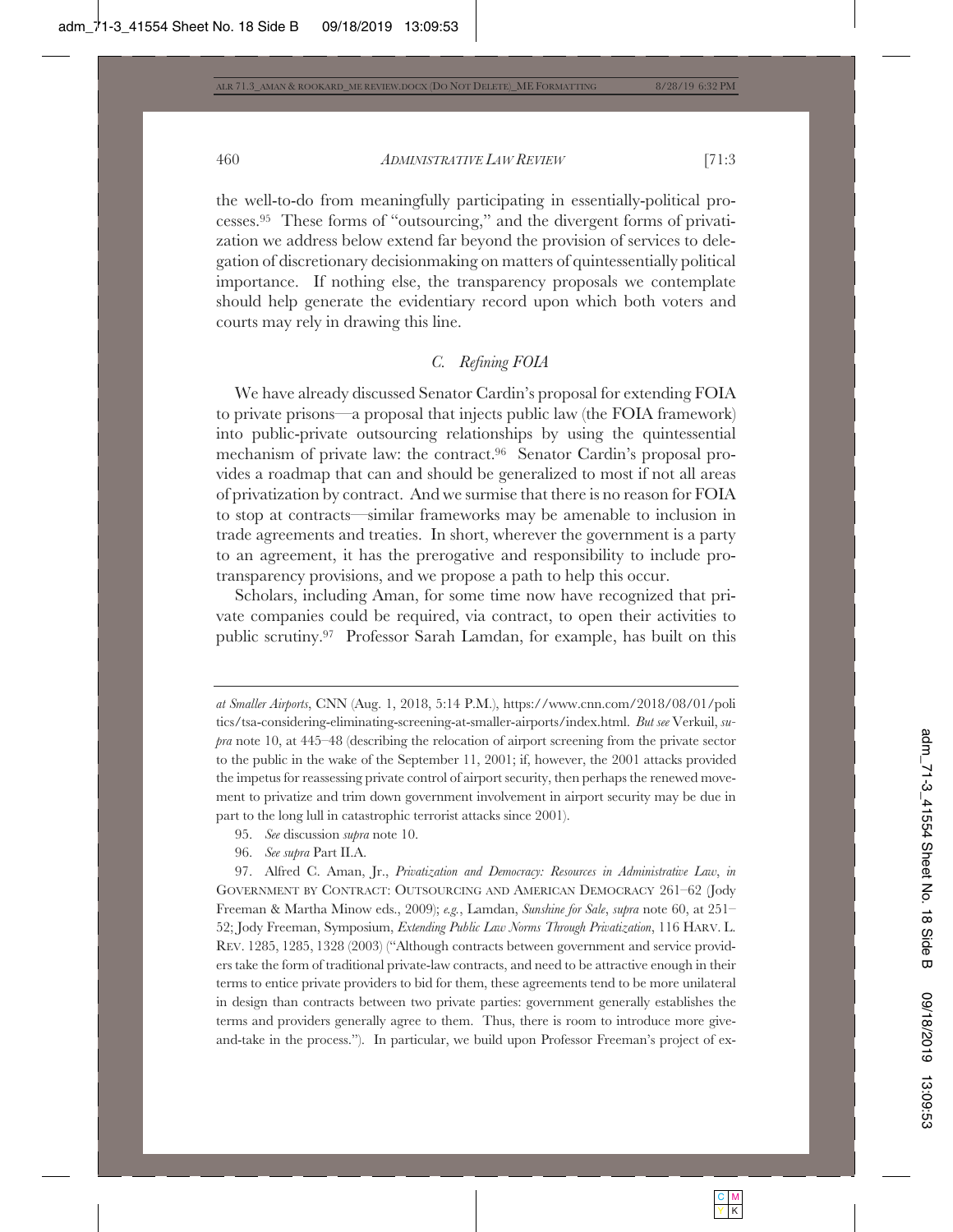the well-to-do from meaningfully participating in essentially-political processes.[95] These forms of "outsourcing," and the divergent forms of privatization we address below extend far beyond the provision of services to delegation of discretionary decisionmaking on matters of quintessentially political importance. If nothing else, the transparency proposals we contemplate should help generate the evidentiary record upon which both voters and courts may rely in drawing this line.

### *C. Refining FOIA*

We have already discussed Senator Cardin's proposal for extending FOIA to private prisons—a proposal that injects public law (the FOIA framework) into public-private outsourcing relationships by using the quintessential mechanism of private law: the contract.[96] Senator Cardin's proposal provides a roadmap that can and should be generalized to most if not all areas of privatization by contract. And we surmise that there is no reason for FOIA to stop at contracts—similar frameworks may be amenable to inclusion in trade agreements and treaties. In short, wherever the government is a party to an agreement, it has the prerogative and responsibility to include pro-transparency provisions, and we propose a path to help this occur.

Scholars, including Aman, for some time now have recognized that private companies could be required, via contract, to open their activities to public scrutiny.[97] Professor Sarah Lamdan, for example, has built on this

---

*at Smaller Airports*, CNN (Aug. 1, 2018, 5:14 P.M.), https://www.cnn.com/2018/08/01/politics/tsa-considering-eliminating-screening-at-smaller-airports/index.html. *But see* Verkuil, *supra* note 10, at 445–48 (describing the relocation of airport screening from the private sector to the public in the wake of the September 11, 2001; if, however, the 2001 attacks provided the impetus for reassessing private control of airport security, then perhaps the renewed movement to privatize and trim down government involvement in airport security may be due in part to the long lull in catastrophic terrorist attacks since 2001).

95. *See* discussion *supra* note 10.

96. *See supra* Part II.A.

97. Alfred C. Aman, Jr., *Privatization and Democracy: Resources in Administrative Law*, *in* GOVERNMENT BY CONTRACT: OUTSOURCING AND AMERICAN DEMOCRACY 261–62 (Jody Freeman & Martha Minow eds., 2009); *e.g.*, Lamdan, *Sunshine for Sale*, *supra* note 60, at 251–52; Jody Freeman, Symposium, *Extending Public Law Norms Through Privatization*, 116 HARV. L. REV. 1285, 1285, 1328 (2003) ("Although contracts between government and service providers take the form of traditional private-law contracts, and need to be attractive enough in their terms to entice private providers to bid for them, these agreements tend to be more unilateral in design than contracts between two private parties: government generally establishes the terms and providers generally agree to them. Thus, there is room to introduce more give-and-take in the process."). In particular, we build upon Professor Freeman's project of ex-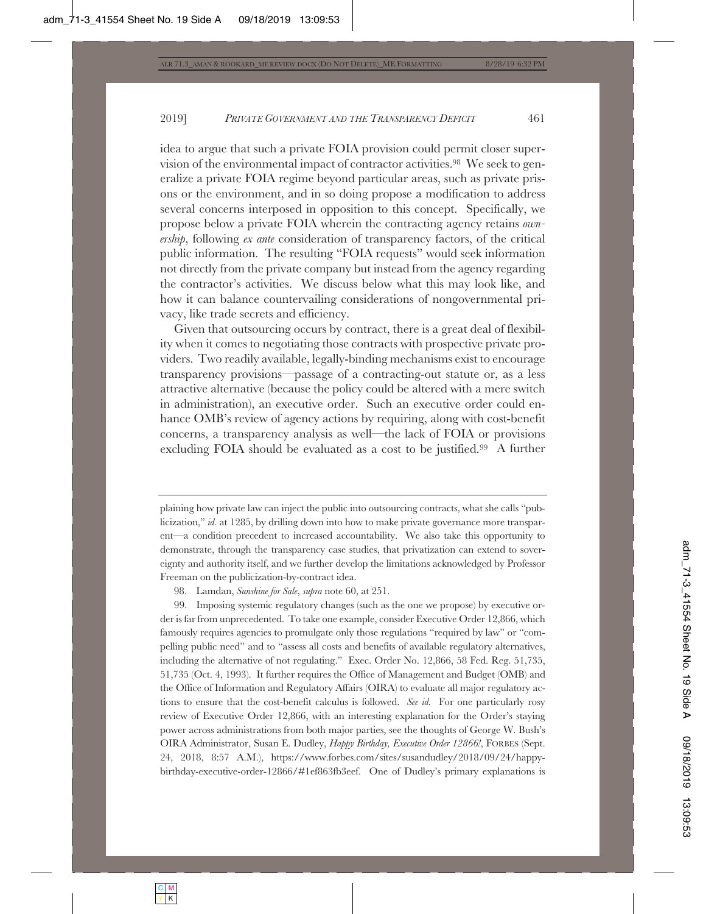idea to argue that such a private FOIA provision could permit closer supervision of the environmental impact of contractor activities.[98] We seek to generalize a private FOIA regime beyond particular areas, such as private prisons or the environment, and in so doing propose a modification to address several concerns interposed in opposition to this concept. Specifically, we propose below a private FOIA wherein the contracting agency retains *ownership*, following *ex ante* consideration of transparency factors, of the critical public information. The resulting "FOIA requests" would seek information not directly from the private company but instead from the agency regarding the contractor's activities. We discuss below what this may look like, and how it can balance countervailing considerations of nongovernmental privacy, like trade secrets and efficiency.

Given that outsourcing occurs by contract, there is a great deal of flexibility when it comes to negotiating those contracts with prospective private providers. Two readily available, legally-binding mechanisms exist to encourage transparency provisions—passage of a contracting-out statute or, as a less attractive alternative (because the policy could be altered with a mere switch in administration), an executive order. Such an executive order could enhance OMB's review of agency actions by requiring, along with cost-benefit concerns, a transparency analysis as well—the lack of FOIA or provisions excluding FOIA should be evaluated as a cost to be justified.[99] A further

---

plaining how private law can inject the public into outsourcing contracts, what she calls "publicization," *id.* at 1285, by drilling down into how to make private governance more transparent—a condition precedent to increased accountability. We also take this opportunity to demonstrate, through the transparency case studies, that privatization can extend to sovereignty and authority itself, and we further develop the limitations acknowledged by Professor Freeman on the publicization-by-contract idea.

98. Lamdan, *Sunshine for Sale*, *supra* note 60, at 251.

99. Imposing systemic regulatory changes (such as the one we propose) by executive order is far from unprecedented. To take one example, consider Executive Order 12,866, which famously requires agencies to promulgate only those regulations "required by law" or "compelling public need" and to "assess all costs and benefits of available regulatory alternatives, including the alternative of not regulating." Exec. Order No. 12,866, 58 Fed. Reg. 51,735, 51,735 (Oct. 4, 1993). It further requires the Office of Management and Budget (OMB) and the Office of Information and Regulatory Affairs (OIRA) to evaluate all major regulatory actions to ensure that the cost-benefit calculus is followed. *See id.* For one particularly rosy review of Executive Order 12,866, with an interesting explanation for the Order's staying power across administrations from both major parties, see the thoughts of George W. Bush's OIRA Administrator, Susan E. Dudley, *Happy Birthday, Executive Order 12866!*, FORBES (Sept. 24, 2018, 8:57 A.M.), https://www.forbes.com/sites/susandudley/2018/09/24/happy-birthday-executive-order-12866/#1ef863fb3eef. One of Dudley's primary explanations is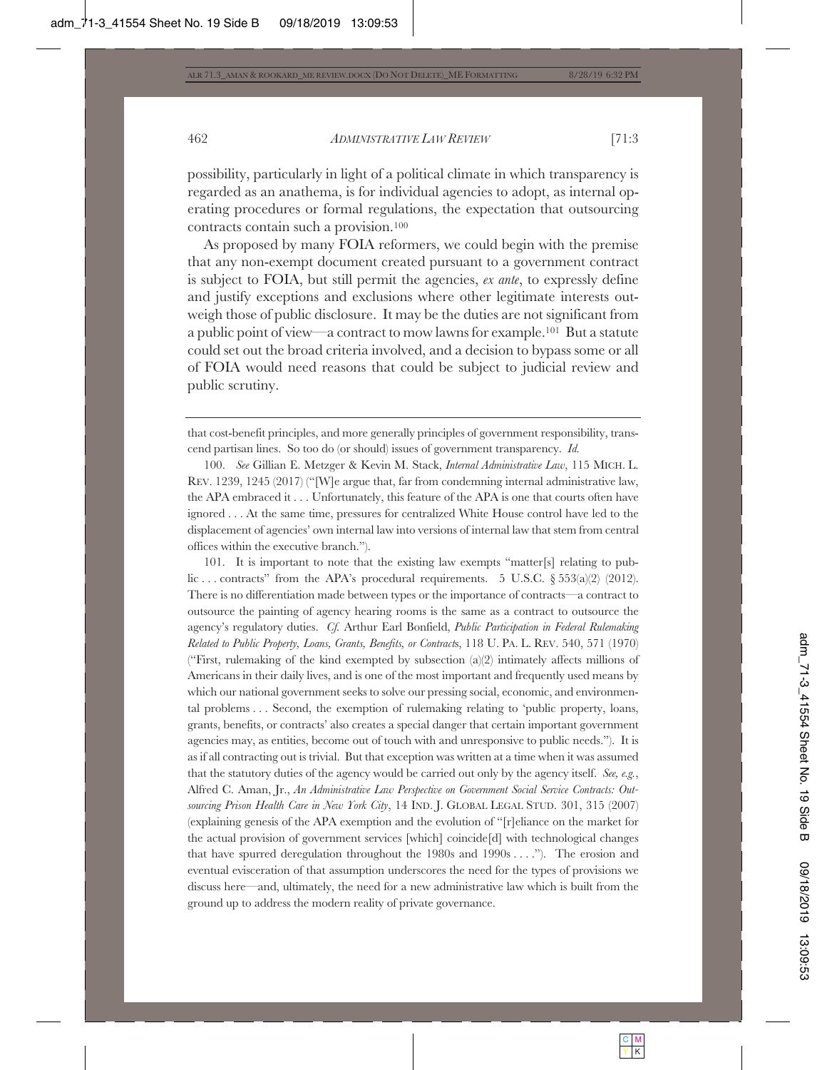possibility, particularly in light of a political climate in which transparency is regarded as an anathema, is for individual agencies to adopt, as internal operating procedures or formal regulations, the expectation that outsourcing contracts contain such a provision.[100]

As proposed by many FOIA reformers, we could begin with the premise that any non-exempt document created pursuant to a government contract is subject to FOIA, but still permit the agencies, *ex ante*, to expressly define and justify exceptions and exclusions where other legitimate interests outweigh those of public disclosure. It may be the duties are not significant from a public point of view—a contract to mow lawns for example.[101] But a statute could set out the broad criteria involved, and a decision to bypass some or all of FOIA would need reasons that could be subject to judicial review and public scrutiny.

---

that cost-benefit principles, and more generally principles of government responsibility, transcend partisan lines. So too do (or should) issues of government transparency. *Id.*

100. *See* Gillian E. Metzger & Kevin M. Stack, *Internal Administrative Law*, 115 MICH. L. REV. 1239, 1245 (2017) ("[W]e argue that, far from condemning internal administrative law, the APA embraced it . . . Unfortunately, this feature of the APA is one that courts often have ignored . . . At the same time, pressures for centralized White House control have led to the displacement of agencies' own internal law into versions of internal law that stem from central offices within the executive branch.").

101. It is important to note that the existing law exempts "matter[s] relating to public . . . contracts" from the APA's procedural requirements. 5 U.S.C. § 553(a)(2) (2012). There is no differentiation made between types or the importance of contracts—a contract to outsource the painting of agency hearing rooms is the same as a contract to outsource the agency's regulatory duties. *Cf.* Arthur Earl Bonfield, *Public Participation in Federal Rulemaking Related to Public Property, Loans, Grants, Benefits, or Contracts*, 118 U. PA. L. REV. 540, 571 (1970) ("First, rulemaking of the kind exempted by subsection (a)(2) intimately affects millions of Americans in their daily lives, and is one of the most important and frequently used means by which our national government seeks to solve our pressing social, economic, and environmental problems . . . Second, the exemption of rulemaking relating to 'public property, loans, grants, benefits, or contracts' also creates a special danger that certain important government agencies may, as entities, become out of touch with and unresponsive to public needs."). It is as if all contracting out is trivial. But that exception was written at a time when it was assumed that the statutory duties of the agency would be carried out only by the agency itself. *See, e.g.*, Alfred C. Aman, Jr., *An Administrative Law Perspective on Government Social Service Contracts: Outsourcing Prison Health Care in New York City*, 14 IND. J. GLOBAL LEGAL STUD. 301, 315 (2007) (explaining genesis of the APA exemption and the evolution of "[r]eliance on the market for the actual provision of government services [which] coincide[d] with technological changes that have spurred deregulation throughout the 1980s and 1990s . . . ."). The erosion and eventual evisceration of that assumption underscores the need for the types of provisions we discuss here—and, ultimately, the need for a new administrative law which is built from the ground up to address the modern reality of private governance.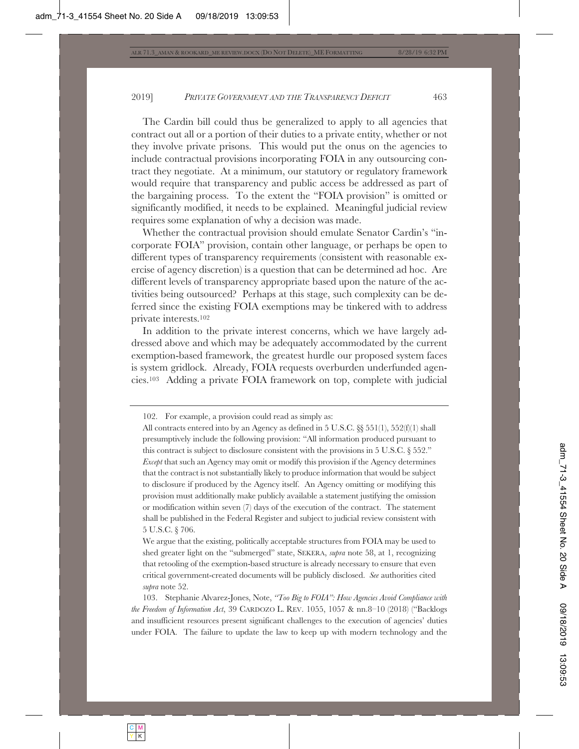The Cardin bill could thus be generalized to apply to all agencies that contract out all or a portion of their duties to a private entity, whether or not they involve private prisons. This would put the onus on the agencies to include contractual provisions incorporating FOIA in any outsourcing contract they negotiate. At a minimum, our statutory or regulatory framework would require that transparency and public access be addressed as part of the bargaining process. To the extent the "FOIA provision" is omitted or significantly modified, it needs to be explained. Meaningful judicial review requires some explanation of why a decision was made.

Whether the contractual provision should emulate Senator Cardin's "incorporate FOIA" provision, contain other language, or perhaps be open to different types of transparency requirements (consistent with reasonable exercise of agency discretion) is a question that can be determined ad hoc. Are different levels of transparency appropriate based upon the nature of the activities being outsourced? Perhaps at this stage, such complexity can be deferred since the existing FOIA exemptions may be tinkered with to address private interests.[102]

In addition to the private interest concerns, which we have largely addressed above and which may be adequately accommodated by the current exemption-based framework, the greatest hurdle our proposed system faces is system gridlock. Already, FOIA requests overburden underfunded agencies.[103] Adding a private FOIA framework on top, complete with judicial

---

102. For example, a provision could read as simply as:

All contracts entered into by an Agency as defined in 5 U.S.C. §§ 551(1), 552(f)(1) shall presumptively include the following provision: "All information produced pursuant to this contract is subject to disclosure consistent with the provisions in 5 U.S.C. § 552." *Except* that such an Agency may omit or modify this provision if the Agency determines that the contract is not substantially likely to produce information that would be subject to disclosure if produced by the Agency itself. An Agency omitting or modifying this provision must additionally make publicly available a statement justifying the omission or modification within seven (7) days of the execution of the contract. The statement shall be published in the Federal Register and subject to judicial review consistent with 5 U.S.C. § 706.

We argue that the existing, politically acceptable structures from FOIA may be used to shed greater light on the "submerged" state, SEKERA, *supra* note 58, at 1, recognizing that retooling of the exemption-based structure is already necessary to ensure that even critical government-created documents will be publicly disclosed. *See* authorities cited *supra* note 52.

103. Stephanie Alvarez-Jones, Note, *"Too Big to FOIA": How Agencies Avoid Compliance with the Freedom of Information Act*, 39 CARDOZO L. REV. 1055, 1057 & nn.8–10 (2018) ("Backlogs and insufficient resources present significant challenges to the execution of agencies' duties under FOIA. The failure to update the law to keep up with modern technology and the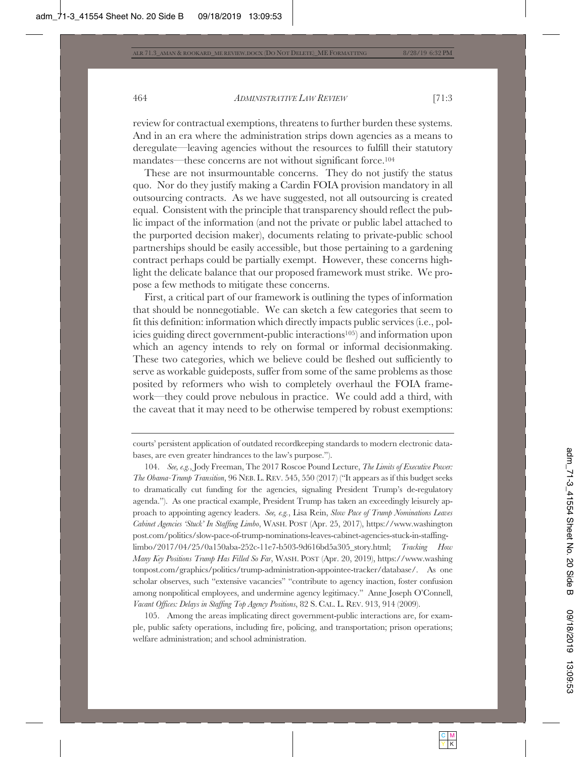review for contractual exemptions, threatens to further burden these systems. And in an era where the administration strips down agencies as a means to deregulate—leaving agencies without the resources to fulfill their statutory mandates—these concerns are not without significant force.[104]

These are not insurmountable concerns. They do not justify the status quo. Nor do they justify making a Cardin FOIA provision mandatory in all outsourcing contracts. As we have suggested, not all outsourcing is created equal. Consistent with the principle that transparency should reflect the public impact of the information (and not the private or public label attached to the purported decision maker), documents relating to private-public school partnerships should be easily accessible, but those pertaining to a gardening contract perhaps could be partially exempt. However, these concerns highlight the delicate balance that our proposed framework must strike. We propose a few methods to mitigate these concerns.

First, a critical part of our framework is outlining the types of information that should be nonnegotiable. We can sketch a few categories that seem to fit this definition: information which directly impacts public services (i.e., policies guiding direct government-public interactions[105]) and information upon which an agency intends to rely on formal or informal decisionmaking. These two categories, which we believe could be fleshed out sufficiently to serve as workable guideposts, suffer from some of the same problems as those posited by reformers who wish to completely overhaul the FOIA framework—they could prove nebulous in practice. We could add a third, with the caveat that it may need to be otherwise tempered by robust exemptions:

---

courts' persistent application of outdated recordkeeping standards to modern electronic databases, are even greater hindrances to the law's purpose.").

104. *See, e.g.*, Jody Freeman, The 2017 Roscoe Pound Lecture, *The Limits of Executive Power: The Obama-Trump Transition*, 96 NEB. L. REV. 545, 550 (2017) ("It appears as if this budget seeks to dramatically cut funding for the agencies, signaling President Trump's de-regulatory agenda."). As one practical example, President Trump has taken an exceedingly leisurely approach to appointing agency leaders. *See, e.g.*, Lisa Rein, *Slow Pace of Trump Nominations Leaves Cabinet Agencies 'Stuck' In Staffing Limbo*, WASH. POST (Apr. 25, 2017), https://www.washingtonpost.com/politics/slow-pace-of-trump-nominations-leaves-cabinet-agencies-stuck-in-staffing-limbo/2017/04/25/0a150aba-252c-11e7-b503-9d616bd5a305_story.html; *Tracking How Many Key Positions Trump Has Filled So Far*, WASH. POST (Apr. 20, 2019), https://www.washingtonpost.com/graphics/politics/trump-administration-appointee-tracker/database/. As one scholar observes, such "extensive vacancies" "contribute to agency inaction, foster confusion among nonpolitical employees, and undermine agency legitimacy." Anne Joseph O'Connell, *Vacant Offices: Delays in Staffing Top Agency Positions*, 82 S. CAL. L. REV. 913, 914 (2009).

105. Among the areas implicating direct government-public interactions are, for example, public safety operations, including fire, policing, and transportation; prison operations; welfare administration; and school administration.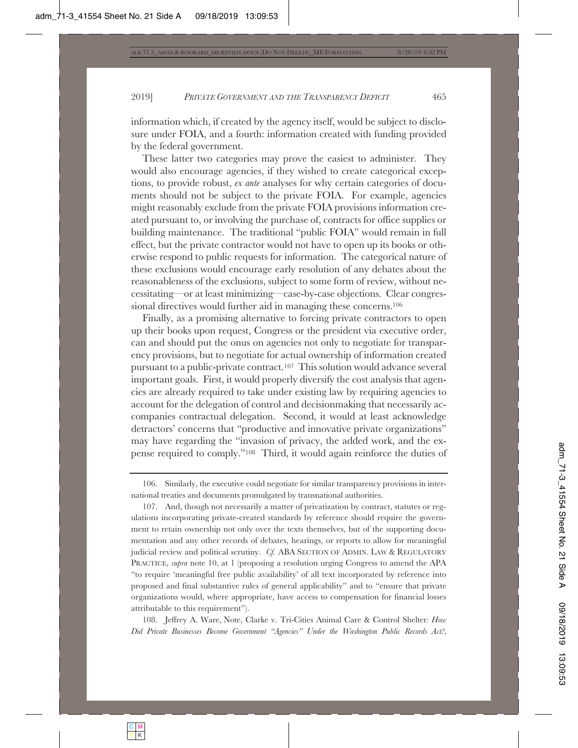information which, if created by the agency itself, would be subject to disclosure under FOIA, and a fourth: information created with funding provided by the federal government.

These latter two categories may prove the easiest to administer. They would also encourage agencies, if they wished to create categorical exceptions, to provide robust, *ex ante* analyses for why certain categories of documents should not be subject to the private FOIA. For example, agencies might reasonably exclude from the private FOIA provisions information created pursuant to, or involving the purchase of, contracts for office supplies or building maintenance. The traditional "public FOIA" would remain in full effect, but the private contractor would not have to open up its books or otherwise respond to public requests for information. The categorical nature of these exclusions would encourage early resolution of any debates about the reasonableness of the exclusions, subject to some form of review, without necessitating—or at least minimizing—case-by-case objections. Clear congressional directives would further aid in managing these concerns.[106]

Finally, as a promising alternative to forcing private contractors to open up their books upon request, Congress or the president via executive order, can and should put the onus on agencies not only to negotiate for transparency provisions, but to negotiate for actual ownership of information created pursuant to a public-private contract.[107] This solution would advance several important goals. First, it would properly diversify the cost analysis that agencies are already required to take under existing law by requiring agencies to account for the delegation of control and decisionmaking that necessarily accompanies contractual delegation. Second, it would at least acknowledge detractors' concerns that "productive and innovative private organizations" may have regarding the "invasion of privacy, the added work, and the expense required to comply."[108] Third, it would again reinforce the duties of

---

106. Similarly, the executive could negotiate for similar transparency provisions in international treaties and documents promulgated by transnational authorities.

107. And, though not necessarily a matter of privatization by contract, statutes or regulations incorporating private-created standards by reference should require the government to retain ownership not only over the texts themselves, but of the supporting documentation and any other records of debates, hearings, or reports to allow for meaningful judicial review and political scrutiny. *Cf.* ABA SECTION OF ADMIN. LAW & REGULATORY PRACTICE, *supra* note 10, at 1 (proposing a resolution urging Congress to amend the APA "to require 'meaningful free public availability' of all text incorporated by reference into proposed and final substantive rules of general applicability" and to "ensure that private organizations would, where appropriate, have access to compensation for financial losses attributable to this requirement").

108. Jeffrey A. Ware, Note, *Clarke v. Tri-Cities Animal Care & Control Shelter: How Did Private Businesses Become Government "Agencies" Under the Washington Public Records Act?*,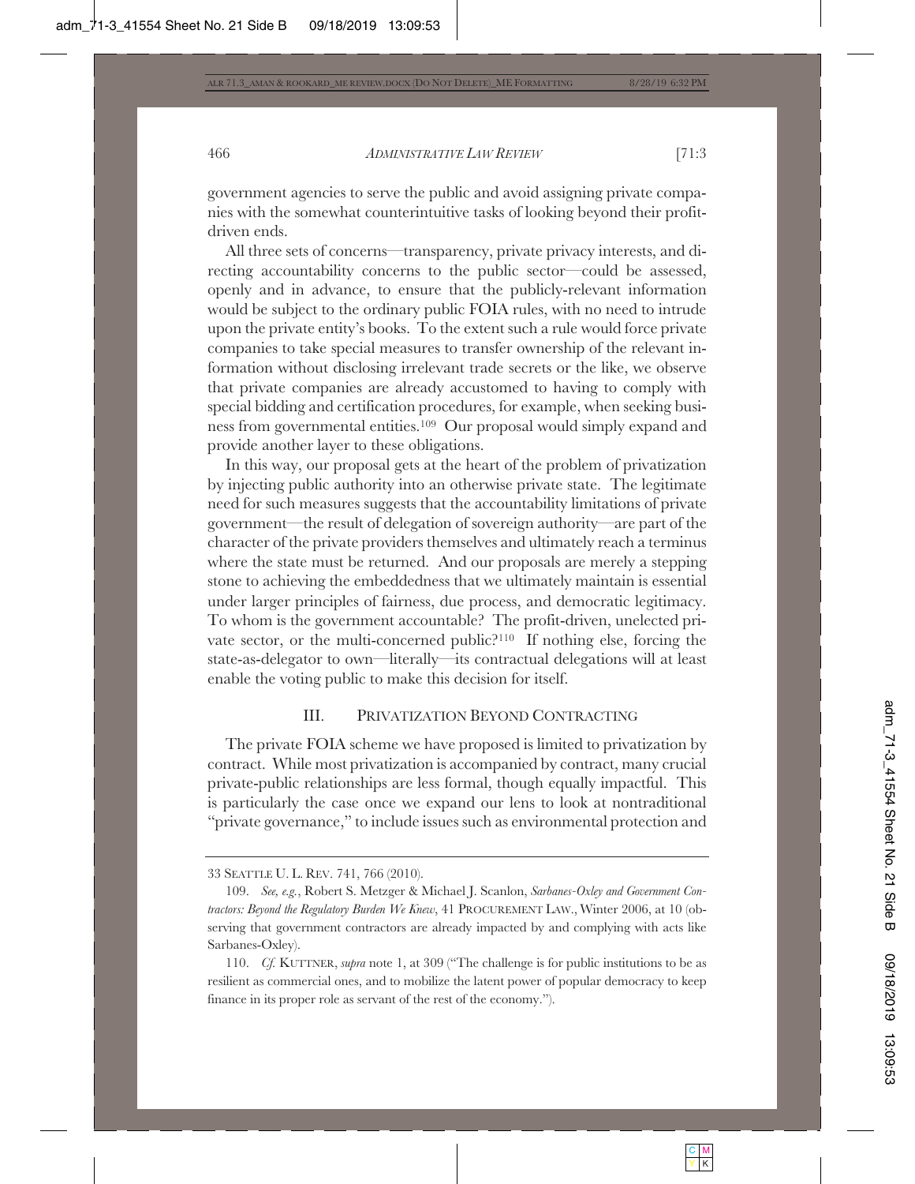government agencies to serve the public and avoid assigning private companies with the somewhat counterintuitive tasks of looking beyond their profit-driven ends.

All three sets of concerns—transparency, private privacy interests, and directing accountability concerns to the public sector—could be assessed, openly and in advance, to ensure that the publicly-relevant information would be subject to the ordinary public FOIA rules, with no need to intrude upon the private entity's books. To the extent such a rule would force private companies to take special measures to transfer ownership of the relevant information without disclosing irrelevant trade secrets or the like, we observe that private companies are already accustomed to having to comply with special bidding and certification procedures, for example, when seeking business from governmental entities.[109] Our proposal would simply expand and provide another layer to these obligations.

In this way, our proposal gets at the heart of the problem of privatization by injecting public authority into an otherwise private state. The legitimate need for such measures suggests that the accountability limitations of private government—the result of delegation of sovereign authority—are part of the character of the private providers themselves and ultimately reach a terminus where the state must be returned. And our proposals are merely a stepping stone to achieving the embeddedness that we ultimately maintain is essential under larger principles of fairness, due process, and democratic legitimacy. To whom is the government accountable? The profit-driven, unelected private sector, or the multi-concerned public?[110] If nothing else, forcing the state-as-delegator to own—literally—its contractual delegations will at least enable the voting public to make this decision for itself.

## III. PRIVATIZATION BEYOND CONTRACTING

The private FOIA scheme we have proposed is limited to privatization by contract. While most privatization is accompanied by contract, many crucial private-public relationships are less formal, though equally impactful. This is particularly the case once we expand our lens to look at nontraditional "private governance," to include issues such as environmental protection and

---

33 SEATTLE U. L. REV. 741, 766 (2010).

109. *See, e.g.*, Robert S. Metzger & Michael J. Scanlon, *Sarbanes-Oxley and Government Contractors: Beyond the Regulatory Burden We Knew*, 41 PROCUREMENT LAW., Winter 2006, at 10 (observing that government contractors are already impacted by and complying with acts like Sarbanes-Oxley).

110. *Cf.* KUTTNER, *supra* note 1, at 309 ("The challenge is for public institutions to be as resilient as commercial ones, and to mobilize the latent power of popular democracy to keep finance in its proper role as servant of the rest of the economy.").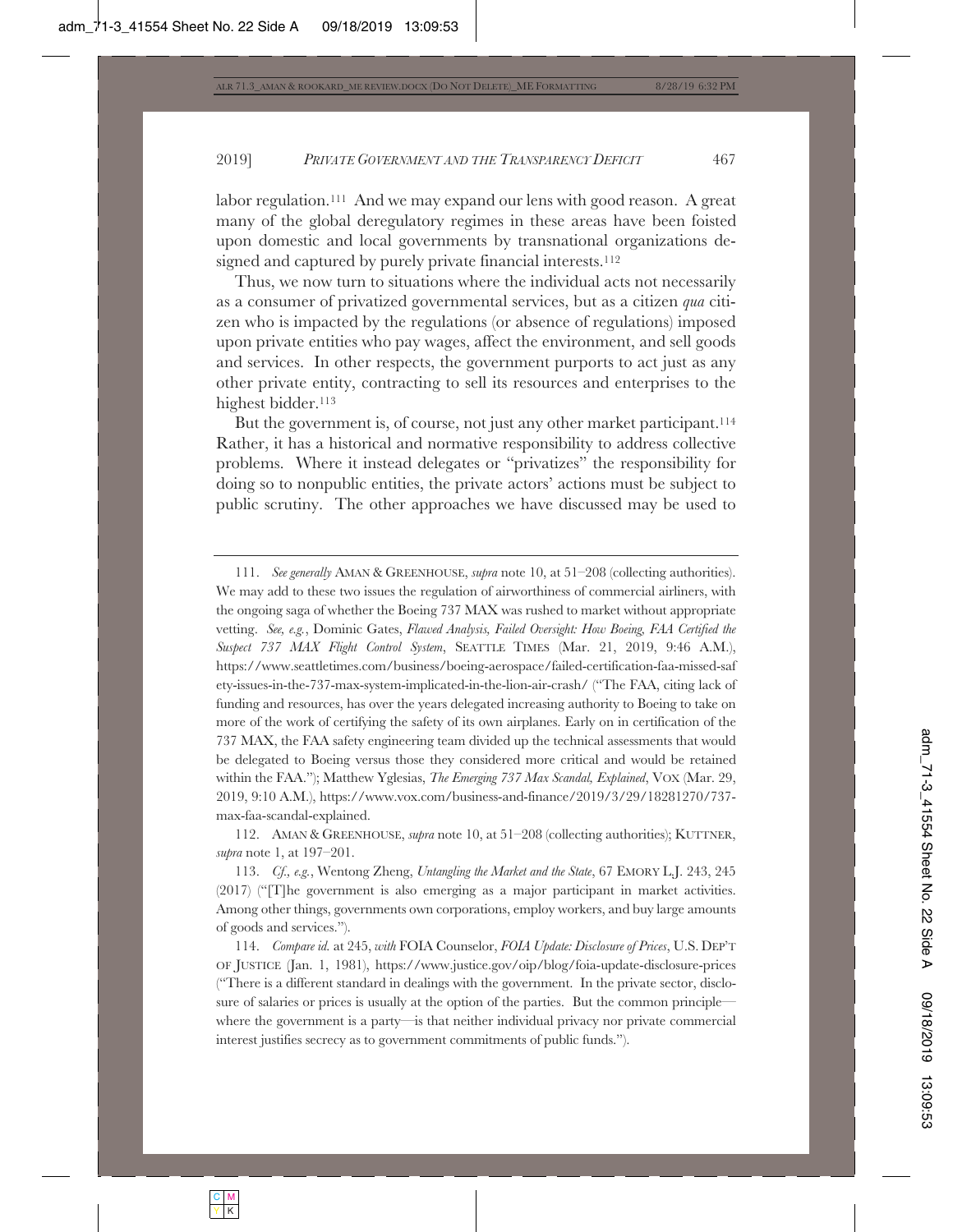labor regulation.[111] And we may expand our lens with good reason. A great many of the global deregulatory regimes in these areas have been foisted upon domestic and local governments by transnational organizations designed and captured by purely private financial interests.[112]

Thus, we now turn to situations where the individual acts not necessarily as a consumer of privatized governmental services, but as a citizen *qua* citizen who is impacted by the regulations (or absence of regulations) imposed upon private entities who pay wages, affect the environment, and sell goods and services. In other respects, the government purports to act just as any other private entity, contracting to sell its resources and enterprises to the highest bidder.[113]

But the government is, of course, not just any other market participant.[114] Rather, it has a historical and normative responsibility to address collective problems. Where it instead delegates or "privatizes" the responsibility for doing so to nonpublic entities, the private actors' actions must be subject to public scrutiny. The other approaches we have discussed may be used to

---

111. *See generally* AMAN & GREENHOUSE, *supra* note 10, at 51–208 (collecting authorities). We may add to these two issues the regulation of airworthiness of commercial airliners, with the ongoing saga of whether the Boeing 737 MAX was rushed to market without appropriate vetting. *See, e.g.*, Dominic Gates, *Flawed Analysis, Failed Oversight: How Boeing, FAA Certified the Suspect 737 MAX Flight Control System*, SEATTLE TIMES (Mar. 21, 2019, 9:46 A.M.), https://www.seattletimes.com/business/boeing-aerospace/failed-certification-faa-missed-safety-issues-in-the-737-max-system-implicated-in-the-lion-air-crash/ ("The FAA, citing lack of funding and resources, has over the years delegated increasing authority to Boeing to take on more of the work of certifying the safety of its own airplanes. Early on in certification of the 737 MAX, the FAA safety engineering team divided up the technical assessments that would be delegated to Boeing versus those they considered more critical and would be retained within the FAA."); Matthew Yglesias, *The Emerging 737 Max Scandal, Explained*, VOX (Mar. 29, 2019, 9:10 A.M.), https://www.vox.com/business-and-finance/2019/3/29/18281270/737-max-faa-scandal-explained.

112. AMAN & GREENHOUSE, *supra* note 10, at 51–208 (collecting authorities); KUTTNER, *supra* note 1, at 197–201.

113. *Cf., e.g.*, Wentong Zheng, *Untangling the Market and the State*, 67 EMORY L.J. 243, 245 (2017) ("[T]he government is also emerging as a major participant in market activities. Among other things, governments own corporations, employ workers, and buy large amounts of goods and services.").

114. *Compare id.* at 245, *with* FOIA Counselor, *FOIA Update: Disclosure of Prices*, U.S. DEP'T OF JUSTICE (Jan. 1, 1981), https://www.justice.gov/oip/blog/foia-update-disclosure-prices ("There is a different standard in dealings with the government. In the private sector, disclosure of salaries or prices is usually at the option of the parties. But the common principle—where the government is a party—is that neither individual privacy nor private commercial interest justifies secrecy as to government commitments of public funds.").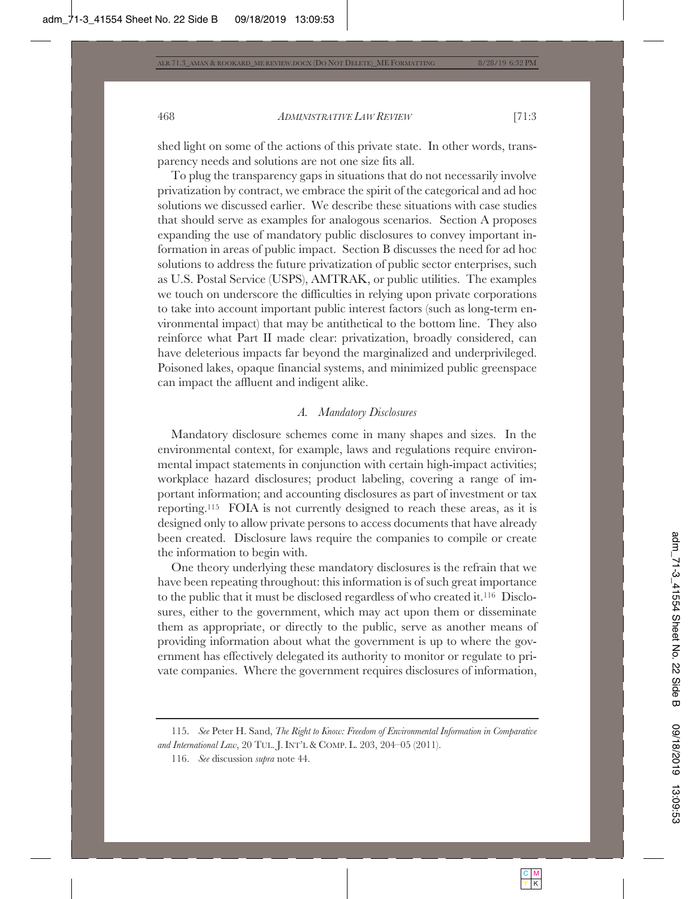shed light on some of the actions of this private state. In other words, transparency needs and solutions are not one size fits all.

To plug the transparency gaps in situations that do not necessarily involve privatization by contract, we embrace the spirit of the categorical and ad hoc solutions we discussed earlier. We describe these situations with case studies that should serve as examples for analogous scenarios. Section A proposes expanding the use of mandatory public disclosures to convey important information in areas of public impact. Section B discusses the need for ad hoc solutions to address the future privatization of public sector enterprises, such as U.S. Postal Service (USPS), AMTRAK, or public utilities. The examples we touch on underscore the difficulties in relying upon private corporations to take into account important public interest factors (such as long-term environmental impact) that may be antithetical to the bottom line. They also reinforce what Part II made clear: privatization, broadly considered, can have deleterious impacts far beyond the marginalized and underprivileged. Poisoned lakes, opaque financial systems, and minimized public greenspace can impact the affluent and indigent alike.

### *A. Mandatory Disclosures*

Mandatory disclosure schemes come in many shapes and sizes. In the environmental context, for example, laws and regulations require environmental impact statements in conjunction with certain high-impact activities; workplace hazard disclosures; product labeling, covering a range of important information; and accounting disclosures as part of investment or tax reporting.[115] FOIA is not currently designed to reach these areas, as it is designed only to allow private persons to access documents that have already been created. Disclosure laws require the companies to compile or create the information to begin with.

One theory underlying these mandatory disclosures is the refrain that we have been repeating throughout: this information is of such great importance to the public that it must be disclosed regardless of who created it.[116] Disclosures, either to the government, which may act upon them or disseminate them as appropriate, or directly to the public, serve as another means of providing information about what the government is up to where the government has effectively delegated its authority to monitor or regulate to private companies. Where the government requires disclosures of information,

---

115. *See* Peter H. Sand, *The Right to Know: Freedom of Environmental Information in Comparative and International Law*, 20 TUL. J. INT'L & COMP. L. 203, 204–05 (2011).

116. *See* discussion *supra* note 44.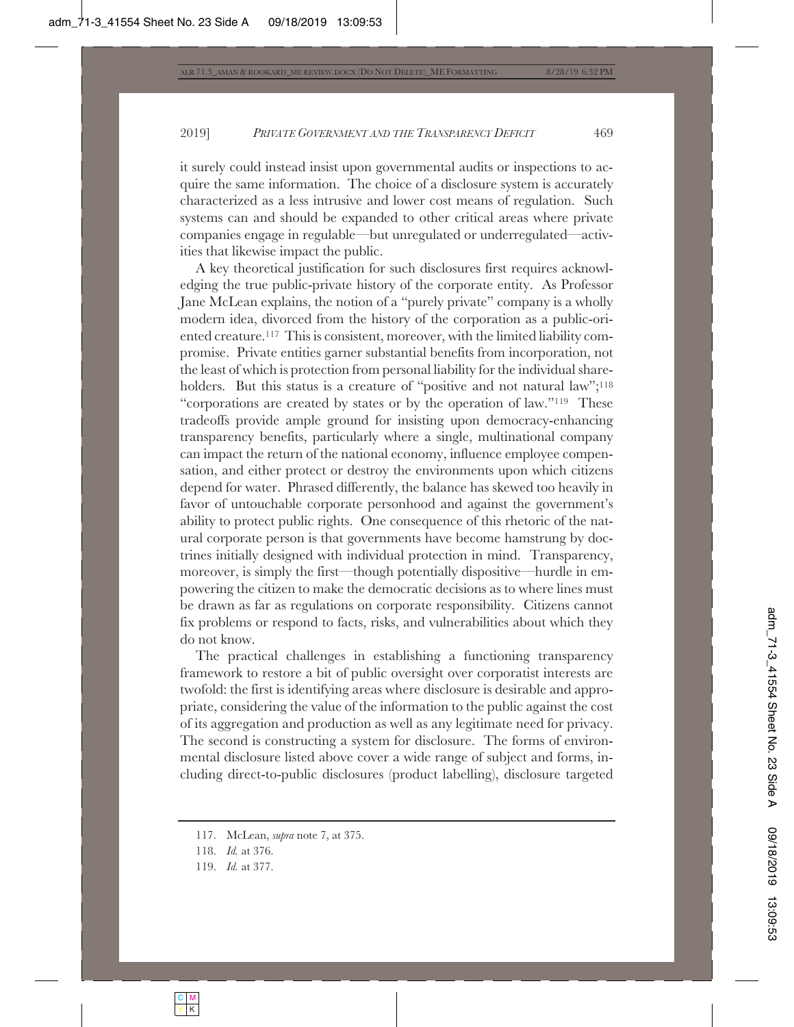it surely could instead insist upon governmental audits or inspections to acquire the same information. The choice of a disclosure system is accurately characterized as a less intrusive and lower cost means of regulation. Such systems can and should be expanded to other critical areas where private companies engage in regulable—but unregulated or underregulated—activities that likewise impact the public.

A key theoretical justification for such disclosures first requires acknowledging the true public-private history of the corporate entity. As Professor Jane McLean explains, the notion of a "purely private" company is a wholly modern idea, divorced from the history of the corporation as a public-oriented creature.[117] This is consistent, moreover, with the limited liability compromise. Private entities garner substantial benefits from incorporation, not the least of which is protection from personal liability for the individual shareholders. But this status is a creature of "positive and not natural law";[118] "corporations are created by states or by the operation of law."[119] These tradeoffs provide ample ground for insisting upon democracy-enhancing transparency benefits, particularly where a single, multinational company can impact the return of the national economy, influence employee compensation, and either protect or destroy the environments upon which citizens depend for water. Phrased differently, the balance has skewed too heavily in favor of untouchable corporate personhood and against the government's ability to protect public rights. One consequence of this rhetoric of the natural corporate person is that governments have become hamstrung by doctrines initially designed with individual protection in mind. Transparency, moreover, is simply the first—though potentially dispositive—hurdle in empowering the citizen to make the democratic decisions as to where lines must be drawn as far as regulations on corporate responsibility. Citizens cannot fix problems or respond to facts, risks, and vulnerabilities about which they do not know.

The practical challenges in establishing a functioning transparency framework to restore a bit of public oversight over corporatist interests are twofold: the first is identifying areas where disclosure is desirable and appropriate, considering the value of the information to the public against the cost of its aggregation and production as well as any legitimate need for privacy. The second is constructing a system for disclosure. The forms of environmental disclosure listed above cover a wide range of subject and forms, including direct-to-public disclosures (product labelling), disclosure targeted

---

117. McLean, *supra* note 7, at 375.

118. *Id.* at 376.

119. *Id.* at 377.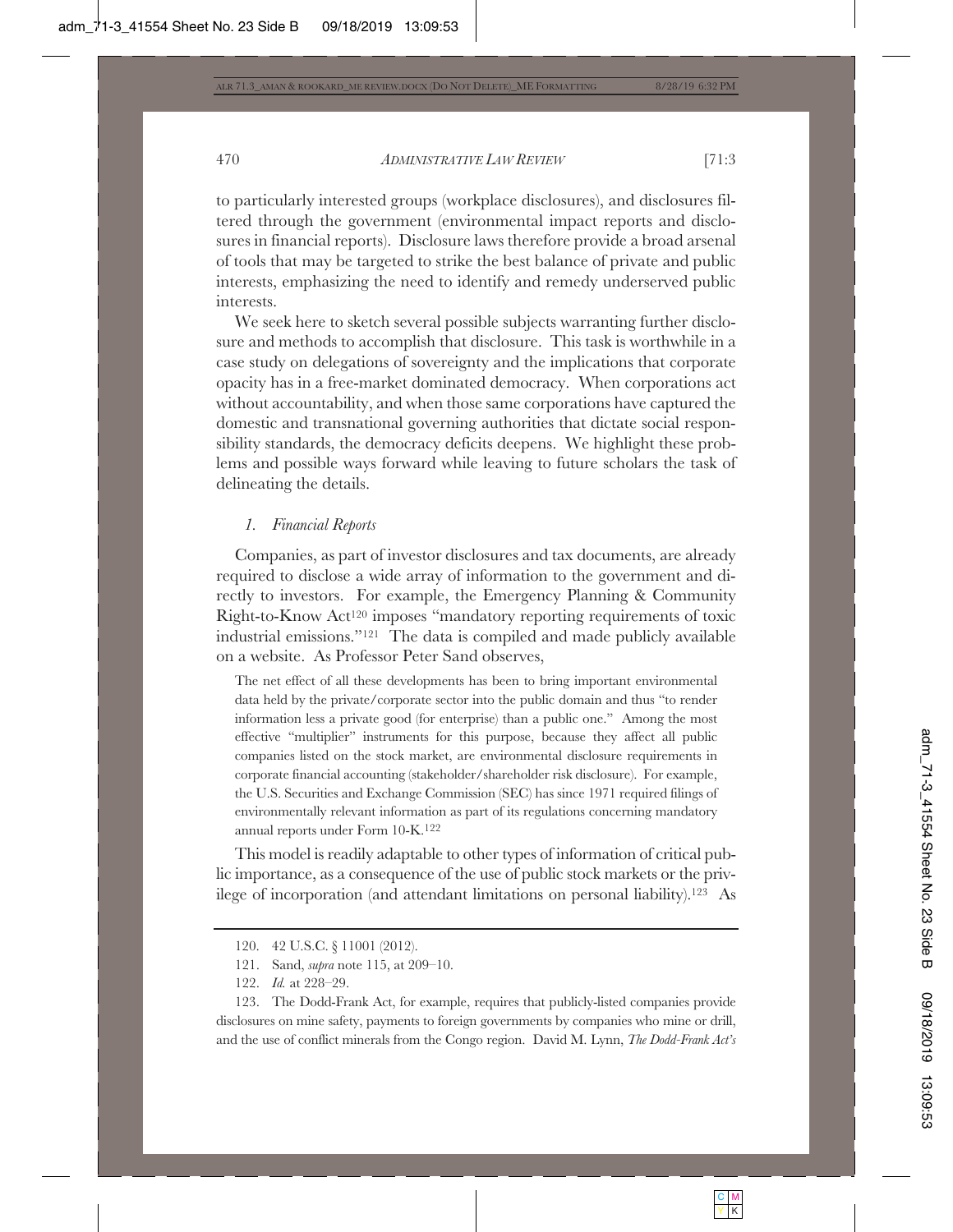to particularly interested groups (workplace disclosures), and disclosures filtered through the government (environmental impact reports and disclosures in financial reports). Disclosure laws therefore provide a broad arsenal of tools that may be targeted to strike the best balance of private and public interests, emphasizing the need to identify and remedy underserved public interests.

We seek here to sketch several possible subjects warranting further disclosure and methods to accomplish that disclosure. This task is worthwhile in a case study on delegations of sovereignty and the implications that corporate opacity has in a free-market dominated democracy. When corporations act without accountability, and when those same corporations have captured the domestic and transnational governing authorities that dictate social responsibility standards, the democracy deficits deepens. We highlight these problems and possible ways forward while leaving to future scholars the task of delineating the details.

### *1. Financial Reports*

Companies, as part of investor disclosures and tax documents, are already required to disclose a wide array of information to the government and directly to investors. For example, the Emergency Planning & Community Right-to-Know Act[120] imposes "mandatory reporting requirements of toxic industrial emissions."[121] The data is compiled and made publicly available on a website. As Professor Peter Sand observes,

> The net effect of all these developments has been to bring important environmental data held by the private/corporate sector into the public domain and thus "to render information less a private good (for enterprise) than a public one." Among the most effective "multiplier" instruments for this purpose, because they affect all public companies listed on the stock market, are environmental disclosure requirements in corporate financial accounting (stakeholder/shareholder risk disclosure). For example, the U.S. Securities and Exchange Commission (SEC) has since 1971 required filings of environmentally relevant information as part of its regulations concerning mandatory annual reports under Form 10-K.[122]

This model is readily adaptable to other types of information of critical public importance, as a consequence of the use of public stock markets or the privilege of incorporation (and attendant limitations on personal liability).[123] As

---

120. 42 U.S.C. § 11001 (2012).

121. Sand, *supra* note 115, at 209–10.

122. *Id.* at 228–29.

123. The Dodd-Frank Act, for example, requires that publicly-listed companies provide disclosures on mine safety, payments to foreign governments by companies who mine or drill, and the use of conflict minerals from the Congo region. David M. Lynn, *The Dodd-Frank Act's*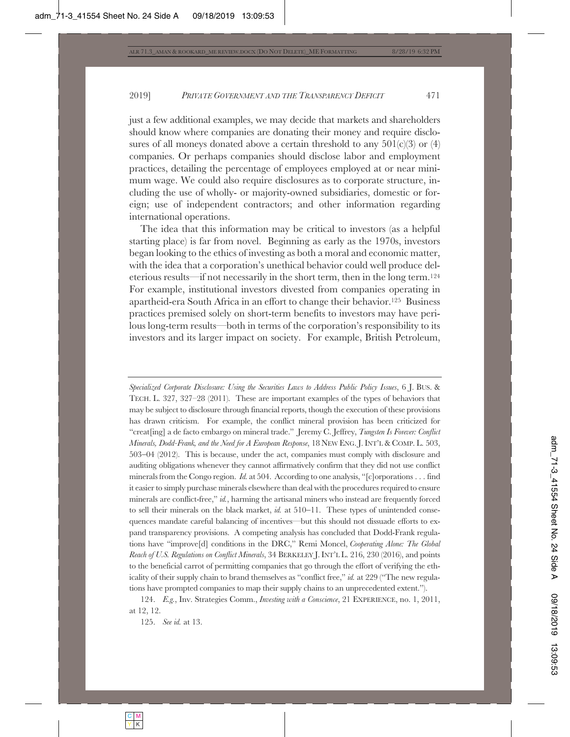just a few additional examples, we may decide that markets and shareholders should know where companies are donating their money and require disclosures of all moneys donated above a certain threshold to any 501(c)(3) or (4) companies. Or perhaps companies should disclose labor and employment practices, detailing the percentage of employees employed at or near minimum wage. We could also require disclosures as to corporate structure, including the use of wholly- or majority-owned subsidiaries, domestic or foreign; use of independent contractors; and other information regarding international operations.

The idea that this information may be critical to investors (as a helpful starting place) is far from novel. Beginning as early as the 1970s, investors began looking to the ethics of investing as both a moral and economic matter, with the idea that a corporation's unethical behavior could well produce deleterious results—if not necessarily in the short term, then in the long term.[124] For example, institutional investors divested from companies operating in apartheid-era South Africa in an effort to change their behavior.[125] Business practices premised solely on short-term benefits to investors may have perilous long-term results—both in terms of the corporation's responsibility to its investors and its larger impact on society. For example, British Petroleum,

---

*Specialized Corporate Disclosure: Using the Securities Laws to Address Public Policy Issues*, 6 J. BUS. & TECH. L. 327, 327–28 (2011). These are important examples of the types of behaviors that may be subject to disclosure through financial reports, though the execution of these provisions has drawn criticism. For example, the conflict mineral provision has been criticized for "creat[ing] a de facto embargo on mineral trade." Jeremy C. Jeffrey, *Tungsten Is Forever: Conflict Minerals, Dodd-Frank, and the Need for A European Response*, 18 NEW ENG. J. INT'L & COMP. L. 503, 503–04 (2012). This is because, under the act, companies must comply with disclosure and auditing obligations whenever they cannot affirmatively confirm that they did not use conflict minerals from the Congo region. *Id.* at 504. According to one analysis, "[c]orporations . . . find it easier to simply purchase minerals elsewhere than deal with the procedures required to ensure minerals are conflict-free," *id.*, harming the artisanal miners who instead are frequently forced to sell their minerals on the black market, *id.* at 510–11. These types of unintended consequences mandate careful balancing of incentives—but this should not dissuade efforts to expand transparency provisions. A competing analysis has concluded that Dodd-Frank regulations have "improve[d] conditions in the DRC," Remi Moncel, *Cooperating Alone: The Global Reach of U.S. Regulations on Conflict Minerals*, 34 BERKELEY J. INT'L L. 216, 230 (2016), and points to the beneficial carrot of permitting companies that go through the effort of verifying the ethicality of their supply chain to brand themselves as "conflict free," *id.* at 229 ("The new regulations have prompted companies to map their supply chains to an unprecedented extent.").

124. *E.g.*, Inv. Strategies Comm., *Investing with a Conscience*, 21 EXPERIENCE, no. 1, 2011, at 12, 12.

125. *See id.* at 13.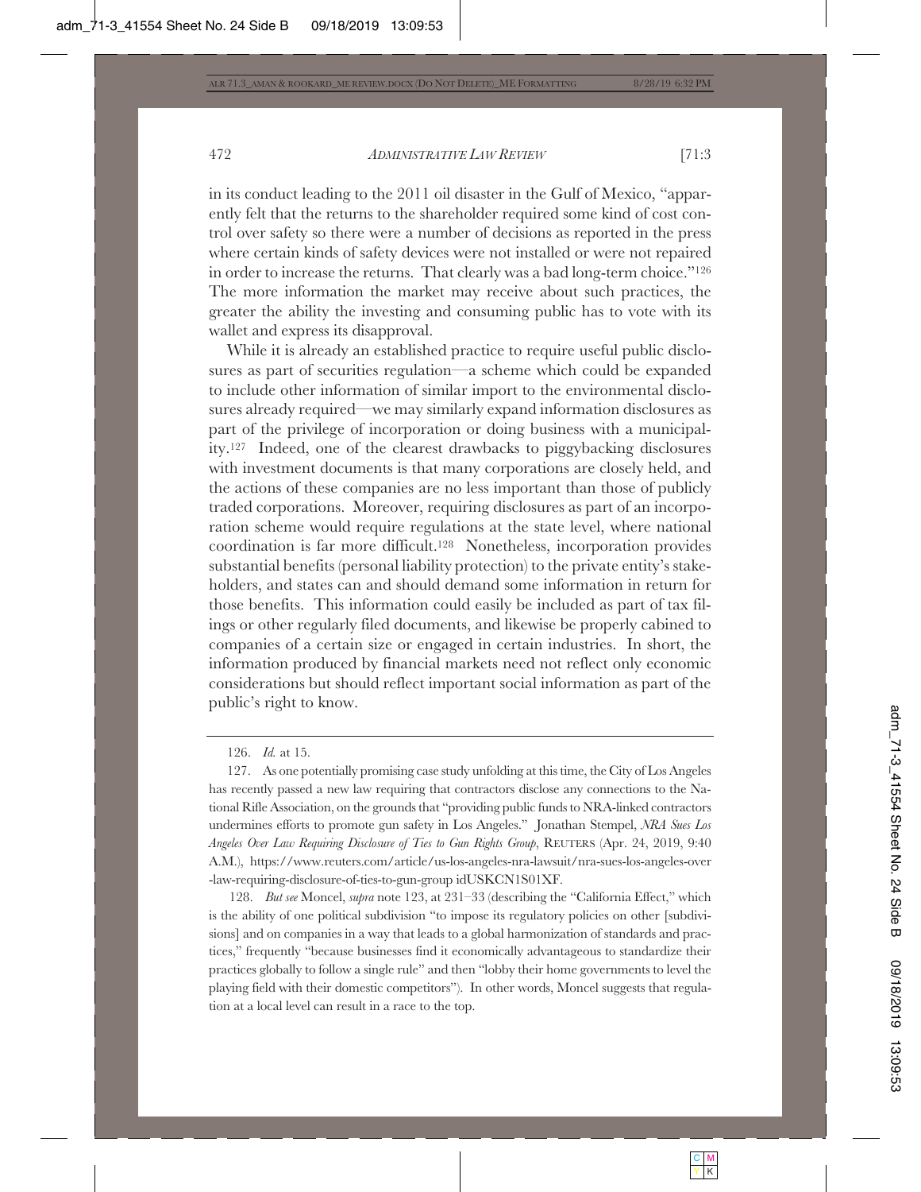in its conduct leading to the 2011 oil disaster in the Gulf of Mexico, "apparently felt that the returns to the shareholder required some kind of cost control over safety so there were a number of decisions as reported in the press where certain kinds of safety devices were not installed or were not repaired in order to increase the returns. That clearly was a bad long-term choice."[126] The more information the market may receive about such practices, the greater the ability the investing and consuming public has to vote with its wallet and express its disapproval.

While it is already an established practice to require useful public disclosures as part of securities regulation—a scheme which could be expanded to include other information of similar import to the environmental disclosures already required—we may similarly expand information disclosures as part of the privilege of incorporation or doing business with a municipality.[127] Indeed, one of the clearest drawbacks to piggybacking disclosures with investment documents is that many corporations are closely held, and the actions of these companies are no less important than those of publicly traded corporations. Moreover, requiring disclosures as part of an incorporation scheme would require regulations at the state level, where national coordination is far more difficult.[128] Nonetheless, incorporation provides substantial benefits (personal liability protection) to the private entity's stakeholders, and states can and should demand some information in return for those benefits. This information could easily be included as part of tax filings or other regularly filed documents, and likewise be properly cabined to companies of a certain size or engaged in certain industries. In short, the information produced by financial markets need not reflect only economic considerations but should reflect important social information as part of the public's right to know.

---

126. *Id.* at 15.

127. As one potentially promising case study unfolding at this time, the City of Los Angeles has recently passed a new law requiring that contractors disclose any connections to the National Rifle Association, on the grounds that "providing public funds to NRA-linked contractors undermines efforts to promote gun safety in Los Angeles." Jonathan Stempel, *NRA Sues Los Angeles Over Law Requiring Disclosure of Ties to Gun Rights Group*, REUTERS (Apr. 24, 2019, 9:40 A.M.), https://www.reuters.com/article/us-los-angeles-nra-lawsuit/nra-sues-los-angeles-over-law-requiring-disclosure-of-ties-to-gun-group idUSKCN1S01XF.

128. *But see* Moncel, *supra* note 123, at 231–33 (describing the "California Effect," which is the ability of one political subdivision "to impose its regulatory policies on other [subdivisions] and on companies in a way that leads to a global harmonization of standards and practices," frequently "because businesses find it economically advantageous to standardize their practices globally to follow a single rule" and then "lobby their home governments to level the playing field with their domestic competitors"). In other words, Moncel suggests that regulation at a local level can result in a race to the top.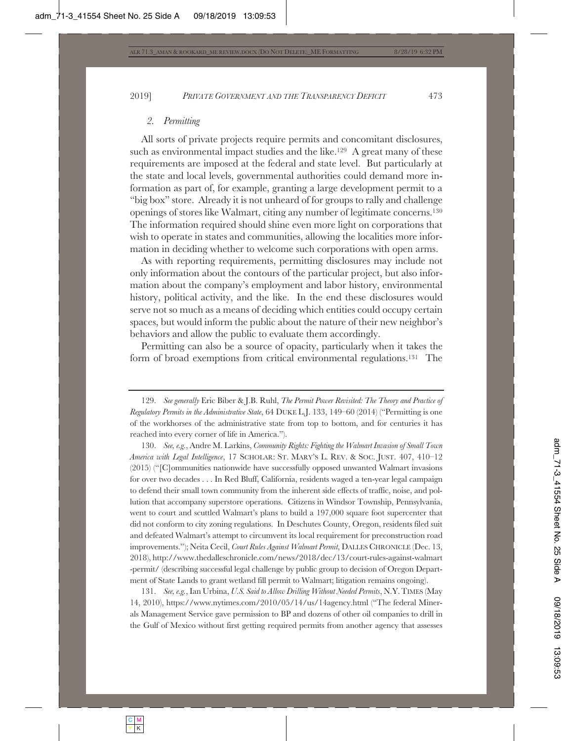### *2. Permitting*

All sorts of private projects require permits and concomitant disclosures, such as environmental impact studies and the like.[129] A great many of these requirements are imposed at the federal and state level. But particularly at the state and local levels, governmental authorities could demand more information as part of, for example, granting a large development permit to a "big box" store. Already it is not unheard of for groups to rally and challenge openings of stores like Walmart, citing any number of legitimate concerns.[130] The information required should shine even more light on corporations that wish to operate in states and communities, allowing the localities more information in deciding whether to welcome such corporations with open arms.

As with reporting requirements, permitting disclosures may include not only information about the contours of the particular project, but also information about the company's employment and labor history, environmental history, political activity, and the like. In the end these disclosures would serve not so much as a means of deciding which entities could occupy certain spaces, but would inform the public about the nature of their new neighbor's behaviors and allow the public to evaluate them accordingly.

Permitting can also be a source of opacity, particularly when it takes the form of broad exemptions from critical environmental regulations.[131] The

---

129. *See generally* Eric Biber & J.B. Ruhl, *The Permit Power Revisited: The Theory and Practice of Regulatory Permits in the Administrative State*, 64 DUKE L.J. 133, 149–60 (2014) ("Permitting is one of the workhorses of the administrative state from top to bottom, and for centuries it has reached into every corner of life in America.").

130. *See, e.g.*, Andre M. Larkins, *Community Rights: Fighting the Walmart Invasion of Small Town America with Legal Intelligence*, 17 SCHOLAR: ST. MARY'S L. REV. & SOC. JUST. 407, 410–12 (2015) ("[C]ommunities nationwide have successfully opposed unwanted Walmart invasions for over two decades . . . In Red Bluff, California, residents waged a ten-year legal campaign to defend their small town community from the inherent side effects of traffic, noise, and pollution that accompany superstore operations. Citizens in Windsor Township, Pennsylvania, went to court and scuttled Walmart's plans to build a 197,000 square foot supercenter that did not conform to city zoning regulations. In Deschutes County, Oregon, residents filed suit and defeated Walmart's attempt to circumvent its local requirement for preconstruction road improvements."); Neita Cecil, *Court Rules Against Walmart Permit*, DALLES CHRONICLE (Dec. 13, 2018), http://www.thedalleschronicle.com/news/2018/dec/13/court-rules-against-walmart-permit/ (describing successful legal challenge by public group to decision of Oregon Department of State Lands to grant wetland fill permit to Walmart; litigation remains ongoing).

131. *See, e.g.*, Ian Urbina, *U.S. Said to Allow Drilling Without Needed Permits*, N.Y. TIMES (May 14, 2010), https://www.nytimes.com/2010/05/14/us/14agency.html ("The federal Minerals Management Service gave permission to BP and dozens of other oil companies to drill in the Gulf of Mexico without first getting required permits from another agency that assesses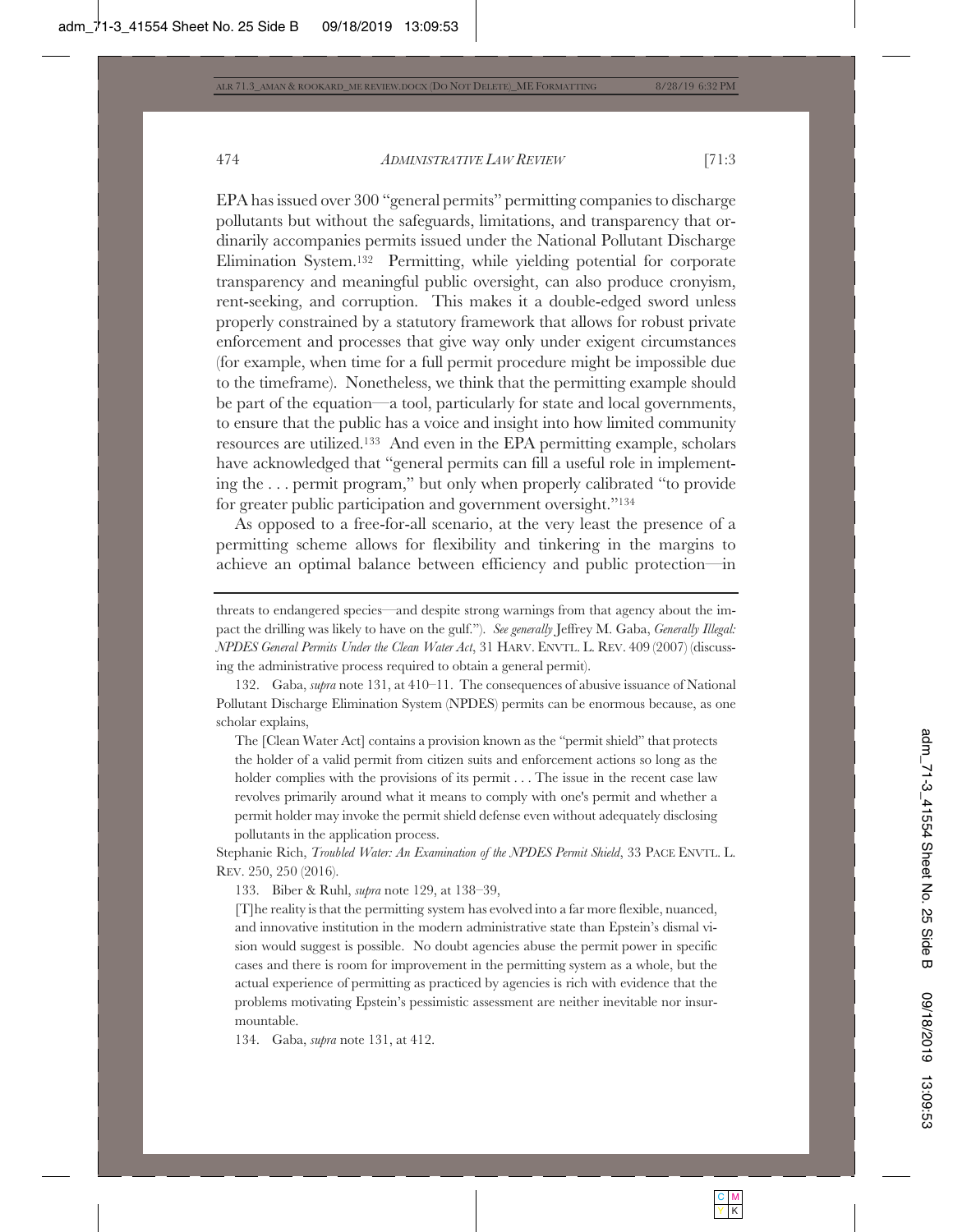EPA has issued over 300 "general permits" permitting companies to discharge pollutants but without the safeguards, limitations, and transparency that ordinarily accompanies permits issued under the National Pollutant Discharge Elimination System.[132] Permitting, while yielding potential for corporate transparency and meaningful public oversight, can also produce cronyism, rent-seeking, and corruption. This makes it a double-edged sword unless properly constrained by a statutory framework that allows for robust private enforcement and processes that give way only under exigent circumstances (for example, when time for a full permit procedure might be impossible due to the timeframe). Nonetheless, we think that the permitting example should be part of the equation—a tool, particularly for state and local governments, to ensure that the public has a voice and insight into how limited community resources are utilized.[133] And even in the EPA permitting example, scholars have acknowledged that "general permits can fill a useful role in implementing the . . . permit program," but only when properly calibrated "to provide for greater public participation and government oversight."[134]

As opposed to a free-for-all scenario, at the very least the presence of a permitting scheme allows for flexibility and tinkering in the margins to achieve an optimal balance between efficiency and public protection—in

---

threats to endangered species—and despite strong warnings from that agency about the impact the drilling was likely to have on the gulf."). *See generally* Jeffrey M. Gaba, *Generally Illegal: NPDES General Permits Under the Clean Water Act*, 31 HARV. ENVTL. L. REV. 409 (2007) (discussing the administrative process required to obtain a general permit).

132. Gaba, *supra* note 131, at 410–11. The consequences of abusive issuance of National Pollutant Discharge Elimination System (NPDES) permits can be enormous because, as one scholar explains,

> The [Clean Water Act] contains a provision known as the "permit shield" that protects the holder of a valid permit from citizen suits and enforcement actions so long as the holder complies with the provisions of its permit . . . The issue in the recent case law revolves primarily around what it means to comply with one's permit and whether a permit holder may invoke the permit shield defense even without adequately disclosing pollutants in the application process.

Stephanie Rich, *Troubled Water: An Examination of the NPDES Permit Shield*, 33 PACE ENVTL. L. REV. 250, 250 (2016).

133. Biber & Ruhl, *supra* note 129, at 138–39,

> [T]he reality is that the permitting system has evolved into a far more flexible, nuanced, and innovative institution in the modern administrative state than Epstein's dismal vision would suggest is possible. No doubt agencies abuse the permit power in specific cases and there is room for improvement in the permitting system as a whole, but the actual experience of permitting as practiced by agencies is rich with evidence that the problems motivating Epstein's pessimistic assessment are neither inevitable nor insurmountable.

134. Gaba, *supra* note 131, at 412.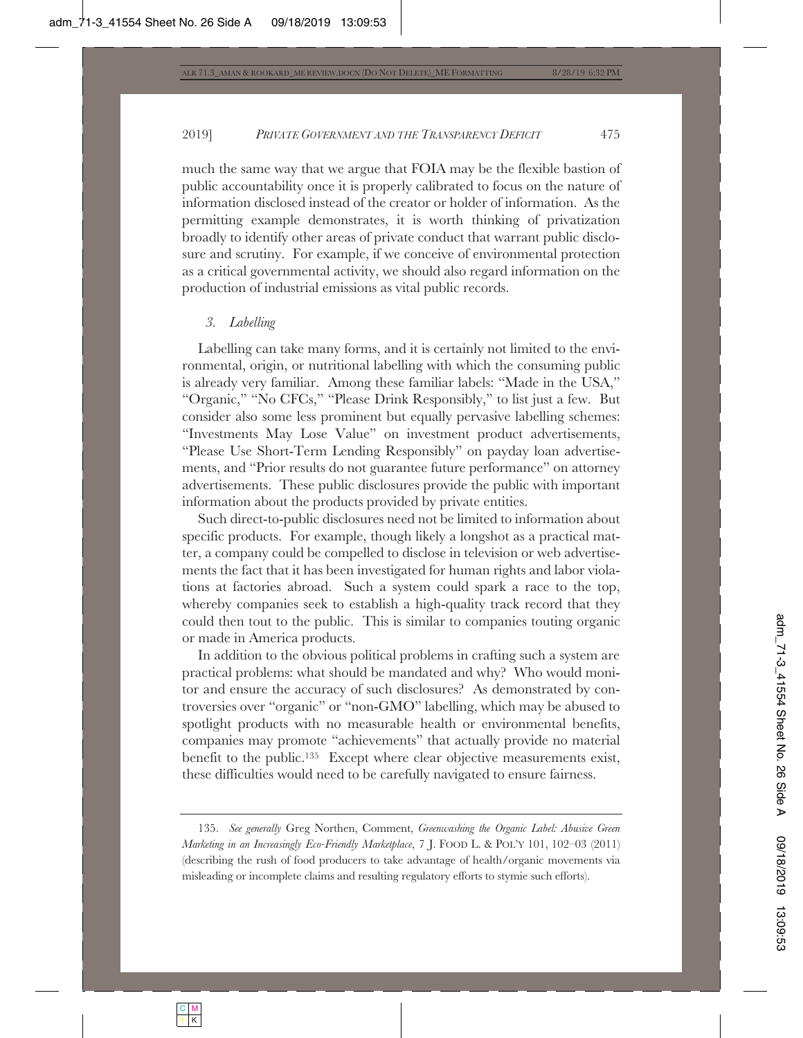much the same way that we argue that FOIA may be the flexible bastion of public accountability once it is properly calibrated to focus on the nature of information disclosed instead of the creator or holder of information. As the permitting example demonstrates, it is worth thinking of privatization broadly to identify other areas of private conduct that warrant public disclosure and scrutiny. For example, if we conceive of environmental protection as a critical governmental activity, we should also regard information on the production of industrial emissions as vital public records.

### *3. Labelling*

Labelling can take many forms, and it is certainly not limited to the environmental, origin, or nutritional labelling with which the consuming public is already very familiar. Among these familiar labels: "Made in the USA," "Organic," "No CFCs," "Please Drink Responsibly," to list just a few. But consider also some less prominent but equally pervasive labelling schemes: "Investments May Lose Value" on investment product advertisements, "Please Use Short-Term Lending Responsibly" on payday loan advertisements, and "Prior results do not guarantee future performance" on attorney advertisements. These public disclosures provide the public with important information about the products provided by private entities.

Such direct-to-public disclosures need not be limited to information about specific products. For example, though likely a longshot as a practical matter, a company could be compelled to disclose in television or web advertisements the fact that it has been investigated for human rights and labor violations at factories abroad. Such a system could spark a race to the top, whereby companies seek to establish a high-quality track record that they could then tout to the public. This is similar to companies touting organic or made in America products.

In addition to the obvious political problems in crafting such a system are practical problems: what should be mandated and why? Who would monitor and ensure the accuracy of such disclosures? As demonstrated by controversies over "organic" or "non-GMO" labelling, which may be abused to spotlight products with no measurable health or environmental benefits, companies may promote "achievements" that actually provide no material benefit to the public.[135] Except where clear objective measurements exist, these difficulties would need to be carefully navigated to ensure fairness.

---

135. *See generally* Greg Northen, Comment, *Greenwashing the Organic Label: Abusive Green Marketing in an Increasingly Eco-Friendly Marketplace*, 7 J. FOOD L. & POL'Y 101, 102–03 (2011) (describing the rush of food producers to take advantage of health/organic movements via misleading or incomplete claims and resulting regulatory efforts to stymie such efforts).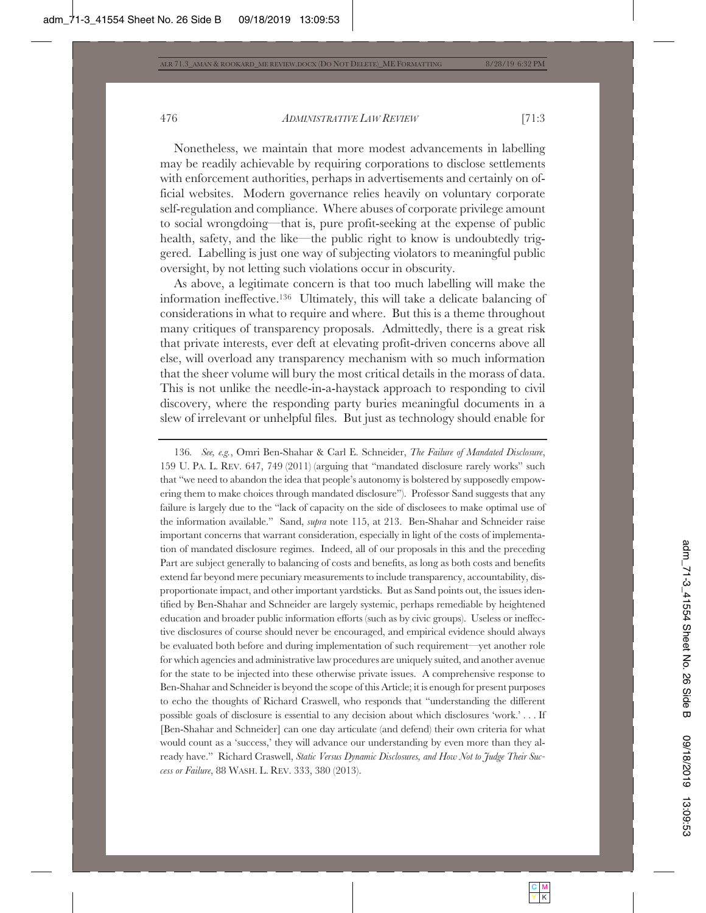Nonetheless, we maintain that more modest advancements in labelling may be readily achievable by requiring corporations to disclose settlements with enforcement authorities, perhaps in advertisements and certainly on official websites. Modern governance relies heavily on voluntary corporate self-regulation and compliance. Where abuses of corporate privilege amount to social wrongdoing—that is, pure profit-seeking at the expense of public health, safety, and the like—the public right to know is undoubtedly triggered. Labelling is just one way of subjecting violators to meaningful public oversight, by not letting such violations occur in obscurity.

As above, a legitimate concern is that too much labelling will make the information ineffective.[136] Ultimately, this will take a delicate balancing of considerations in what to require and where. But this is a theme throughout many critiques of transparency proposals. Admittedly, there is a great risk that private interests, ever deft at elevating profit-driven concerns above all else, will overload any transparency mechanism with so much information that the sheer volume will bury the most critical details in the morass of data. This is not unlike the needle-in-a-haystack approach to responding to civil discovery, where the responding party buries meaningful documents in a slew of irrelevant or unhelpful files. But just as technology should enable for

---

136. *See, e.g.*, Omri Ben-Shahar & Carl E. Schneider, *The Failure of Mandated Disclosure*, 159 U. PA. L. REV. 647, 749 (2011) (arguing that "mandated disclosure rarely works" such that "we need to abandon the idea that people's autonomy is bolstered by supposedly empowering them to make choices through mandated disclosure"). Professor Sand suggests that any failure is largely due to the "lack of capacity on the side of disclosees to make optimal use of the information available." Sand, *supra* note 115, at 213. Ben-Shahar and Schneider raise important concerns that warrant consideration, especially in light of the costs of implementation of mandated disclosure regimes. Indeed, all of our proposals in this and the preceding Part are subject generally to balancing of costs and benefits, as long as both costs and benefits extend far beyond mere pecuniary measurements to include transparency, accountability, disproportionate impact, and other important yardsticks. But as Sand points out, the issues identified by Ben-Shahar and Schneider are largely systemic, perhaps remediable by heightened education and broader public information efforts (such as by civic groups). Useless or ineffective disclosures of course should never be encouraged, and empirical evidence should always be evaluated both before and during implementation of such requirement—yet another role for which agencies and administrative law procedures are uniquely suited, and another avenue for the state to be injected into these otherwise private issues. A comprehensive response to Ben-Shahar and Schneider is beyond the scope of this Article; it is enough for present purposes to echo the thoughts of Richard Craswell, who responds that "understanding the different possible goals of disclosure is essential to any decision about which disclosures 'work.' . . . If [Ben-Shahar and Schneider] can one day articulate (and defend) their own criteria for what would count as a 'success,' they will advance our understanding by even more than they already have." Richard Craswell, *Static Versus Dynamic Disclosures, and How Not to Judge Their Success or Failure*, 88 WASH. L. REV. 333, 380 (2013).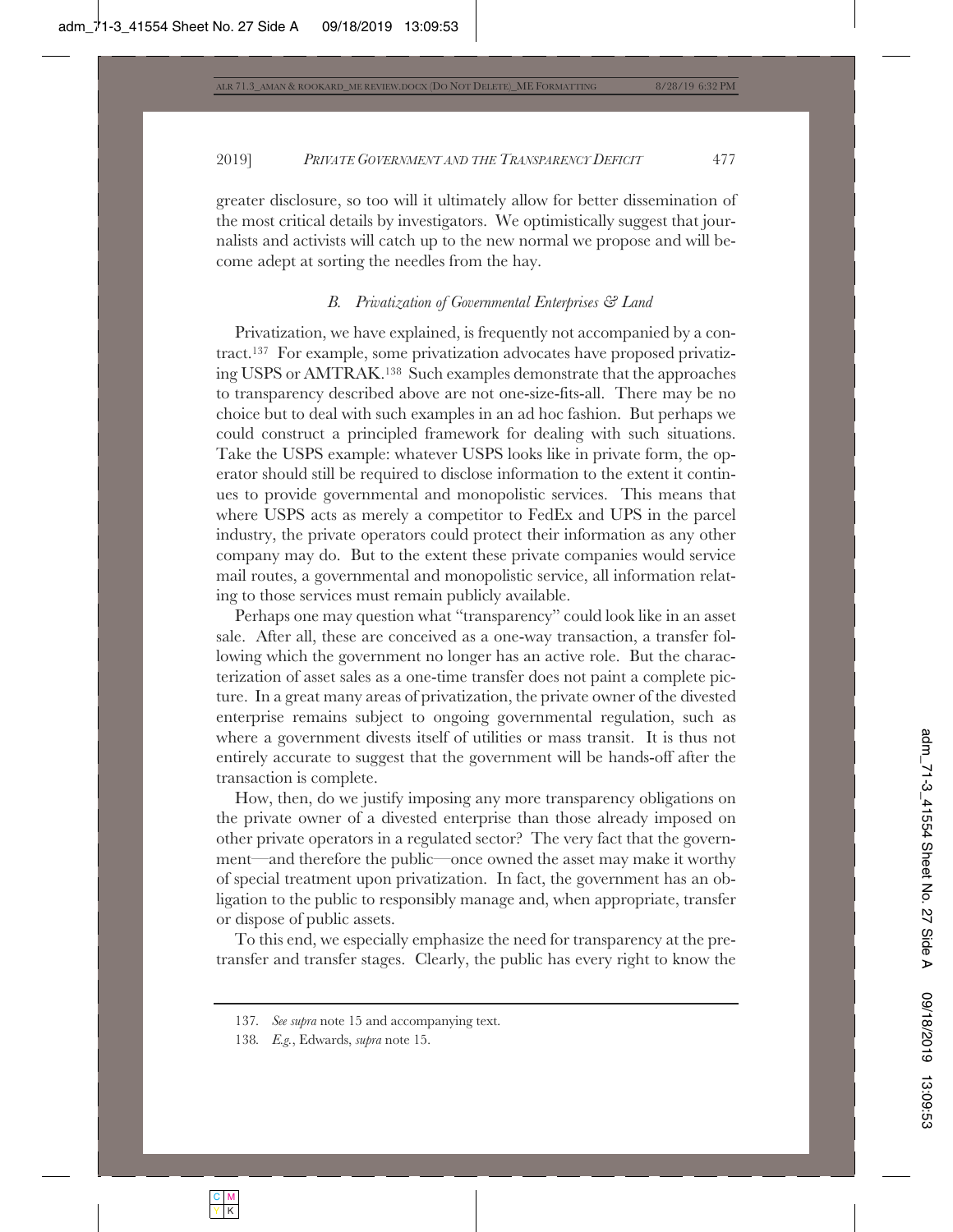greater disclosure, so too will it ultimately allow for better dissemination of the most critical details by investigators. We optimistically suggest that journalists and activists will catch up to the new normal we propose and will become adept at sorting the needles from the hay.

### *B. Privatization of Governmental Enterprises & Land*

Privatization, we have explained, is frequently not accompanied by a contract.[137] For example, some privatization advocates have proposed privatizing USPS or AMTRAK.[138] Such examples demonstrate that the approaches to transparency described above are not one-size-fits-all. There may be no choice but to deal with such examples in an ad hoc fashion. But perhaps we could construct a principled framework for dealing with such situations. Take the USPS example: whatever USPS looks like in private form, the operator should still be required to disclose information to the extent it continues to provide governmental and monopolistic services. This means that where USPS acts as merely a competitor to FedEx and UPS in the parcel industry, the private operators could protect their information as any other company may do. But to the extent these private companies would service mail routes, a governmental and monopolistic service, all information relating to those services must remain publicly available.

Perhaps one may question what "transparency" could look like in an asset sale. After all, these are conceived as a one-way transaction, a transfer following which the government no longer has an active role. But the characterization of asset sales as a one-time transfer does not paint a complete picture. In a great many areas of privatization, the private owner of the divested enterprise remains subject to ongoing governmental regulation, such as where a government divests itself of utilities or mass transit. It is thus not entirely accurate to suggest that the government will be hands-off after the transaction is complete.

How, then, do we justify imposing any more transparency obligations on the private owner of a divested enterprise than those already imposed on other private operators in a regulated sector? The very fact that the government—and therefore the public—once owned the asset may make it worthy of special treatment upon privatization. In fact, the government has an obligation to the public to responsibly manage and, when appropriate, transfer or dispose of public assets.

To this end, we especially emphasize the need for transparency at the pretransfer and transfer stages. Clearly, the public has every right to know the

137. *See supra* note 15 and accompanying text.

138. *E.g.*, Edwards, *supra* note 15.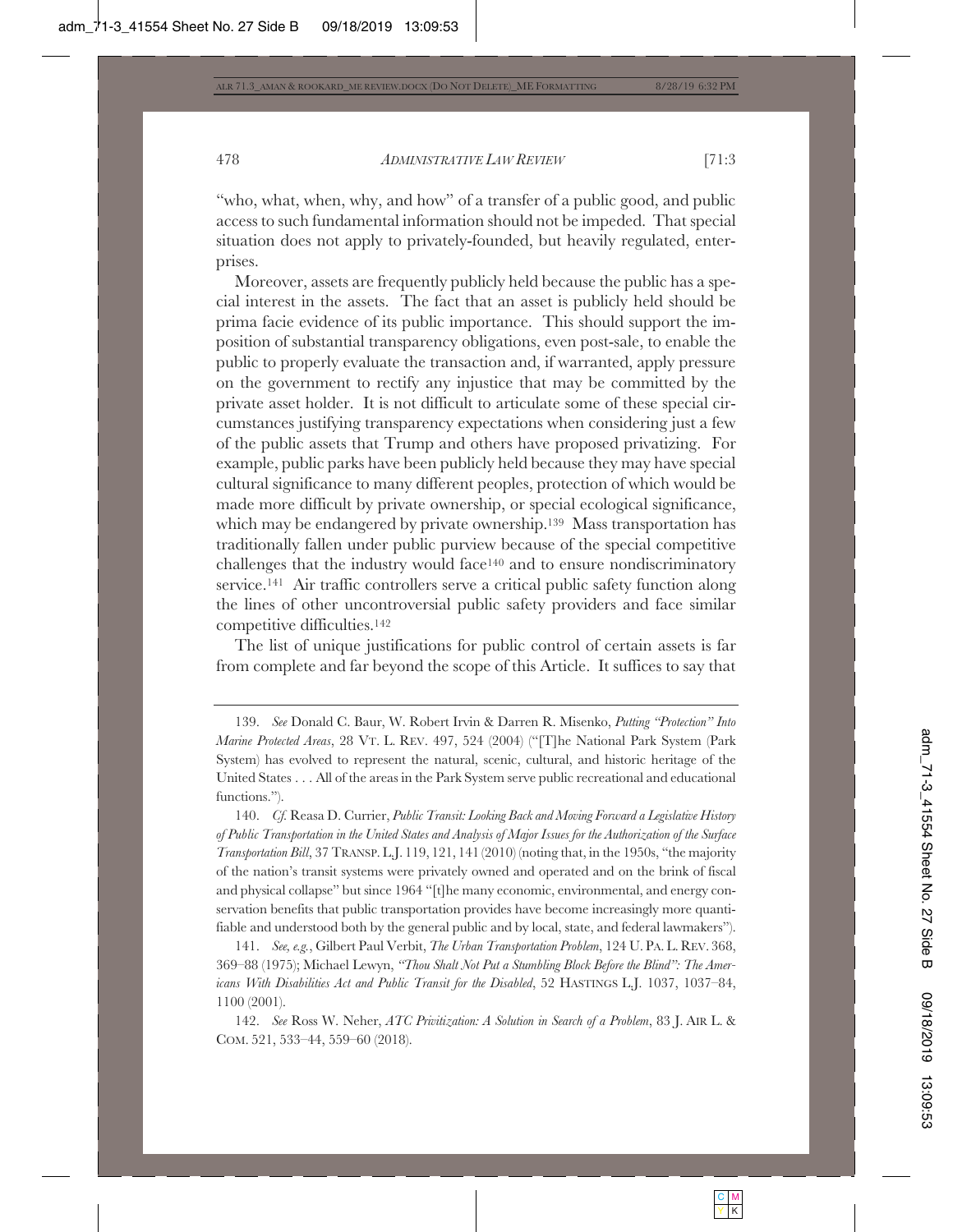"who, what, when, why, and how" of a transfer of a public good, and public access to such fundamental information should not be impeded. That special situation does not apply to privately-founded, but heavily regulated, enterprises.

Moreover, assets are frequently publicly held because the public has a special interest in the assets. The fact that an asset is publicly held should be prima facie evidence of its public importance. This should support the imposition of substantial transparency obligations, even post-sale, to enable the public to properly evaluate the transaction and, if warranted, apply pressure on the government to rectify any injustice that may be committed by the private asset holder. It is not difficult to articulate some of these special circumstances justifying transparency expectations when considering just a few of the public assets that Trump and others have proposed privatizing. For example, public parks have been publicly held because they may have special cultural significance to many different peoples, protection of which would be made more difficult by private ownership, or special ecological significance, which may be endangered by private ownership.[139] Mass transportation has traditionally fallen under public purview because of the special competitive challenges that the industry would face[140] and to ensure nondiscriminatory service.[141] Air traffic controllers serve a critical public safety function along the lines of other uncontroversial public safety providers and face similar competitive difficulties.[142]

The list of unique justifications for public control of certain assets is far from complete and far beyond the scope of this Article. It suffices to say that

---

139. *See* Donald C. Baur, W. Robert Irvin & Darren R. Misenko, *Putting "Protection" Into Marine Protected Areas*, 28 VT. L. REV. 497, 524 (2004) ("[T]he National Park System (Park System) has evolved to represent the natural, scenic, cultural, and historic heritage of the United States . . . All of the areas in the Park System serve public recreational and educational functions.").

140. *Cf.* Reasa D. Currier, *Public Transit: Looking Back and Moving Forward a Legislative History of Public Transportation in the United States and Analysis of Major Issues for the Authorization of the Surface Transportation Bill*, 37 TRANSP. L.J. 119, 121, 141 (2010) (noting that, in the 1950s, "the majority of the nation's transit systems were privately owned and operated and on the brink of fiscal and physical collapse" but since 1964 "[t]he many economic, environmental, and energy conservation benefits that public transportation provides have become increasingly more quantifiable and understood both by the general public and by local, state, and federal lawmakers").

141. *See, e.g.*, Gilbert Paul Verbit, *The Urban Transportation Problem*, 124 U. PA. L. REV. 368, 369–88 (1975); Michael Lewyn, *"Thou Shalt Not Put a Stumbling Block Before the Blind": The Americans With Disabilities Act and Public Transit for the Disabled*, 52 HASTINGS L.J. 1037, 1037–84, 1100 (2001).

142. *See* Ross W. Neher, *ATC Privitization: A Solution in Search of a Problem*, 83 J. AIR L. & COM. 521, 533–44, 559–60 (2018).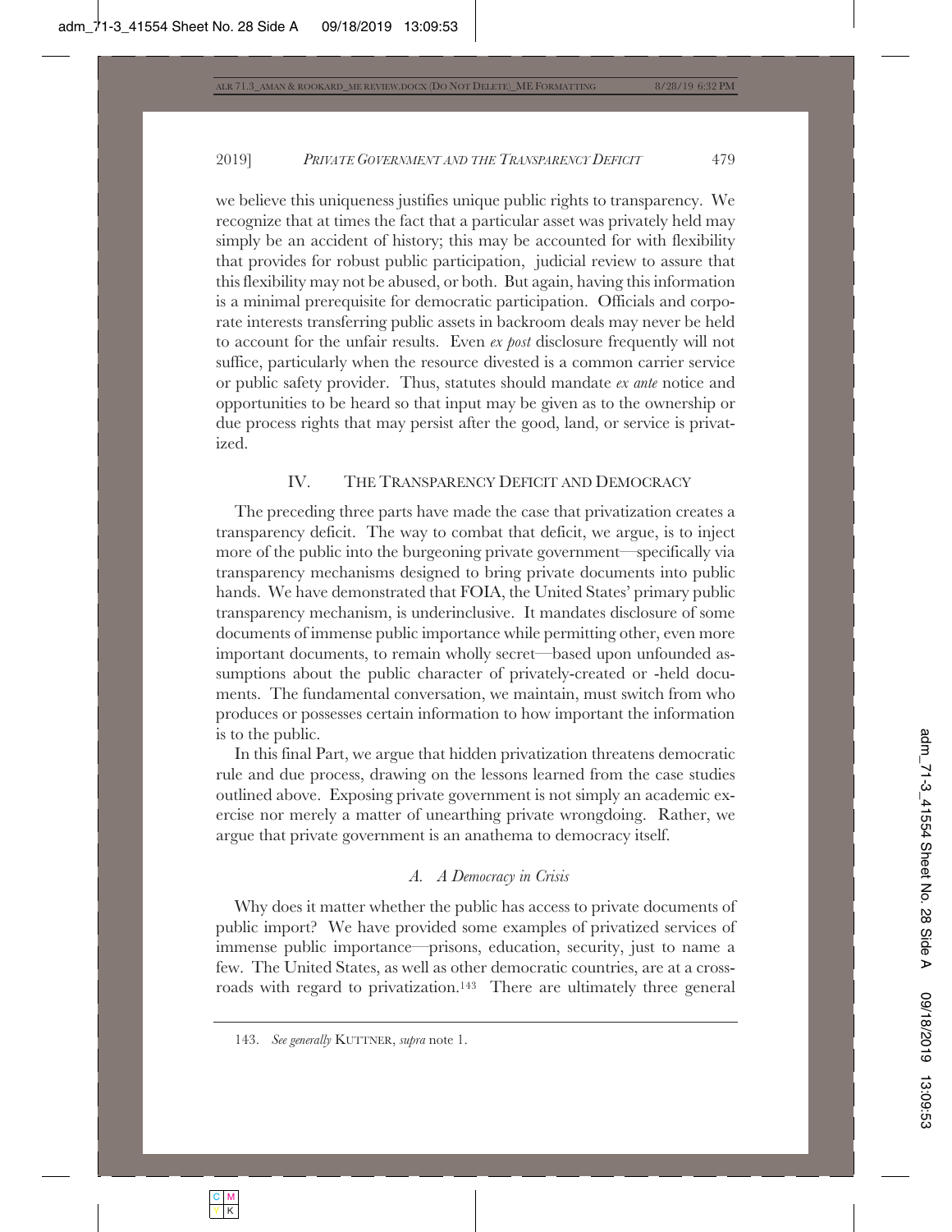we believe this uniqueness justifies unique public rights to transparency. We recognize that at times the fact that a particular asset was privately held may simply be an accident of history; this may be accounted for with flexibility that provides for robust public participation, judicial review to assure that this flexibility may not be abused, or both. But again, having this information is a minimal prerequisite for democratic participation. Officials and corporate interests transferring public assets in backroom deals may never be held to account for the unfair results. Even *ex post* disclosure frequently will not suffice, particularly when the resource divested is a common carrier service or public safety provider. Thus, statutes should mandate *ex ante* notice and opportunities to be heard so that input may be given as to the ownership or due process rights that may persist after the good, land, or service is privatized.

## IV. THE TRANSPARENCY DEFICIT AND DEMOCRACY

The preceding three parts have made the case that privatization creates a transparency deficit. The way to combat that deficit, we argue, is to inject more of the public into the burgeoning private government—specifically via transparency mechanisms designed to bring private documents into public hands. We have demonstrated that FOIA, the United States' primary public transparency mechanism, is underinclusive. It mandates disclosure of some documents of immense public importance while permitting other, even more important documents, to remain wholly secret—based upon unfounded assumptions about the public character of privately-created or -held documents. The fundamental conversation, we maintain, must switch from who produces or possesses certain information to how important the information is to the public.

In this final Part, we argue that hidden privatization threatens democratic rule and due process, drawing on the lessons learned from the case studies outlined above. Exposing private government is not simply an academic exercise nor merely a matter of unearthing private wrongdoing. Rather, we argue that private government is an anathema to democracy itself.

### *A. A Democracy in Crisis*

Why does it matter whether the public has access to private documents of public import? We have provided some examples of privatized services of immense public importance—prisons, education, security, just to name a few. The United States, as well as other democratic countries, are at a crossroads with regard to privatization.[143] There are ultimately three general

143. *See generally* KUTTNER, *supra* note 1.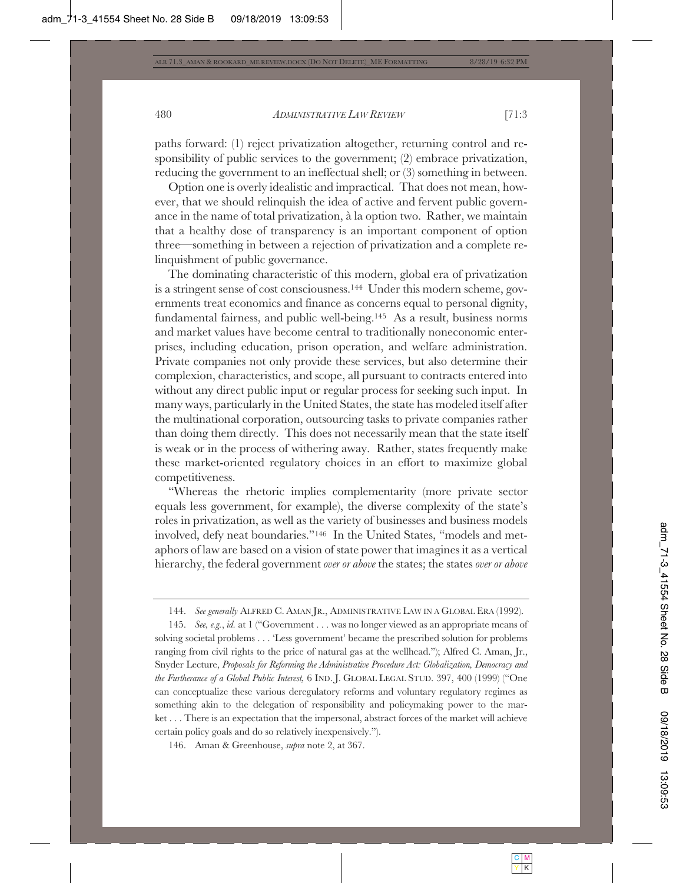paths forward: (1) reject privatization altogether, returning control and responsibility of public services to the government; (2) embrace privatization, reducing the government to an ineffectual shell; or (3) something in between.

Option one is overly idealistic and impractical. That does not mean, however, that we should relinquish the idea of active and fervent public governance in the name of total privatization, à la option two. Rather, we maintain that a healthy dose of transparency is an important component of option three—something in between a rejection of privatization and a complete relinquishment of public governance.

The dominating characteristic of this modern, global era of privatization is a stringent sense of cost consciousness.[144] Under this modern scheme, governments treat economics and finance as concerns equal to personal dignity, fundamental fairness, and public well-being.[145] As a result, business norms and market values have become central to traditionally noneconomic enterprises, including education, prison operation, and welfare administration. Private companies not only provide these services, but also determine their complexion, characteristics, and scope, all pursuant to contracts entered into without any direct public input or regular process for seeking such input. In many ways, particularly in the United States, the state has modeled itself after the multinational corporation, outsourcing tasks to private companies rather than doing them directly. This does not necessarily mean that the state itself is weak or in the process of withering away. Rather, states frequently make these market-oriented regulatory choices in an effort to maximize global competitiveness.

"Whereas the rhetoric implies complementarity (more private sector equals less government, for example), the diverse complexity of the state's roles in privatization, as well as the variety of businesses and business models involved, defy neat boundaries."[146] In the United States, "models and metaphors of law are based on a vision of state power that imagines it as a vertical hierarchy, the federal government *over or above* the states; the states *over or above*

---

144. *See generally* ALFRED C. AMAN JR., ADMINISTRATIVE LAW IN A GLOBAL ERA (1992).

145. *See, e.g.*, *id.* at 1 ("Government . . . was no longer viewed as an appropriate means of solving societal problems . . . 'Less government' became the prescribed solution for problems ranging from civil rights to the price of natural gas at the wellhead."); Alfred C. Aman, Jr., Snyder Lecture, *Proposals for Reforming the Administrative Procedure Act: Globalization, Democracy and the Furtherance of a Global Public Interest*, 6 IND. J. GLOBAL LEGAL STUD. 397, 400 (1999) ("One can conceptualize these various deregulatory reforms and voluntary regulatory regimes as something akin to the delegation of responsibility and policymaking power to the market . . . There is an expectation that the impersonal, abstract forces of the market will achieve certain policy goals and do so relatively inexpensively.").

146. Aman & Greenhouse, *supra* note 2, at 367.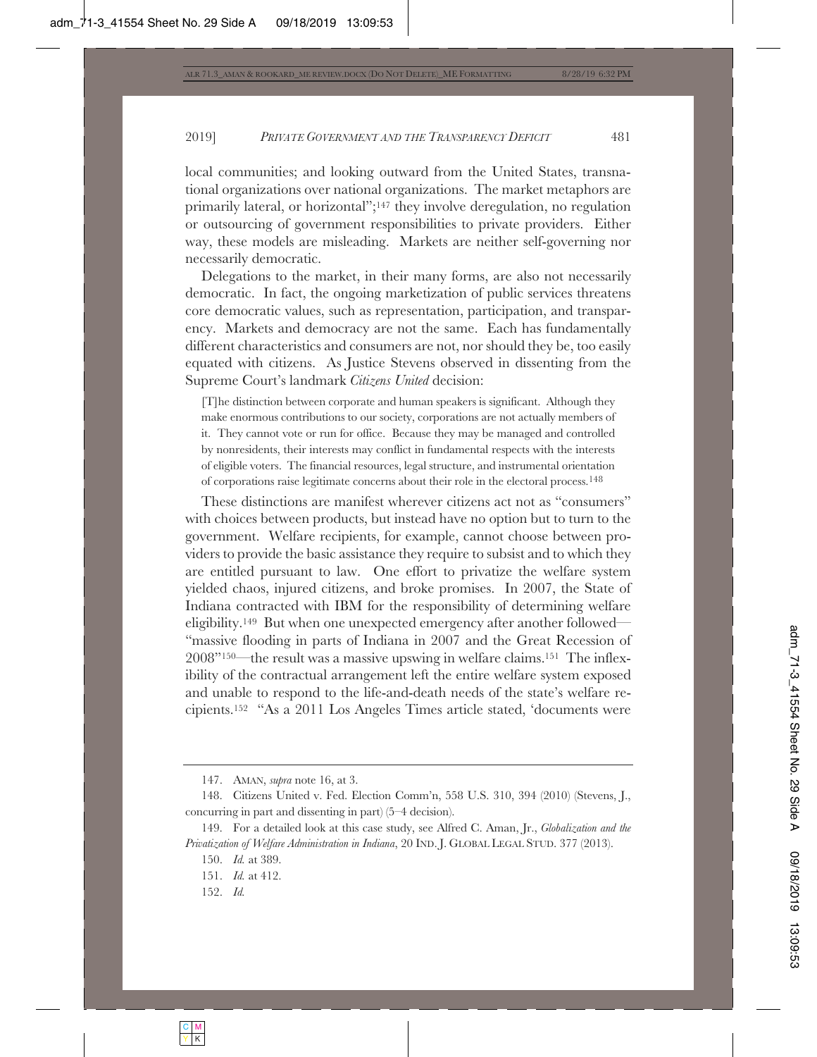local communities; and looking outward from the United States, transnational organizations over national organizations. The market metaphors are primarily lateral, or horizontal";[147] they involve deregulation, no regulation or outsourcing of government responsibilities to private providers. Either way, these models are misleading. Markets are neither self-governing nor necessarily democratic.

Delegations to the market, in their many forms, are also not necessarily democratic. In fact, the ongoing marketization of public services threatens core democratic values, such as representation, participation, and transparency. Markets and democracy are not the same. Each has fundamentally different characteristics and consumers are not, nor should they be, too easily equated with citizens. As Justice Stevens observed in dissenting from the Supreme Court's landmark *Citizens United* decision:

> [T]he distinction between corporate and human speakers is significant. Although they make enormous contributions to our society, corporations are not actually members of it. They cannot vote or run for office. Because they may be managed and controlled by nonresidents, their interests may conflict in fundamental respects with the interests of eligible voters. The financial resources, legal structure, and instrumental orientation of corporations raise legitimate concerns about their role in the electoral process.[148]

These distinctions are manifest wherever citizens act not as "consumers" with choices between products, but instead have no option but to turn to the government. Welfare recipients, for example, cannot choose between providers to provide the basic assistance they require to subsist and to which they are entitled pursuant to law. One effort to privatize the welfare system yielded chaos, injured citizens, and broke promises. In 2007, the State of Indiana contracted with IBM for the responsibility of determining welfare eligibility.[149] But when one unexpected emergency after another followed—"massive flooding in parts of Indiana in 2007 and the Great Recession of 2008"[150]—the result was a massive upswing in welfare claims.[151] The inflexibility of the contractual arrangement left the entire welfare system exposed and unable to respond to the life-and-death needs of the state's welfare recipients.[152] "As a 2011 Los Angeles Times article stated, 'documents were

---

147. AMAN, *supra* note 16, at 3.

148. Citizens United v. Fed. Election Comm'n, 558 U.S. 310, 394 (2010) (Stevens, J., concurring in part and dissenting in part) (5–4 decision).

149. For a detailed look at this case study, see Alfred C. Aman, Jr., *Globalization and the Privatization of Welfare Administration in Indiana*, 20 IND. J. GLOBAL LEGAL STUD. 377 (2013).

150. *Id.* at 389.

151. *Id.* at 412.

152. *Id.*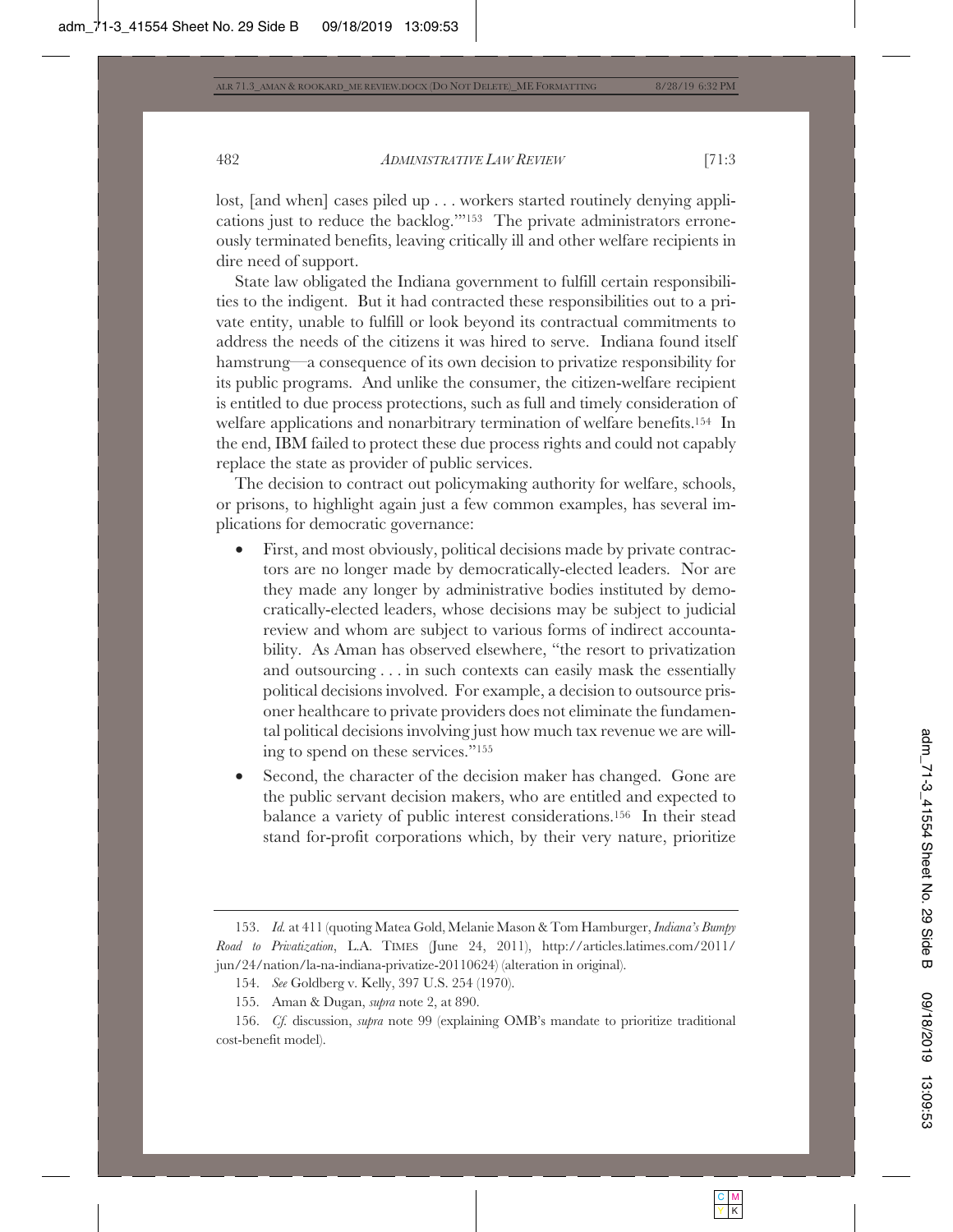lost, [and when] cases piled up . . . workers started routinely denying applications just to reduce the backlog.'"[153] The private administrators erroneously terminated benefits, leaving critically ill and other welfare recipients in dire need of support.

State law obligated the Indiana government to fulfill certain responsibilities to the indigent. But it had contracted these responsibilities out to a private entity, unable to fulfill or look beyond its contractual commitments to address the needs of the citizens it was hired to serve. Indiana found itself hamstrung—a consequence of its own decision to privatize responsibility for its public programs. And unlike the consumer, the citizen-welfare recipient is entitled to due process protections, such as full and timely consideration of welfare applications and nonarbitrary termination of welfare benefits.[154] In the end, IBM failed to protect these due process rights and could not capably replace the state as provider of public services.

The decision to contract out policymaking authority for welfare, schools, or prisons, to highlight again just a few common examples, has several implications for democratic governance:

- First, and most obviously, political decisions made by private contractors are no longer made by democratically-elected leaders. Nor are they made any longer by administrative bodies instituted by democratically-elected leaders, whose decisions may be subject to judicial review and whom are subject to various forms of indirect accountability. As Aman has observed elsewhere, "the resort to privatization and outsourcing . . . in such contexts can easily mask the essentially political decisions involved. For example, a decision to outsource prisoner healthcare to private providers does not eliminate the fundamental political decisions involving just how much tax revenue we are willing to spend on these services."[155]
- Second, the character of the decision maker has changed. Gone are the public servant decision makers, who are entitled and expected to balance a variety of public interest considerations.[156] In their stead stand for-profit corporations which, by their very nature, prioritize

---

153. *Id.* at 411 (quoting Matea Gold, Melanie Mason & Tom Hamburger, *Indiana's Bumpy Road to Privatization*, L.A. TIMES (June 24, 2011), http://articles.latimes.com/2011/jun/24/nation/la-na-indiana-privatize-20110624) (alteration in original).

154. *See* Goldberg v. Kelly, 397 U.S. 254 (1970).

155. Aman & Dugan, *supra* note 2, at 890.

156. *Cf.* discussion, *supra* note 99 (explaining OMB's mandate to prioritize traditional cost-benefit model).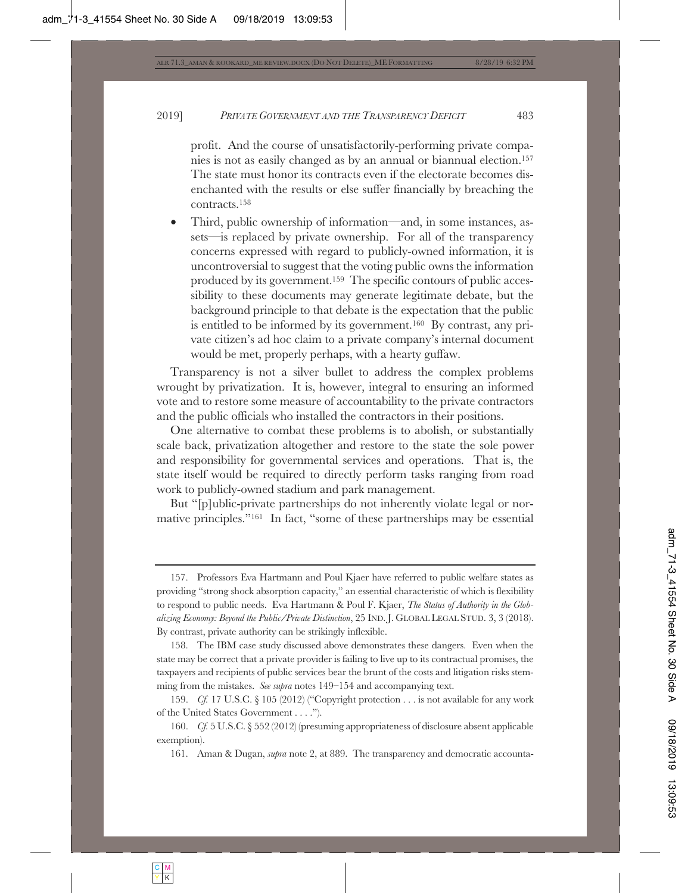profit. And the course of unsatisfactorily-performing private companies is not as easily changed as by an annual or biannual election.[157] The state must honor its contracts even if the electorate becomes disenchanted with the results or else suffer financially by breaching the contracts.[158]

- Third, public ownership of information—and, in some instances, assets—is replaced by private ownership. For all of the transparency concerns expressed with regard to publicly-owned information, it is uncontroversial to suggest that the voting public owns the information produced by its government.[159] The specific contours of public accessibility to these documents may generate legitimate debate, but the background principle to that debate is the expectation that the public is entitled to be informed by its government.[160] By contrast, any private citizen's ad hoc claim to a private company's internal document would be met, properly perhaps, with a hearty guffaw.

Transparency is not a silver bullet to address the complex problems wrought by privatization. It is, however, integral to ensuring an informed vote and to restore some measure of accountability to the private contractors and the public officials who installed the contractors in their positions.

One alternative to combat these problems is to abolish, or substantially scale back, privatization altogether and restore to the state the sole power and responsibility for governmental services and operations. That is, the state itself would be required to directly perform tasks ranging from road work to publicly-owned stadium and park management.

But "[p]ublic-private partnerships do not inherently violate legal or normative principles."[161] In fact, "some of these partnerships may be essential

---

157. Professors Eva Hartmann and Poul Kjaer have referred to public welfare states as providing "strong shock absorption capacity," an essential characteristic of which is flexibility to respond to public needs. Eva Hartmann & Poul F. Kjaer, *The Status of Authority in the Globalizing Economy: Beyond the Public/Private Distinction*, 25 IND. J. GLOBAL LEGAL STUD. 3, 3 (2018). By contrast, private authority can be strikingly inflexible.

158. The IBM case study discussed above demonstrates these dangers. Even when the state may be correct that a private provider is failing to live up to its contractual promises, the taxpayers and recipients of public services bear the brunt of the costs and litigation risks stemming from the mistakes. *See supra* notes 149–154 and accompanying text.

159. *Cf.* 17 U.S.C. § 105 (2012) ("Copyright protection . . . is not available for any work of the United States Government . . . .").

160. *Cf.* 5 U.S.C. § 552 (2012) (presuming appropriateness of disclosure absent applicable exemption).

161. Aman & Dugan, *supra* note 2, at 889. The transparency and democratic accounta-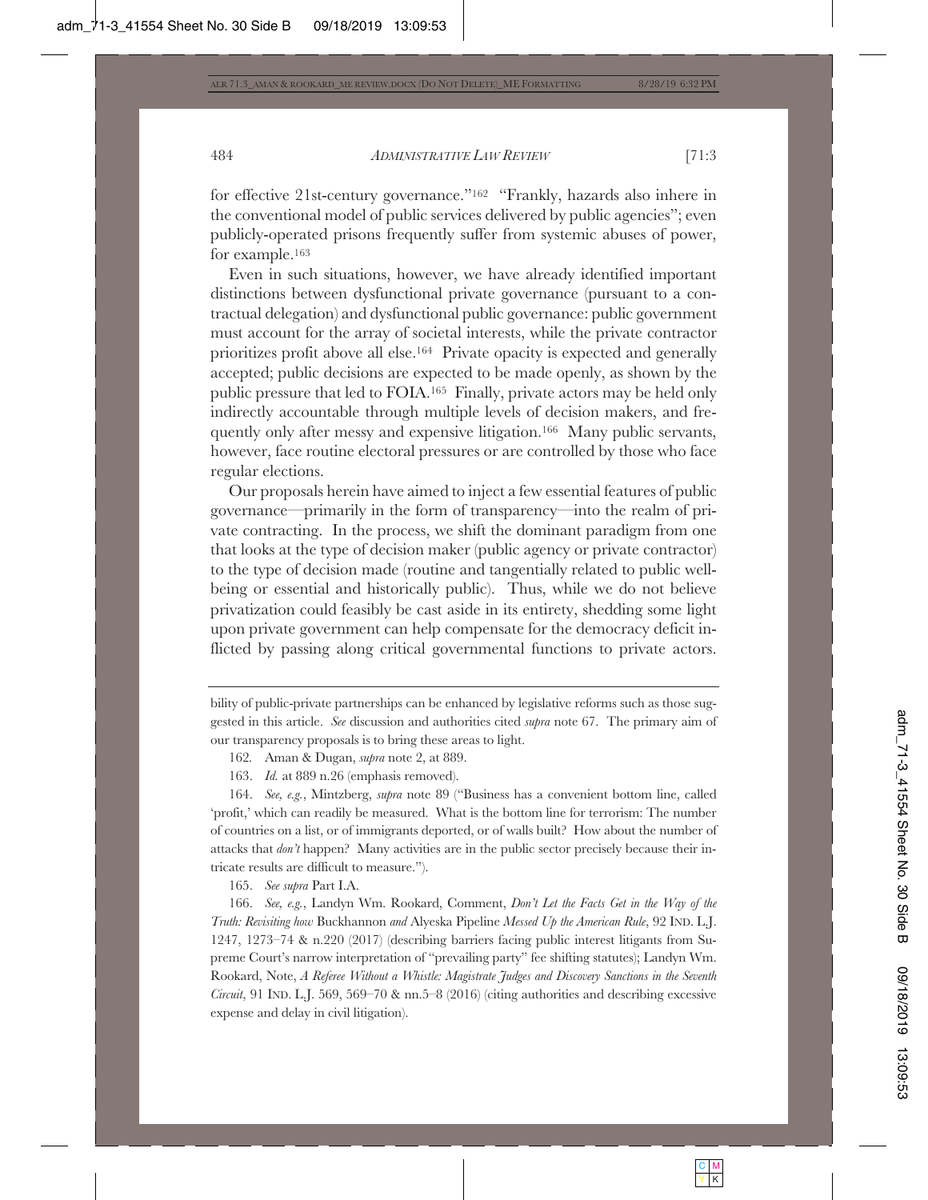for effective 21st-century governance."[162] "Frankly, hazards also inhere in the conventional model of public services delivered by public agencies"; even publicly-operated prisons frequently suffer from systemic abuses of power, for example.[163]

Even in such situations, however, we have already identified important distinctions between dysfunctional private governance (pursuant to a contractual delegation) and dysfunctional public governance: public government must account for the array of societal interests, while the private contractor prioritizes profit above all else.[164] Private opacity is expected and generally accepted; public decisions are expected to be made openly, as shown by the public pressure that led to FOIA.[165] Finally, private actors may be held only indirectly accountable through multiple levels of decision makers, and frequently only after messy and expensive litigation.[166] Many public servants, however, face routine electoral pressures or are controlled by those who face regular elections.

Our proposals herein have aimed to inject a few essential features of public governance—primarily in the form of transparency—into the realm of private contracting. In the process, we shift the dominant paradigm from one that looks at the type of decision maker (public agency or private contractor) to the type of decision made (routine and tangentially related to public well-being or essential and historically public). Thus, while we do not believe privatization could feasibly be cast aside in its entirety, shedding some light upon private government can help compensate for the democracy deficit inflicted by passing along critical governmental functions to private actors.

---

bility of public-private partnerships can be enhanced by legislative reforms such as those suggested in this article. *See* discussion and authorities cited *supra* note 67. The primary aim of our transparency proposals is to bring these areas to light.

162. Aman & Dugan, *supra* note 2, at 889.

163. *Id.* at 889 n.26 (emphasis removed).

164. *See, e.g.*, Mintzberg, *supra* note 89 ("Business has a convenient bottom line, called 'profit,' which can readily be measured. What is the bottom line for terrorism: The number of countries on a list, or of immigrants deported, or of walls built? How about the number of attacks that *don't* happen? Many activities are in the public sector precisely because their intricate results are difficult to measure.").

165. *See supra* Part I.A.

166. *See, e.g.*, Landyn Wm. Rookard, Comment, *Don't Let the Facts Get in the Way of the Truth: Revisiting how* Buckhannon *and* Alyeska Pipeline *Messed Up the American Rule*, 92 IND. L.J. 1247, 1273–74 & n.220 (2017) (describing barriers facing public interest litigants from Supreme Court's narrow interpretation of "prevailing party" fee shifting statutes); Landyn Wm. Rookard, Note, *A Referee Without a Whistle: Magistrate Judges and Discovery Sanctions in the Seventh Circuit*, 91 IND. L.J. 569, 569–70 & nn.5–8 (2016) (citing authorities and describing excessive expense and delay in civil litigation).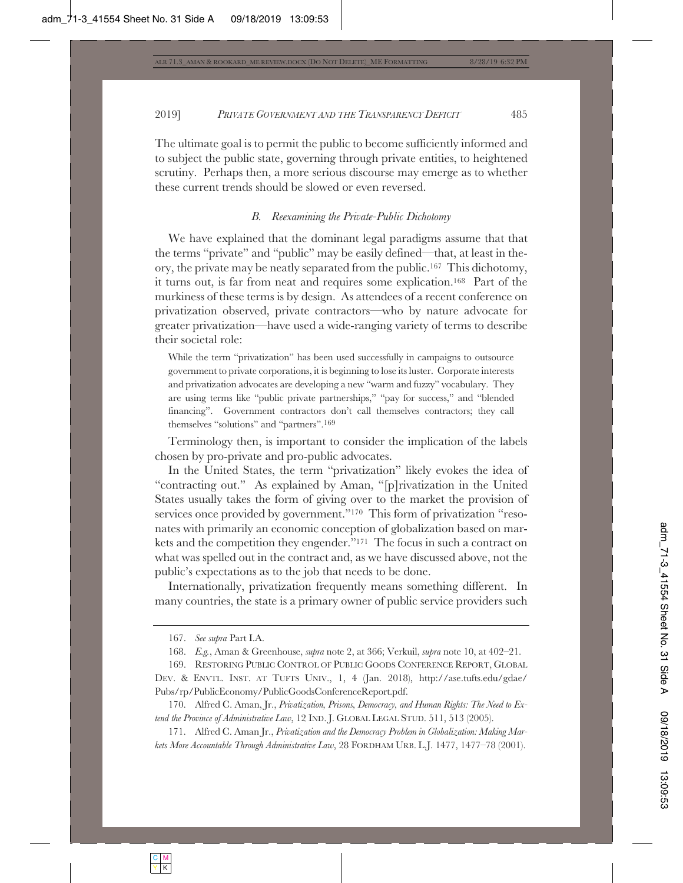The ultimate goal is to permit the public to become sufficiently informed and to subject the public state, governing through private entities, to heightened scrutiny. Perhaps then, a more serious discourse may emerge as to whether these current trends should be slowed or even reversed.

### *B. Reexamining the Private-Public Dichotomy*

We have explained that the dominant legal paradigms assume that that the terms "private" and "public" may be easily defined—that, at least in theory, the private may be neatly separated from the public.[167] This dichotomy, it turns out, is far from neat and requires some explication.[168] Part of the murkiness of these terms is by design. As attendees of a recent conference on privatization observed, private contractors—who by nature advocate for greater privatization—have used a wide-ranging variety of terms to describe their societal role:

> While the term "privatization" has been used successfully in campaigns to outsource government to private corporations, it is beginning to lose its luster. Corporate interests and privatization advocates are developing a new "warm and fuzzy" vocabulary. They are using terms like "public private partnerships," "pay for success," and "blended financing". Government contractors don't call themselves contractors; they call themselves "solutions" and "partners".[169]

Terminology then, is important to consider the implication of the labels chosen by pro-private and pro-public advocates.

In the United States, the term "privatization" likely evokes the idea of "contracting out." As explained by Aman, "[p]rivatization in the United States usually takes the form of giving over to the market the provision of services once provided by government."[170] This form of privatization "resonates with primarily an economic conception of globalization based on markets and the competition they engender."[171] The focus in such a contract on what was spelled out in the contract and, as we have discussed above, not the public's expectations as to the job that needs to be done.

Internationally, privatization frequently means something different. In many countries, the state is a primary owner of public service providers such

---

167. *See supra* Part I.A.

168. *E.g.*, Aman & Greenhouse, *supra* note 2, at 366; Verkuil, *supra* note 10, at 402–21.

169. RESTORING PUBLIC CONTROL OF PUBLIC GOODS CONFERENCE REPORT, GLOBAL DEV. & ENVTL. INST. AT TUFTS UNIV., 1, 4 (Jan. 2018), http://ase.tufts.edu/gdae/Pubs/rp/PublicEconomy/PublicGoodsConferenceReport.pdf.

170. Alfred C. Aman, Jr., *Privatization, Prisons, Democracy, and Human Rights: The Need to Extend the Province of Administrative Law*, 12 IND. J. GLOBAL LEGAL STUD. 511, 513 (2005).

171. Alfred C. Aman Jr., *Privatization and the Democracy Problem in Globalization: Making Markets More Accountable Through Administrative Law*, 28 FORDHAM URB. L.J. 1477, 1477–78 (2001).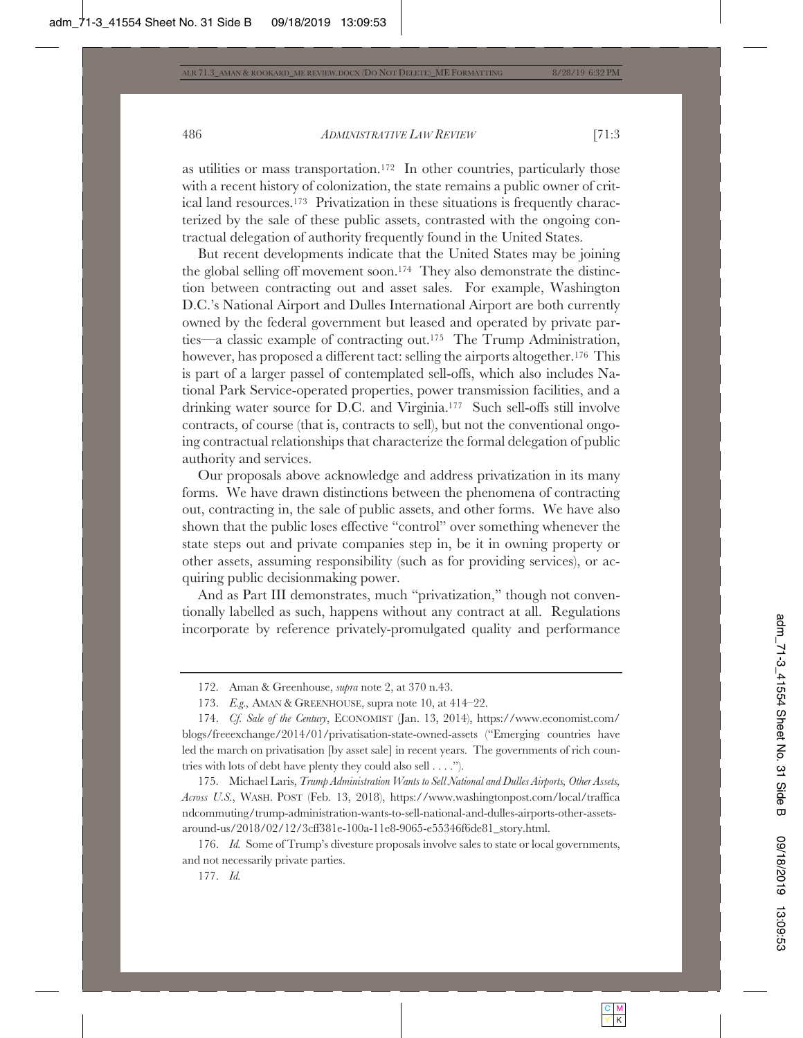as utilities or mass transportation.[172] In other countries, particularly those with a recent history of colonization, the state remains a public owner of critical land resources.[173] Privatization in these situations is frequently characterized by the sale of these public assets, contrasted with the ongoing contractual delegation of authority frequently found in the United States.

But recent developments indicate that the United States may be joining the global selling off movement soon.[174] They also demonstrate the distinction between contracting out and asset sales. For example, Washington D.C.'s National Airport and Dulles International Airport are both currently owned by the federal government but leased and operated by private parties—a classic example of contracting out.[175] The Trump Administration, however, has proposed a different tact: selling the airports altogether.[176] This is part of a larger passel of contemplated sell-offs, which also includes National Park Service-operated properties, power transmission facilities, and a drinking water source for D.C. and Virginia.[177] Such sell-offs still involve contracts, of course (that is, contracts to sell), but not the conventional ongoing contractual relationships that characterize the formal delegation of public authority and services.

Our proposals above acknowledge and address privatization in its many forms. We have drawn distinctions between the phenomena of contracting out, contracting in, the sale of public assets, and other forms. We have also shown that the public loses effective "control" over something whenever the state steps out and private companies step in, be it in owning property or other assets, assuming responsibility (such as for providing services), or acquiring public decisionmaking power.

And as Part III demonstrates, much "privatization," though not conventionally labelled as such, happens without any contract at all. Regulations incorporate by reference privately-promulgated quality and performance

---

172. Aman & Greenhouse, *supra* note 2, at 370 n.43.

173. *E.g.*, AMAN & GREENHOUSE, supra note 10, at 414–22.

174. *Cf. Sale of the Century*, ECONOMIST (Jan. 13, 2014), https://www.economist.com/blogs/freeexchange/2014/01/privatisation-state-owned-assets ("Emerging countries have led the march on privatisation [by asset sale] in recent years. The governments of rich countries with lots of debt have plenty they could also sell . . . .").

175. Michael Laris, *Trump Administration Wants to Sell National and Dulles Airports, Other Assets, Across U.S.*, WASH. POST (Feb. 13, 2018), https://www.washingtonpost.com/local/trafficandcommuting/trump-administration-wants-to-sell-national-and-dulles-airports-other-assets-around-us/2018/02/12/3cff381e-100a-11e8-9065-e55346f6de81_story.html.

176. *Id.* Some of Trump's divesture proposals involve sales to state or local governments, and not necessarily private parties.

177. *Id.*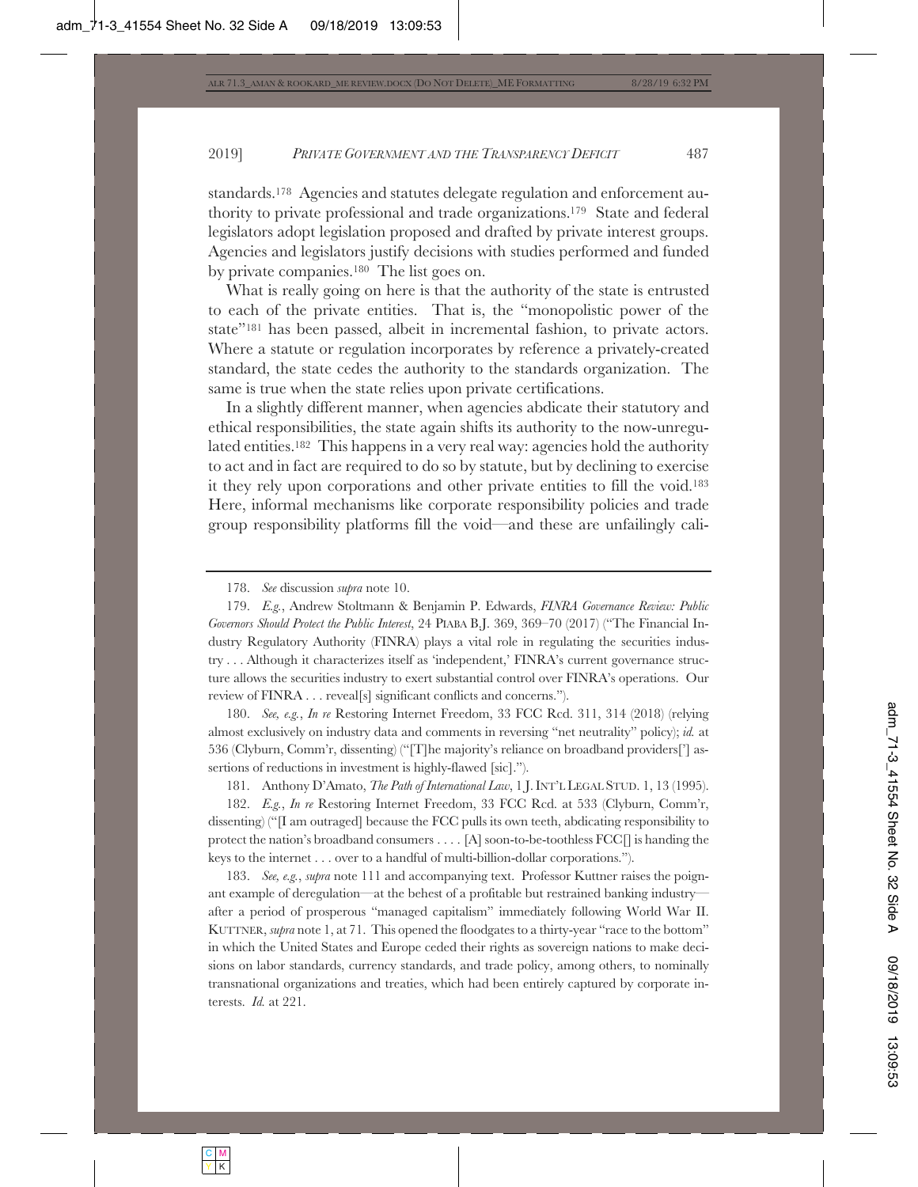standards.[178] Agencies and statutes delegate regulation and enforcement authority to private professional and trade organizations.[179] State and federal legislators adopt legislation proposed and drafted by private interest groups. Agencies and legislators justify decisions with studies performed and funded by private companies.[180] The list goes on.

What is really going on here is that the authority of the state is entrusted to each of the private entities. That is, the "monopolistic power of the state"[181] has been passed, albeit in incremental fashion, to private actors. Where a statute or regulation incorporates by reference a privately-created standard, the state cedes the authority to the standards organization. The same is true when the state relies upon private certifications.

In a slightly different manner, when agencies abdicate their statutory and ethical responsibilities, the state again shifts its authority to the now-unregulated entities.[182] This happens in a very real way: agencies hold the authority to act and in fact are required to do so by statute, but by declining to exercise it they rely upon corporations and other private entities to fill the void.[183] Here, informal mechanisms like corporate responsibility policies and trade group responsibility platforms fill the void—and these are unfailingly cali-

---

178. *See* discussion *supra* note 10.

179. *E.g.*, Andrew Stoltmann & Benjamin P. Edwards, *FINRA Governance Review: Public Governors Should Protect the Public Interest*, 24 PIABA B.J. 369, 369–70 (2017) ("The Financial Industry Regulatory Authority (FINRA) plays a vital role in regulating the securities industry . . . Although it characterizes itself as 'independent,' FINRA's current governance structure allows the securities industry to exert substantial control over FINRA's operations. Our review of FINRA . . . reveal[s] significant conflicts and concerns.").

180. *See, e.g.*, *In re* Restoring Internet Freedom, 33 FCC Rcd. 311, 314 (2018) (relying almost exclusively on industry data and comments in reversing "net neutrality" policy); *id.* at 536 (Clyburn, Comm'r, dissenting) ("[T]he majority's reliance on broadband providers['] assertions of reductions in investment is highly-flawed [sic].").

181. Anthony D'Amato, *The Path of International Law*, 1 J. INT'L LEGAL STUD. 1, 13 (1995).

182. *E.g.*, *In re* Restoring Internet Freedom, 33 FCC Rcd. at 533 (Clyburn, Comm'r, dissenting) ("[I am outraged] because the FCC pulls its own teeth, abdicating responsibility to protect the nation's broadband consumers . . . . [A] soon-to-be-toothless FCC[] is handing the keys to the internet . . . over to a handful of multi-billion-dollar corporations.").

183. *See, e.g.*, *supra* note 111 and accompanying text. Professor Kuttner raises the poignant example of deregulation—at the behest of a profitable but restrained banking industry—after a period of prosperous "managed capitalism" immediately following World War II. KUTTNER, *supra* note 1, at 71. This opened the floodgates to a thirty-year "race to the bottom" in which the United States and Europe ceded their rights as sovereign nations to make decisions on labor standards, currency standards, and trade policy, among others, to nominally transnational organizations and treaties, which had been entirely captured by corporate interests. *Id.* at 221.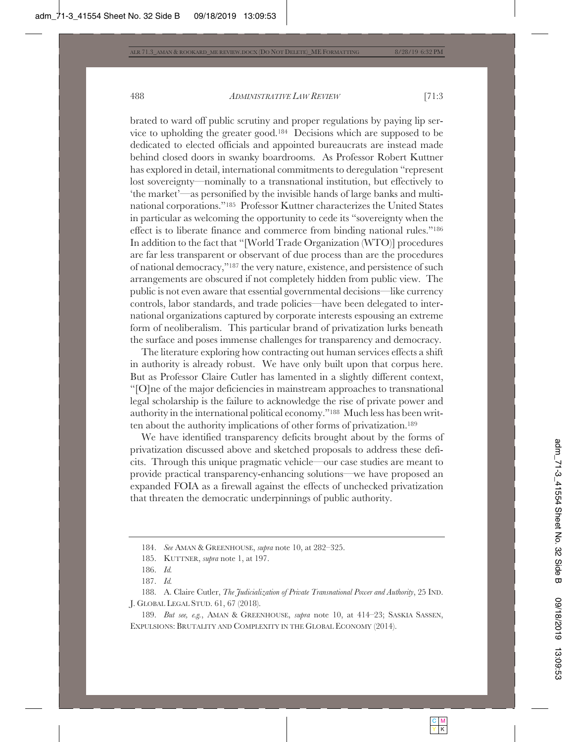brated to ward off public scrutiny and proper regulations by paying lip service to upholding the greater good.[184] Decisions which are supposed to be dedicated to elected officials and appointed bureaucrats are instead made behind closed doors in swanky boardrooms. As Professor Robert Kuttner has explored in detail, international commitments to deregulation "represent lost sovereignty—nominally to a transnational institution, but effectively to 'the market'—as personified by the invisible hands of large banks and multinational corporations."[185] Professor Kuttner characterizes the United States in particular as welcoming the opportunity to cede its "sovereignty when the effect is to liberate finance and commerce from binding national rules."[186] In addition to the fact that "[World Trade Organization (WTO)] procedures are far less transparent or observant of due process than are the procedures of national democracy,"[187] the very nature, existence, and persistence of such arrangements are obscured if not completely hidden from public view. The public is not even aware that essential governmental decisions—like currency controls, labor standards, and trade policies—have been delegated to international organizations captured by corporate interests espousing an extreme form of neoliberalism. This particular brand of privatization lurks beneath the surface and poses immense challenges for transparency and democracy.

The literature exploring how contracting out human services effects a shift in authority is already robust. We have only built upon that corpus here. But as Professor Claire Cutler has lamented in a slightly different context, "[O]ne of the major deficiencies in mainstream approaches to transnational legal scholarship is the failure to acknowledge the rise of private power and authority in the international political economy."[188] Much less has been written about the authority implications of other forms of privatization.[189]

We have identified transparency deficits brought about by the forms of privatization discussed above and sketched proposals to address these deficits. Through this unique pragmatic vehicle—our case studies are meant to provide practical transparency-enhancing solutions—we have proposed an expanded FOIA as a firewall against the effects of unchecked privatization that threaten the democratic underpinnings of public authority.

---

184. *See* AMAN & GREENHOUSE, *supra* note 10, at 282–325.

185. KUTTNER, *supra* note 1, at 197.

186. *Id.*

187. *Id.*

188. A. Claire Cutler, *The Judicialization of Private Transnational Power and Authority*, 25 IND. J. GLOBAL LEGAL STUD. 61, 67 (2018).

189. *But see, e.g.*, AMAN & GREENHOUSE, *supra* note 10, at 414–23; SASKIA SASSEN, EXPULSIONS: BRUTALITY AND COMPLEXITY IN THE GLOBAL ECONOMY (2014).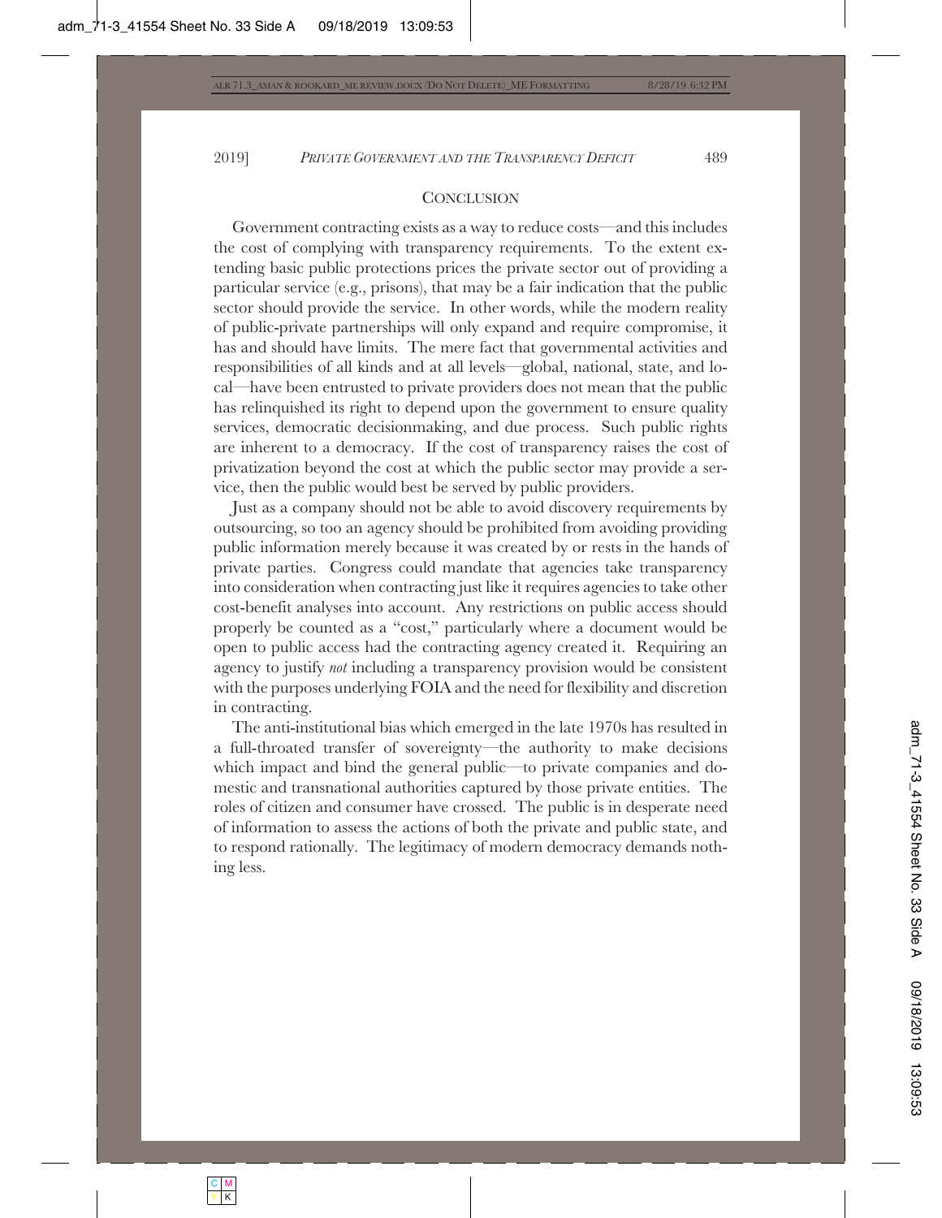## CONCLUSION

Government contracting exists as a way to reduce costs—and this includes the cost of complying with transparency requirements. To the extent extending basic public protections prices the private sector out of providing a particular service (e.g., prisons), that may be a fair indication that the public sector should provide the service. In other words, while the modern reality of public-private partnerships will only expand and require compromise, it has and should have limits. The mere fact that governmental activities and responsibilities of all kinds and at all levels—global, national, state, and local—have been entrusted to private providers does not mean that the public has relinquished its right to depend upon the government to ensure quality services, democratic decisionmaking, and due process. Such public rights are inherent to a democracy. If the cost of transparency raises the cost of privatization beyond the cost at which the public sector may provide a service, then the public would best be served by public providers.

Just as a company should not be able to avoid discovery requirements by outsourcing, so too an agency should be prohibited from avoiding providing public information merely because it was created by or rests in the hands of private parties. Congress could mandate that agencies take transparency into consideration when contracting just like it requires agencies to take other cost-benefit analyses into account. Any restrictions on public access should properly be counted as a "cost," particularly where a document would be open to public access had the contracting agency created it. Requiring an agency to justify *not* including a transparency provision would be consistent with the purposes underlying FOIA and the need for flexibility and discretion in contracting.

The anti-institutional bias which emerged in the late 1970s has resulted in a full-throated transfer of sovereignty—the authority to make decisions which impact and bind the general public—to private companies and domestic and transnational authorities captured by those private entities. The roles of citizen and consumer have crossed. The public is in desperate need of information to assess the actions of both the private and public state, and to respond rationally. The legitimacy of modern democracy demands nothing less.